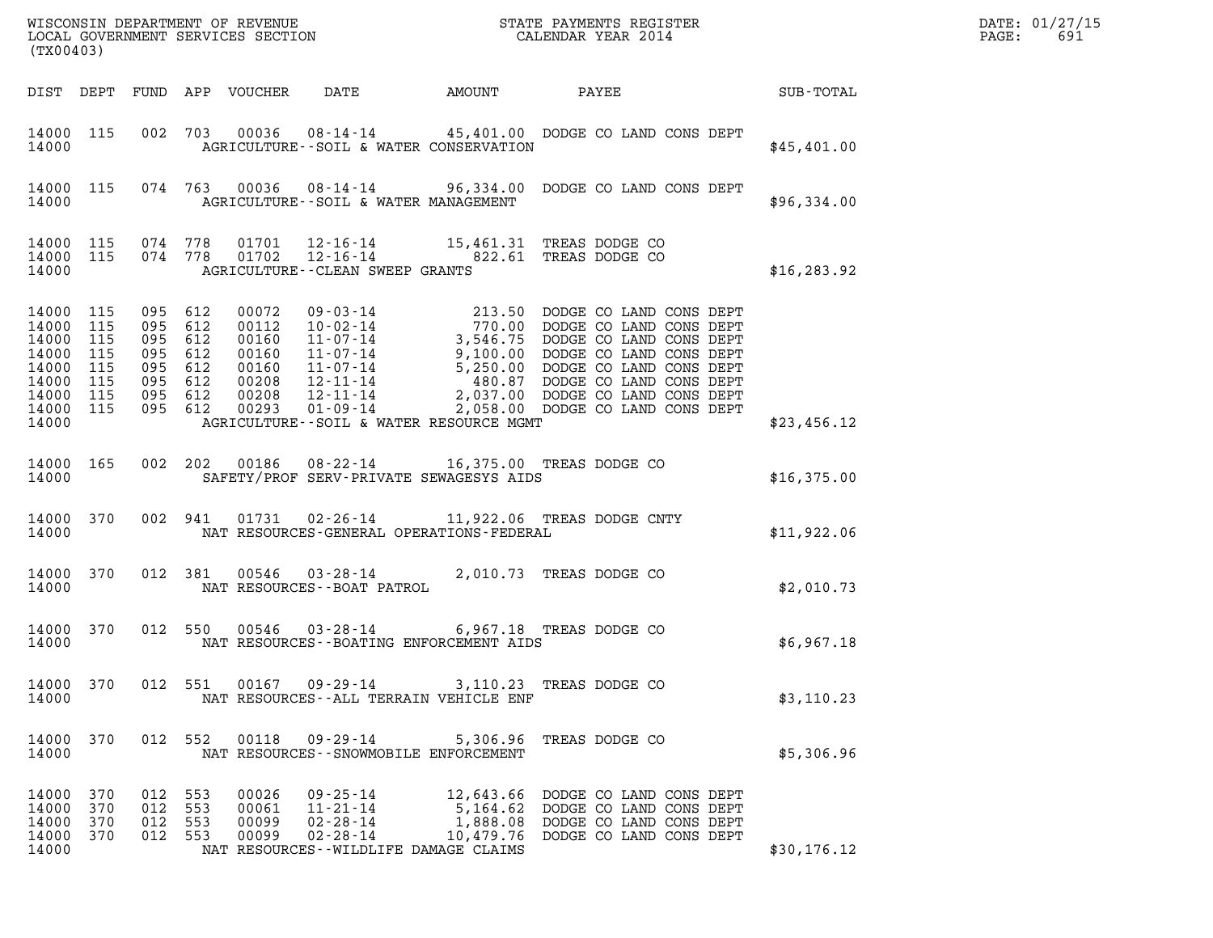WISCONSIN DEPARTMENT OF REVENUE
LOCAL GOVERNMENT SERVICES SECTION
(TX00403)

STATE PAYMENTS REGISTER
CALENDAR YEAR 2014

DATE: 01/27/15
PAGE: 691

| DIST | DEPT | FUND | APP | VOUCHER | DATE | AMOUNT | PAYEE | SUB-TOTAL |
|---|---|---|---|---|---|---|---|---|
| 14000 | 115 | 002 | 703 | 00036 | 08-14-14 | 45,401.00 | DODGE CO LAND CONS DEPT | |
| 14000 | | | | | AGRICULTURE--SOIL & WATER CONSERVATION | | | $45,401.00 |
| 14000 | 115 | 074 | 763 | 00036 | 08-14-14 | 96,334.00 | DODGE CO LAND CONS DEPT | |
| 14000 | | | | | AGRICULTURE--SOIL & WATER MANAGEMENT | | | $96,334.00 |
| 14000 | 115 | 074 | 778 | 01701 | 12-16-14 | 15,461.31 | TREAS DODGE CO | |
| 14000 | 115 | 074 | 778 | 01702 | 12-16-14 | 822.61 | TREAS DODGE CO | |
| 14000 | | | | | AGRICULTURE--CLEAN SWEEP GRANTS | | | $16,283.92 |
| 14000 | 115 | 095 | 612 | 00072 | 09-03-14 | 213.50 | DODGE CO LAND CONS DEPT | |
| 14000 | 115 | 095 | 612 | 00112 | 10-02-14 | 770.00 | DODGE CO LAND CONS DEPT | |
| 14000 | 115 | 095 | 612 | 00160 | 11-07-14 | 3,546.75 | DODGE CO LAND CONS DEPT | |
| 14000 | 115 | 095 | 612 | 00160 | 11-07-14 | 9,100.00 | DODGE CO LAND CONS DEPT | |
| 14000 | 115 | 095 | 612 | 00160 | 11-07-14 | 5,250.00 | DODGE CO LAND CONS DEPT | |
| 14000 | 115 | 095 | 612 | 00208 | 12-11-14 | 480.87 | DODGE CO LAND CONS DEPT | |
| 14000 | 115 | 095 | 612 | 00208 | 12-11-14 | 2,037.00 | DODGE CO LAND CONS DEPT | |
| 14000 | 115 | 095 | 612 | 00293 | 01-09-14 | 2,058.00 | DODGE CO LAND CONS DEPT | |
| 14000 | | | | | AGRICULTURE--SOIL & WATER RESOURCE MGMT | | | $23,456.12 |
| 14000 | 165 | 002 | 202 | 00186 | 08-22-14 | 16,375.00 | TREAS DODGE CO | |
| 14000 | | | | | SAFETY/PROF SERV-PRIVATE SEWAGESYS AIDS | | | $16,375.00 |
| 14000 | 370 | 002 | 941 | 01731 | 02-26-14 | 11,922.06 | TREAS DODGE CNTY | |
| 14000 | | | | | NAT RESOURCES-GENERAL OPERATIONS-FEDERAL | | | $11,922.06 |
| 14000 | 370 | 012 | 381 | 00546 | 03-28-14 | 2,010.73 | TREAS DODGE CO | |
| 14000 | | | | | NAT RESOURCES--BOAT PATROL | | | $2,010.73 |
| 14000 | 370 | 012 | 550 | 00546 | 03-28-14 | 6,967.18 | TREAS DODGE CO | |
| 14000 | | | | | NAT RESOURCES--BOATING ENFORCEMENT AIDS | | | $6,967.18 |
| 14000 | 370 | 012 | 551 | 00167 | 09-29-14 | 3,110.23 | TREAS DODGE CO | |
| 14000 | | | | | NAT RESOURCES--ALL TERRAIN VEHICLE ENF | | | $3,110.23 |
| 14000 | 370 | 012 | 552 | 00118 | 09-29-14 | 5,306.96 | TREAS DODGE CO | |
| 14000 | | | | | NAT RESOURCES--SNOWMOBILE ENFORCEMENT | | | $5,306.96 |
| 14000 | 370 | 012 | 553 | 00026 | 09-25-14 | 12,643.66 | DODGE CO LAND CONS DEPT | |
| 14000 | 370 | 012 | 553 | 00061 | 11-21-14 | 5,164.62 | DODGE CO LAND CONS DEPT | |
| 14000 | 370 | 012 | 553 | 00099 | 02-28-14 | 1,888.08 | DODGE CO LAND CONS DEPT | |
| 14000 | 370 | 012 | 553 | 00099 | 02-28-14 | 10,479.76 | DODGE CO LAND CONS DEPT | |
| 14000 | | | | | NAT RESOURCES--WILDLIFE DAMAGE CLAIMS | | | $30,176.12 |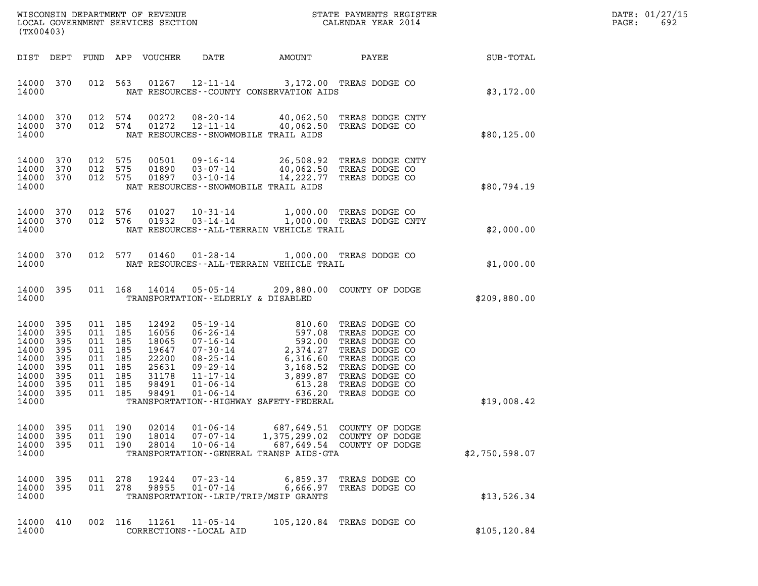WISCONSIN DEPARTMENT OF REVENUE
LOCAL GOVERNMENT SERVICES SECTION
(TX00403)

STATE PAYMENTS REGISTER
CALENDAR YEAR 2014

DATE: 01/27/15

| DIST | DEPT | FUND | APP | VOUCHER | DATE | AMOUNT | PAYEE | SUB-TOTAL |
|---|---|---|---|---|---|---|---|---|
| 14000 | 370 | 012 | 563 | 01267 | 12-11-14 | 3,172.00 | TREAS DODGE CO | |
| 14000 | | | | | NAT RESOURCES--COUNTY CONSERVATION AIDS | | | $3,172.00 |
| 14000 | 370 | 012 | 574 | 00272 | 08-20-14 | 40,062.50 | TREAS DODGE CNTY | |
| 14000 | 370 | 012 | 574 | 01272 | 12-11-14 | 40,062.50 | TREAS DODGE CO | |
| 14000 | | | | | NAT RESOURCES--SNOWMOBILE TRAIL AIDS | | | $80,125.00 |
| 14000 | 370 | 012 | 575 | 00501 | 09-16-14 | 26,508.92 | TREAS DODGE CNTY | |
| 14000 | 370 | 012 | 575 | 01890 | 03-07-14 | 40,062.50 | TREAS DODGE CO | |
| 14000 | 370 | 012 | 575 | 01897 | 03-10-14 | 14,222.77 | TREAS DODGE CO | |
| 14000 | | | | | NAT RESOURCES--SNOWMOBILE TRAIL AIDS | | | $80,794.19 |
| 14000 | 370 | 012 | 576 | 01027 | 10-31-14 | 1,000.00 | TREAS DODGE CO | |
| 14000 | 370 | 012 | 576 | 01932 | 03-14-14 | 1,000.00 | TREAS DODGE CNTY | |
| 14000 | | | | | NAT RESOURCES--ALL-TERRAIN VEHICLE TRAIL | | | $2,000.00 |
| 14000 | 370 | 012 | 577 | 01460 | 01-28-14 | 1,000.00 | TREAS DODGE CO | |
| 14000 | | | | | NAT RESOURCES--ALL-TERRAIN VEHICLE TRAIL | | | $1,000.00 |
| 14000 | 395 | 011 | 168 | 14014 | 05-05-14 | 209,880.00 | COUNTY OF DODGE | |
| 14000 | | | | | TRANSPORTATION--ELDERLY & DISABLED | | | $209,880.00 |
| 14000 | 395 | 011 | 185 | 12492 | 05-19-14 | 810.60 | TREAS DODGE CO | |
| 14000 | 395 | 011 | 185 | 16056 | 06-26-14 | 597.08 | TREAS DODGE CO | |
| 14000 | 395 | 011 | 185 | 18065 | 07-16-14 | 592.00 | TREAS DODGE CO | |
| 14000 | 395 | 011 | 185 | 19647 | 07-30-14 | 2,374.27 | TREAS DODGE CO | |
| 14000 | 395 | 011 | 185 | 22200 | 08-25-14 | 6,316.60 | TREAS DODGE CO | |
| 14000 | 395 | 011 | 185 | 25631 | 09-29-14 | 3,168.52 | TREAS DODGE CO | |
| 14000 | 395 | 011 | 185 | 31178 | 11-17-14 | 3,899.87 | TREAS DODGE CO | |
| 14000 | 395 | 011 | 185 | 98491 | 01-06-14 | 613.28 | TREAS DODGE CO | |
| 14000 | 395 | 011 | 185 | 98491 | 01-06-14 | 636.20 | TREAS DODGE CO | |
| 14000 | | | | | TRANSPORTATION--HIGHWAY SAFETY-FEDERAL | | | $19,008.42 |
| 14000 | 395 | 011 | 190 | 02014 | 01-06-14 | 687,649.51 | COUNTY OF DODGE | |
| 14000 | 395 | 011 | 190 | 18014 | 07-07-14 | 1,375,299.02 | COUNTY OF DODGE | |
| 14000 | 395 | 011 | 190 | 28014 | 10-06-14 | 687,649.54 | COUNTY OF DODGE | |
| 14000 | | | | | TRANSPORTATION--GENERAL TRANSP AIDS-GTA | | | $2,750,598.07 |
| 14000 | 395 | 011 | 278 | 19244 | 07-23-14 | 6,859.37 | TREAS DODGE CO | |
| 14000 | 395 | 011 | 278 | 98955 | 01-07-14 | 6,666.97 | TREAS DODGE CO | |
| 14000 | | | | | TRANSPORTATION--LRIP/TRIP/MSIP GRANTS | | | $13,526.34 |
| 14000 | 410 | 002 | 116 | 11261 | 11-05-14 | 105,120.84 | TREAS DODGE CO | |
| 14000 | | | | | CORRECTIONS--LOCAL AID | | | $105,120.84 |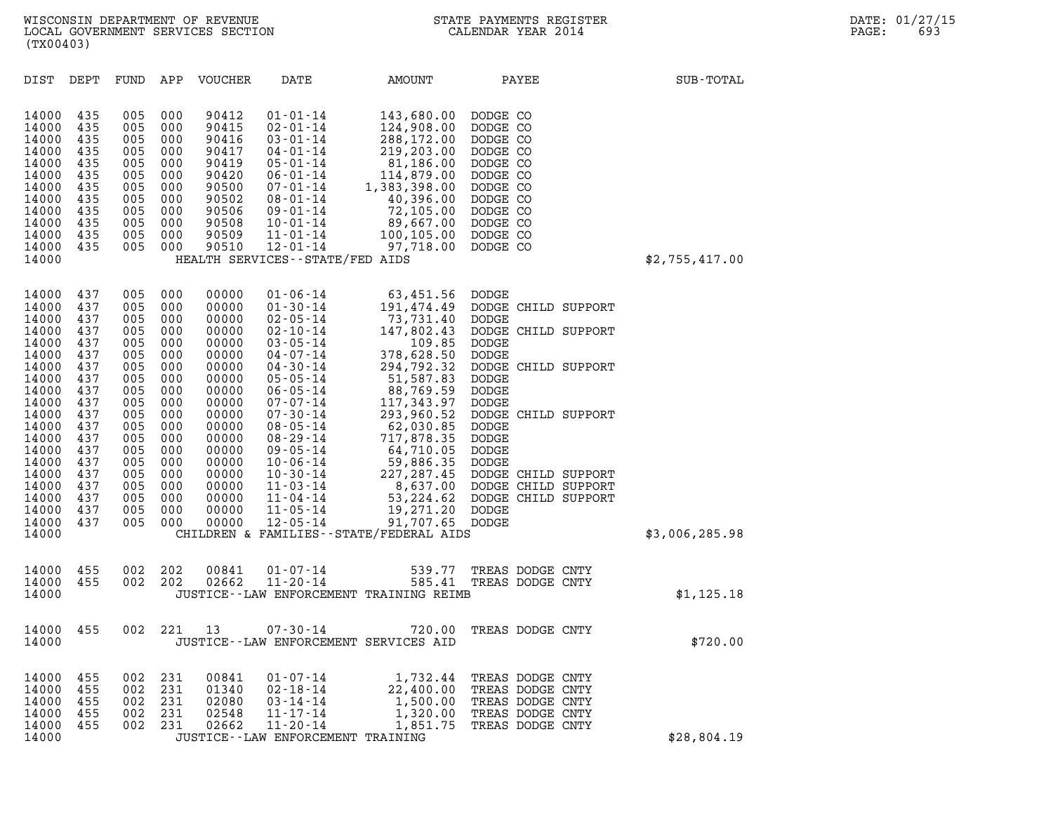| DIST | DEPT | FUND | APP | VOUCHER | DATE | AMOUNT | PAYEE | SUB-TOTAL |
|---|---|---|---|---|---|---|---|---|
| 14000 | 435 | 005 | 000 | 90412 | 01-01-14 | 143,680.00 | DODGE CO | |
| 14000 | 435 | 005 | 000 | 90415 | 02-01-14 | 124,908.00 | DODGE CO | |
| 14000 | 435 | 005 | 000 | 90416 | 03-01-14 | 288,172.00 | DODGE CO | |
| 14000 | 435 | 005 | 000 | 90417 | 04-01-14 | 219,203.00 | DODGE CO | |
| 14000 | 435 | 005 | 000 | 90419 | 05-01-14 | 81,186.00 | DODGE CO | |
| 14000 | 435 | 005 | 000 | 90420 | 06-01-14 | 114,879.00 | DODGE CO | |
| 14000 | 435 | 005 | 000 | 90500 | 07-01-14 | 1,383,398.00 | DODGE CO | |
| 14000 | 435 | 005 | 000 | 90502 | 08-01-14 | 40,396.00 | DODGE CO | |
| 14000 | 435 | 005 | 000 | 90506 | 09-01-14 | 72,105.00 | DODGE CO | |
| 14000 | 435 | 005 | 000 | 90508 | 10-01-14 | 89,667.00 | DODGE CO | |
| 14000 | 435 | 005 | 000 | 90509 | 11-01-14 | 100,105.00 | DODGE CO | |
| 14000 | 435 | 005 | 000 | 90510 | 12-01-14 | 97,718.00 | DODGE CO | |
| 14000 | | | | | HEALTH SERVICES--STATE/FED AIDS | | | $2,755,417.00 |
| 14000 | 437 | 005 | 000 | 00000 | 01-06-14 | 63,451.56 | DODGE | |
| 14000 | 437 | 005 | 000 | 00000 | 01-30-14 | 191,474.49 | DODGE CHILD SUPPORT | |
| 14000 | 437 | 005 | 000 | 00000 | 02-05-14 | 73,731.40 | DODGE | |
| 14000 | 437 | 005 | 000 | 00000 | 02-10-14 | 147,802.43 | DODGE CHILD SUPPORT | |
| 14000 | 437 | 005 | 000 | 00000 | 03-05-14 | 109.85 | DODGE | |
| 14000 | 437 | 005 | 000 | 00000 | 04-07-14 | 378,628.50 | DODGE | |
| 14000 | 437 | 005 | 000 | 00000 | 04-30-14 | 294,792.32 | DODGE CHILD SUPPORT | |
| 14000 | 437 | 005 | 000 | 00000 | 05-05-14 | 51,587.83 | DODGE | |
| 14000 | 437 | 005 | 000 | 00000 | 06-05-14 | 88,769.59 | DODGE | |
| 14000 | 437 | 005 | 000 | 00000 | 07-07-14 | 117,343.97 | DODGE | |
| 14000 | 437 | 005 | 000 | 00000 | 07-30-14 | 293,960.52 | DODGE CHILD SUPPORT | |
| 14000 | 437 | 005 | 000 | 00000 | 08-05-14 | 62,030.85 | DODGE | |
| 14000 | 437 | 005 | 000 | 00000 | 08-29-14 | 717,878.35 | DODGE | |
| 14000 | 437 | 005 | 000 | 00000 | 09-05-14 | 64,710.05 | DODGE | |
| 14000 | 437 | 005 | 000 | 00000 | 10-06-14 | 59,886.35 | DODGE | |
| 14000 | 437 | 005 | 000 | 00000 | 10-30-14 | 227,287.45 | DODGE CHILD SUPPORT | |
| 14000 | 437 | 005 | 000 | 00000 | 11-03-14 | 8,637.00 | DODGE CHILD SUPPORT | |
| 14000 | 437 | 005 | 000 | 00000 | 11-04-14 | 53,224.62 | DODGE CHILD SUPPORT | |
| 14000 | 437 | 005 | 000 | 00000 | 11-05-14 | 19,271.20 | DODGE | |
| 14000 | 437 | 005 | 000 | 00000 | 12-05-14 | 91,707.65 | DODGE | |
| 14000 | | | | | CHILDREN & FAMILIES--STATE/FEDERAL AIDS | | | $3,006,285.98 |
| 14000 | 455 | 002 | 202 | 00841 | 01-07-14 | 539.77 | TREAS DODGE CNTY | |
| 14000 | 455 | 002 | 202 | 02662 | 11-20-14 | 585.41 | TREAS DODGE CNTY | |
| 14000 | | | | | JUSTICE--LAW ENFORCEMENT TRAINING REIMB | | | $1,125.18 |
| 14000 | 455 | 002 | 221 | 13 | 07-30-14 | 720.00 | TREAS DODGE CNTY | |
| 14000 | | | | | JUSTICE--LAW ENFORCEMENT SERVICES AID | | | $720.00 |
| 14000 | 455 | 002 | 231 | 00841 | 01-07-14 | 1,732.44 | TREAS DODGE CNTY | |
| 14000 | 455 | 002 | 231 | 01340 | 02-18-14 | 22,400.00 | TREAS DODGE CNTY | |
| 14000 | 455 | 002 | 231 | 02080 | 03-14-14 | 1,500.00 | TREAS DODGE CNTY | |
| 14000 | 455 | 002 | 231 | 02548 | 11-17-14 | 1,320.00 | TREAS DODGE CNTY | |
| 14000 | 455 | 002 | 231 | 02662 | 11-20-14 | 1,851.75 | TREAS DODGE CNTY | |
| 14000 | | | | | JUSTICE--LAW ENFORCEMENT TRAINING | | | $28,804.19 |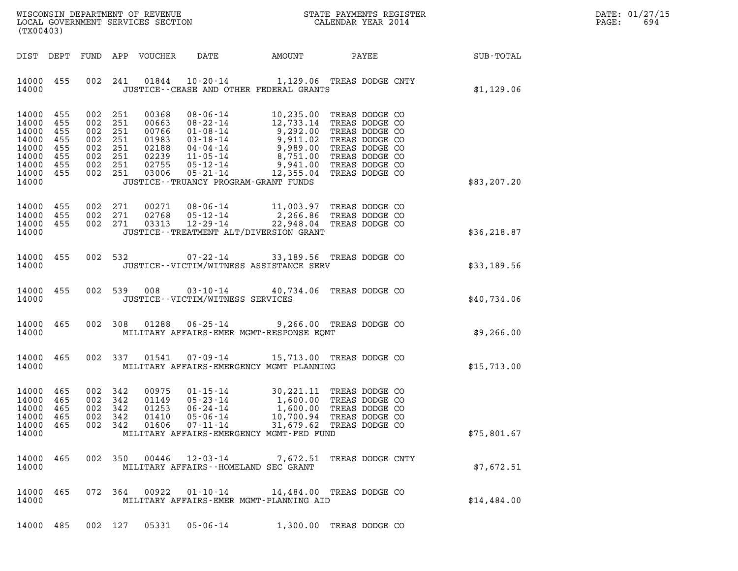| DIST | DEPT | FUND | APP | VOUCHER | DATE | AMOUNT | PAYEE | SUB-TOTAL |
|---|---|---|---|---|---|---|---|---|
| 14000 | 455 | 002 | 241 | 01844 | 10-20-14 | 1,129.06 | TREAS DODGE CNTY | |
| 14000 | | | | | JUSTICE--CEASE AND OTHER FEDERAL GRANTS | | | $1,129.06 |
| 14000 | 455 | 002 | 251 | 00368 | 08-06-14 | 10,235.00 | TREAS DODGE CO | |
| 14000 | 455 | 002 | 251 | 00663 | 08-22-14 | 12,733.14 | TREAS DODGE CO | |
| 14000 | 455 | 002 | 251 | 00766 | 01-08-14 | 9,292.00 | TREAS DODGE CO | |
| 14000 | 455 | 002 | 251 | 01983 | 03-18-14 | 9,911.02 | TREAS DODGE CO | |
| 14000 | 455 | 002 | 251 | 02188 | 04-04-14 | 9,989.00 | TREAS DODGE CO | |
| 14000 | 455 | 002 | 251 | 02239 | 11-05-14 | 8,751.00 | TREAS DODGE CO | |
| 14000 | 455 | 002 | 251 | 02755 | 05-12-14 | 9,941.00 | TREAS DODGE CO | |
| 14000 | 455 | 002 | 251 | 03006 | 05-21-14 | 12,355.04 | TREAS DODGE CO | |
| 14000 | | | | | JUSTICE--TRUANCY PROGRAM-GRANT FUNDS | | | $83,207.20 |
| 14000 | 455 | 002 | 271 | 00271 | 08-06-14 | 11,003.97 | TREAS DODGE CO | |
| 14000 | 455 | 002 | 271 | 02768 | 05-12-14 | 2,266.86 | TREAS DODGE CO | |
| 14000 | 455 | 002 | 271 | 03313 | 12-29-14 | 22,948.04 | TREAS DODGE CO | |
| 14000 | | | | | JUSTICE--TREATMENT ALT/DIVERSION GRANT | | | $36,218.87 |
| 14000 | 455 | 002 | 532 | | 07-22-14 | 33,189.56 | TREAS DODGE CO | |
| 14000 | | | | | JUSTICE--VICTIM/WITNESS ASSISTANCE SERV | | | $33,189.56 |
| 14000 | 455 | 002 | 539 | 008 | 03-10-14 | 40,734.06 | TREAS DODGE CO | |
| 14000 | | | | | JUSTICE--VICTIM/WITNESS SERVICES | | | $40,734.06 |
| 14000 | 465 | 002 | 308 | 01288 | 06-25-14 | 9,266.00 | TREAS DODGE CO | |
| 14000 | | | | | MILITARY AFFAIRS-EMER MGMT-RESPONSE EQMT | | | $9,266.00 |
| 14000 | 465 | 002 | 337 | 01541 | 07-09-14 | 15,713.00 | TREAS DODGE CO | |
| 14000 | | | | | MILITARY AFFAIRS-EMERGENCY MGMT PLANNING | | | $15,713.00 |
| 14000 | 465 | 002 | 342 | 00975 | 01-15-14 | 30,221.11 | TREAS DODGE CO | |
| 14000 | 465 | 002 | 342 | 01149 | 05-23-14 | 1,600.00 | TREAS DODGE CO | |
| 14000 | 465 | 002 | 342 | 01253 | 06-24-14 | 1,600.00 | TREAS DODGE CO | |
| 14000 | 465 | 002 | 342 | 01410 | 05-06-14 | 10,700.94 | TREAS DODGE CO | |
| 14000 | 465 | 002 | 342 | 01606 | 07-11-14 | 31,679.62 | TREAS DODGE CO | |
| 14000 | | | | | MILITARY AFFAIRS-EMERGENCY MGMT-FED FUND | | | $75,801.67 |
| 14000 | 465 | 002 | 350 | 00446 | 12-03-14 | 7,672.51 | TREAS DODGE CNTY | |
| 14000 | | | | | MILITARY AFFAIRS--HOMELAND SEC GRANT | | | $7,672.51 |
| 14000 | 465 | 072 | 364 | 00922 | 01-10-14 | 14,484.00 | TREAS DODGE CO | |
| 14000 | | | | | MILITARY AFFAIRS-EMER MGMT-PLANNING AID | | | $14,484.00 |
| 14000 | 485 | 002 | 127 | 05331 | 05-06-14 | 1,300.00 | TREAS DODGE CO | |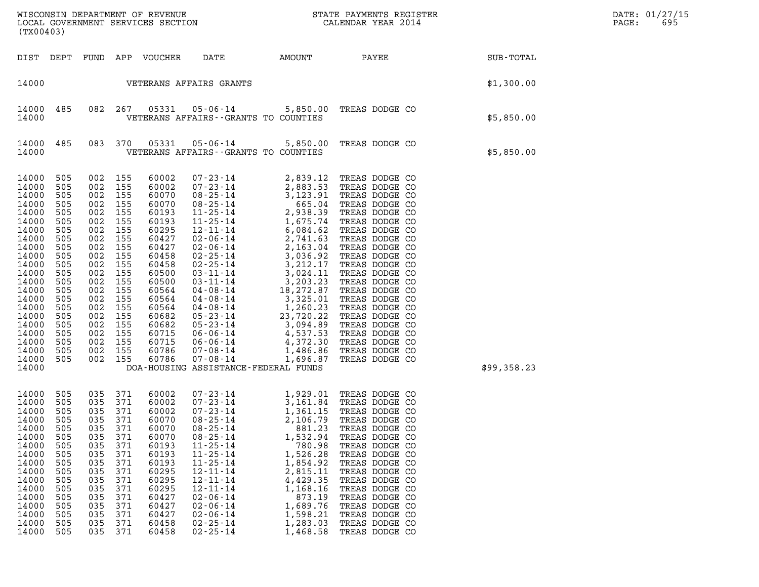| DIST | DEPT | FUND | APP | VOUCHER | DATE | AMOUNT | PAYEE | SUB-TOTAL |
|---|---|---|---|---|---|---|---|---|
| 14000 | | | | VETERANS AFFAIRS GRANTS | | | | $1,300.00 |
| 14000 | 485 | 082 | 267 | 05331 | 05-06-14 | 5,850.00 | TREAS DODGE CO | |
| 14000 | | | | VETERANS AFFAIRS--GRANTS TO COUNTIES | | | | $5,850.00 |
| 14000 | 485 | 083 | 370 | 05331 | 05-06-14 | 5,850.00 | TREAS DODGE CO | |
| 14000 | | | | VETERANS AFFAIRS--GRANTS TO COUNTIES | | | | $5,850.00 |
| 14000 | 505 | 002 | 155 | 60002 | 07-23-14 | 2,839.12 | TREAS DODGE CO | |
| 14000 | 505 | 002 | 155 | 60002 | 07-23-14 | 2,883.53 | TREAS DODGE CO | |
| 14000 | 505 | 002 | 155 | 60070 | 08-25-14 | 3,123.91 | TREAS DODGE CO | |
| 14000 | 505 | 002 | 155 | 60070 | 08-25-14 | 665.04 | TREAS DODGE CO | |
| 14000 | 505 | 002 | 155 | 60193 | 11-25-14 | 2,938.39 | TREAS DODGE CO | |
| 14000 | 505 | 002 | 155 | 60193 | 11-25-14 | 1,675.74 | TREAS DODGE CO | |
| 14000 | 505 | 002 | 155 | 60295 | 12-11-14 | 6,084.62 | TREAS DODGE CO | |
| 14000 | 505 | 002 | 155 | 60427 | 02-06-14 | 2,741.63 | TREAS DODGE CO | |
| 14000 | 505 | 002 | 155 | 60427 | 02-06-14 | 2,163.04 | TREAS DODGE CO | |
| 14000 | 505 | 002 | 155 | 60458 | 02-25-14 | 3,036.92 | TREAS DODGE CO | |
| 14000 | 505 | 002 | 155 | 60458 | 02-25-14 | 3,212.17 | TREAS DODGE CO | |
| 14000 | 505 | 002 | 155 | 60500 | 03-11-14 | 3,024.11 | TREAS DODGE CO | |
| 14000 | 505 | 002 | 155 | 60500 | 03-11-14 | 3,203.23 | TREAS DODGE CO | |
| 14000 | 505 | 002 | 155 | 60564 | 04-08-14 | 18,272.87 | TREAS DODGE CO | |
| 14000 | 505 | 002 | 155 | 60564 | 04-08-14 | 3,325.01 | TREAS DODGE CO | |
| 14000 | 505 | 002 | 155 | 60564 | 04-08-14 | 1,260.23 | TREAS DODGE CO | |
| 14000 | 505 | 002 | 155 | 60682 | 05-23-14 | 23,720.22 | TREAS DODGE CO | |
| 14000 | 505 | 002 | 155 | 60682 | 05-23-14 | 3,094.89 | TREAS DODGE CO | |
| 14000 | 505 | 002 | 155 | 60715 | 06-06-14 | 4,537.53 | TREAS DODGE CO | |
| 14000 | 505 | 002 | 155 | 60715 | 06-06-14 | 4,372.30 | TREAS DODGE CO | |
| 14000 | 505 | 002 | 155 | 60786 | 07-08-14 | 1,486.86 | TREAS DODGE CO | |
| 14000 | 505 | 002 | 155 | 60786 | 07-08-14 | 1,696.87 | TREAS DODGE CO | |
| 14000 | | | | DOA-HOUSING ASSISTANCE-FEDERAL FUNDS | | | | $99,358.23 |
| 14000 | 505 | 035 | 371 | 60002 | 07-23-14 | 1,929.01 | TREAS DODGE CO | |
| 14000 | 505 | 035 | 371 | 60002 | 07-23-14 | 3,161.84 | TREAS DODGE CO | |
| 14000 | 505 | 035 | 371 | 60002 | 07-23-14 | 1,361.15 | TREAS DODGE CO | |
| 14000 | 505 | 035 | 371 | 60070 | 08-25-14 | 2,106.79 | TREAS DODGE CO | |
| 14000 | 505 | 035 | 371 | 60070 | 08-25-14 | 881.23 | TREAS DODGE CO | |
| 14000 | 505 | 035 | 371 | 60070 | 08-25-14 | 1,532.94 | TREAS DODGE CO | |
| 14000 | 505 | 035 | 371 | 60193 | 11-25-14 | 780.98 | TREAS DODGE CO | |
| 14000 | 505 | 035 | 371 | 60193 | 11-25-14 | 1,526.28 | TREAS DODGE CO | |
| 14000 | 505 | 035 | 371 | 60193 | 11-25-14 | 1,854.92 | TREAS DODGE CO | |
| 14000 | 505 | 035 | 371 | 60295 | 12-11-14 | 2,815.11 | TREAS DODGE CO | |
| 14000 | 505 | 035 | 371 | 60295 | 12-11-14 | 4,429.35 | TREAS DODGE CO | |
| 14000 | 505 | 035 | 371 | 60295 | 12-11-14 | 1,168.16 | TREAS DODGE CO | |
| 14000 | 505 | 035 | 371 | 60427 | 02-06-14 | 873.19 | TREAS DODGE CO | |
| 14000 | 505 | 035 | 371 | 60427 | 02-06-14 | 1,689.76 | TREAS DODGE CO | |
| 14000 | 505 | 035 | 371 | 60427 | 02-06-14 | 1,598.21 | TREAS DODGE CO | |
| 14000 | 505 | 035 | 371 | 60458 | 02-25-14 | 1,283.03 | TREAS DODGE CO | |
| 14000 | 505 | 035 | 371 | 60458 | 02-25-14 | 1,468.58 | TREAS DODGE CO | |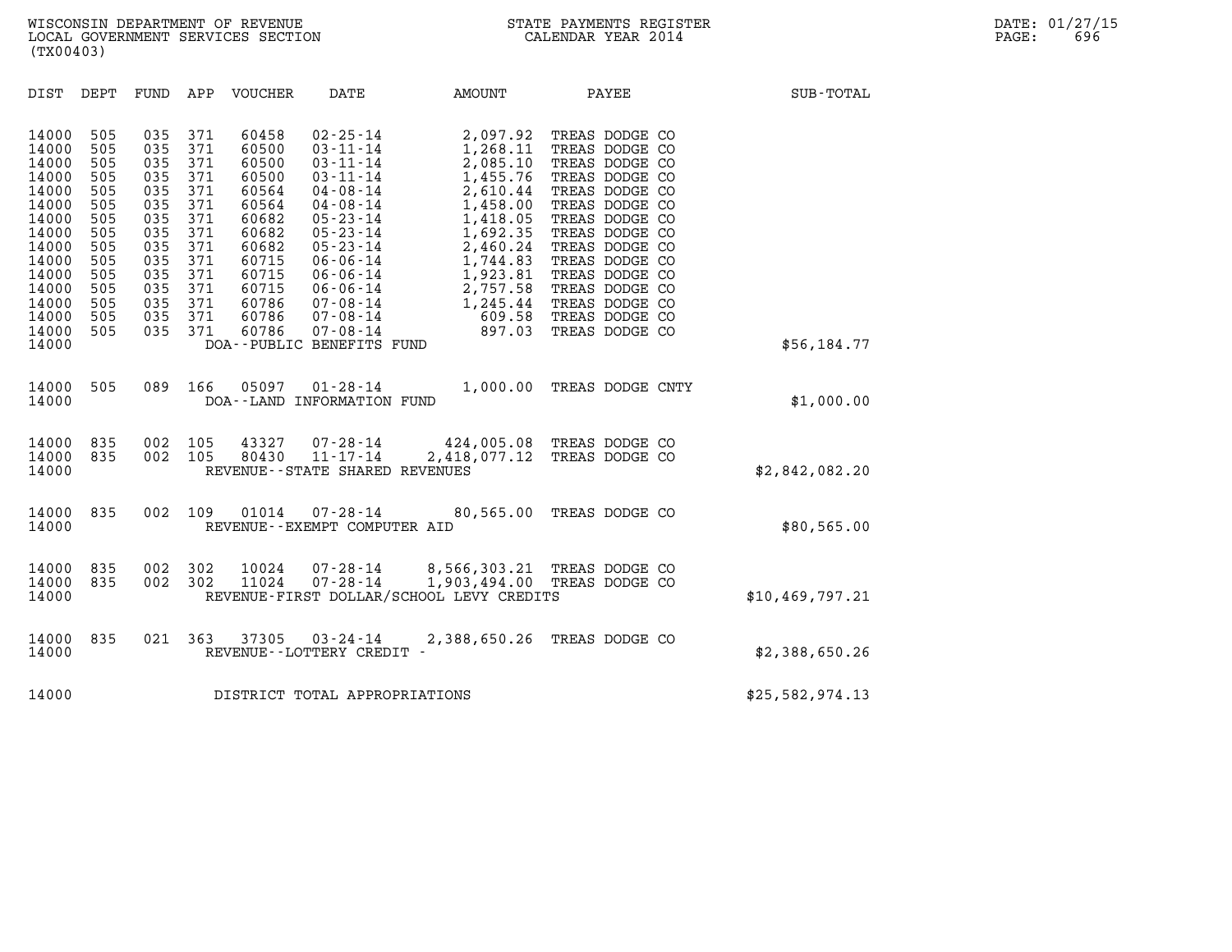WISCONSIN DEPARTMENT OF REVENUE
LOCAL GOVERNMENT SERVICES SECTION
(TX00403)

STATE PAYMENTS REGISTER
CALENDAR YEAR 2014

DATE: 01/27/15
PAGE: 696

| DIST | DEPT | FUND | APP | VOUCHER | DATE | AMOUNT | PAYEE | SUB-TOTAL |
|---|---|---|---|---|---|---|---|---|
| 14000 | 505 | 035 | 371 | 60458 | 02-25-14 | 2,097.92 | TREAS DODGE CO | |
| 14000 | 505 | 035 | 371 | 60500 | 03-11-14 | 1,268.11 | TREAS DODGE CO | |
| 14000 | 505 | 035 | 371 | 60500 | 03-11-14 | 2,085.10 | TREAS DODGE CO | |
| 14000 | 505 | 035 | 371 | 60500 | 03-11-14 | 1,455.76 | TREAS DODGE CO | |
| 14000 | 505 | 035 | 371 | 60564 | 04-08-14 | 2,610.44 | TREAS DODGE CO | |
| 14000 | 505 | 035 | 371 | 60564 | 04-08-14 | 1,458.00 | TREAS DODGE CO | |
| 14000 | 505 | 035 | 371 | 60682 | 05-23-14 | 1,418.05 | TREAS DODGE CO | |
| 14000 | 505 | 035 | 371 | 60682 | 05-23-14 | 1,692.35 | TREAS DODGE CO | |
| 14000 | 505 | 035 | 371 | 60682 | 05-23-14 | 2,460.24 | TREAS DODGE CO | |
| 14000 | 505 | 035 | 371 | 60715 | 06-06-14 | 1,744.83 | TREAS DODGE CO | |
| 14000 | 505 | 035 | 371 | 60715 | 06-06-14 | 1,923.81 | TREAS DODGE CO | |
| 14000 | 505 | 035 | 371 | 60715 | 06-06-14 | 2,757.58 | TREAS DODGE CO | |
| 14000 | 505 | 035 | 371 | 60786 | 07-08-14 | 1,245.44 | TREAS DODGE CO | |
| 14000 | 505 | 035 | 371 | 60786 | 07-08-14 | 609.58 | TREAS DODGE CO | |
| 14000 | 505 | 035 | 371 | 60786 | 07-08-14 | 897.03 | TREAS DODGE CO | |
| 14000 | | | | DOA--PUBLIC BENEFITS FUND | | | | $56,184.77 |
| 14000 | 505 | 089 | 166 | 05097 | 01-28-14 | 1,000.00 | TREAS DODGE CNTY | |
| 14000 | | | | DOA--LAND INFORMATION FUND | | | | $1,000.00 |
| 14000 | 835 | 002 | 105 | 43327 | 07-28-14 | 424,005.08 | TREAS DODGE CO | |
| 14000 | 835 | 002 | 105 | 80430 | 11-17-14 | 2,418,077.12 | TREAS DODGE CO | |
| 14000 | | | | REVENUE--STATE SHARED REVENUES | | | | $2,842,082.20 |
| 14000 | 835 | 002 | 109 | 01014 | 07-28-14 | 80,565.00 | TREAS DODGE CO | |
| 14000 | | | | REVENUE--EXEMPT COMPUTER AID | | | | $80,565.00 |
| 14000 | 835 | 002 | 302 | 10024 | 07-28-14 | 8,566,303.21 | TREAS DODGE CO | |
| 14000 | 835 | 002 | 302 | 11024 | 07-28-14 | 1,903,494.00 | TREAS DODGE CO | |
| 14000 | | | | REVENUE-FIRST DOLLAR/SCHOOL LEVY CREDITS | | | | $10,469,797.21 |
| 14000 | 835 | 021 | 363 | 37305 | 03-24-14 | 2,388,650.26 | TREAS DODGE CO | |
| 14000 | | | | REVENUE--LOTTERY CREDIT - | | | | $2,388,650.26 |
| 14000 | | | | DISTRICT TOTAL APPROPRIATIONS | | | | $25,582,974.13 |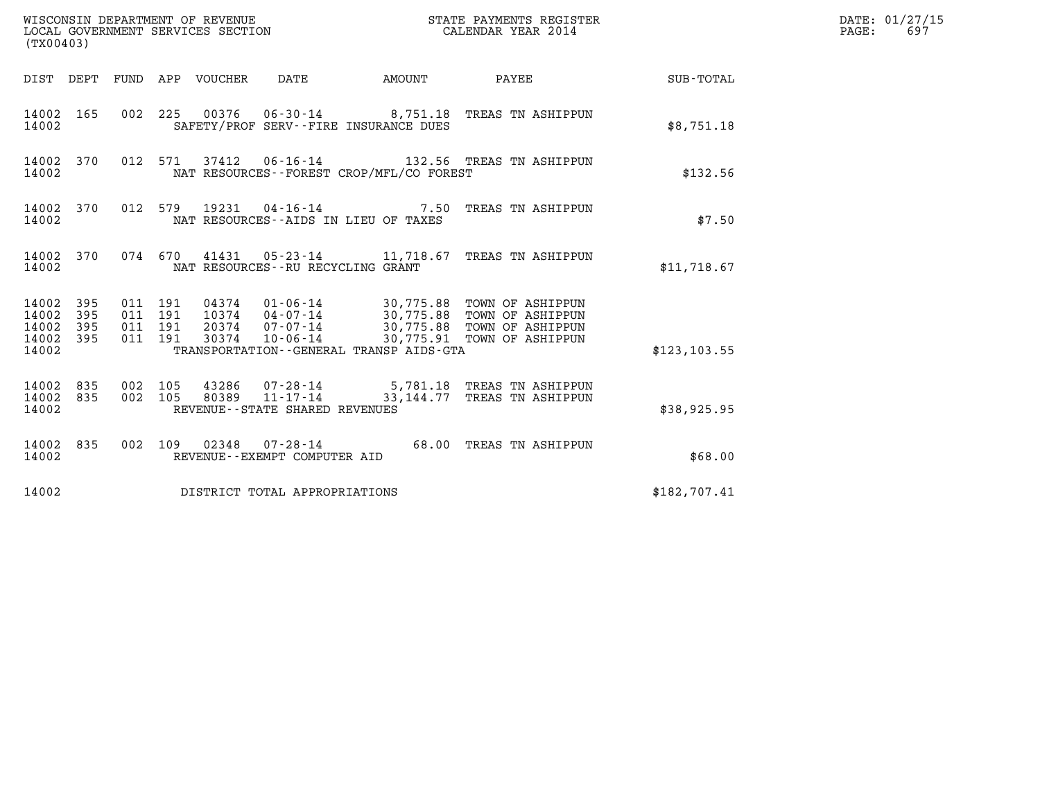WISCONSIN DEPARTMENT OF REVENUE
LOCAL GOVERNMENT SERVICES SECTION
(TX00403)

STATE PAYMENTS REGISTER
CALENDAR YEAR 2014

DATE: 01/27/15
PAGE: 697

| DIST | DEPT | FUND | APP | VOUCHER | DATE | AMOUNT | PAYEE | SUB-TOTAL |
|---|---|---|---|---|---|---|---|---|
| 14002 | 165 | 002 | 225 | 00376 | 06-30-14 | 8,751.18 | TREAS TN ASHIPPUN | |
| 14002 | | | | SAFETY/PROF SERV--FIRE INSURANCE DUES | | | | $8,751.18 |
| 14002 | 370 | 012 | 571 | 37412 | 06-16-14 | 132.56 | TREAS TN ASHIPPUN | |
| 14002 | | | | NAT RESOURCES--FOREST CROP/MFL/CO FOREST | | | | $132.56 |
| 14002 | 370 | 012 | 579 | 19231 | 04-16-14 | 7.50 | TREAS TN ASHIPPUN | |
| 14002 | | | | NAT RESOURCES--AIDS IN LIEU OF TAXES | | | | $7.50 |
| 14002 | 370 | 074 | 670 | 41431 | 05-23-14 | 11,718.67 | TREAS TN ASHIPPUN | |
| 14002 | | | | NAT RESOURCES--RU RECYCLING GRANT | | | | $11,718.67 |
| 14002 | 395 | 011 | 191 | 04374 | 01-06-14 | 30,775.88 | TOWN OF ASHIPPUN | |
| 14002 | 395 | 011 | 191 | 10374 | 04-07-14 | 30,775.88 | TOWN OF ASHIPPUN | |
| 14002 | 395 | 011 | 191 | 20374 | 07-07-14 | 30,775.88 | TOWN OF ASHIPPUN | |
| 14002 | 395 | 011 | 191 | 30374 | 10-06-14 | 30,775.91 | TOWN OF ASHIPPUN | |
| 14002 | | | | TRANSPORTATION--GENERAL TRANSP AIDS-GTA | | | | $123,103.55 |
| 14002 | 835 | 002 | 105 | 43286 | 07-28-14 | 5,781.18 | TREAS TN ASHIPPUN | |
| 14002 | 835 | 002 | 105 | 80389 | 11-17-14 | 33,144.77 | TREAS TN ASHIPPUN | |
| 14002 | | | | REVENUE--STATE SHARED REVENUES | | | | $38,925.95 |
| 14002 | 835 | 002 | 109 | 02348 | 07-28-14 | 68.00 | TREAS TN ASHIPPUN | |
| 14002 | | | | REVENUE--EXEMPT COMPUTER AID | | | | $68.00 |
| 14002 | | | | DISTRICT TOTAL APPROPRIATIONS | | | | $182,707.41 |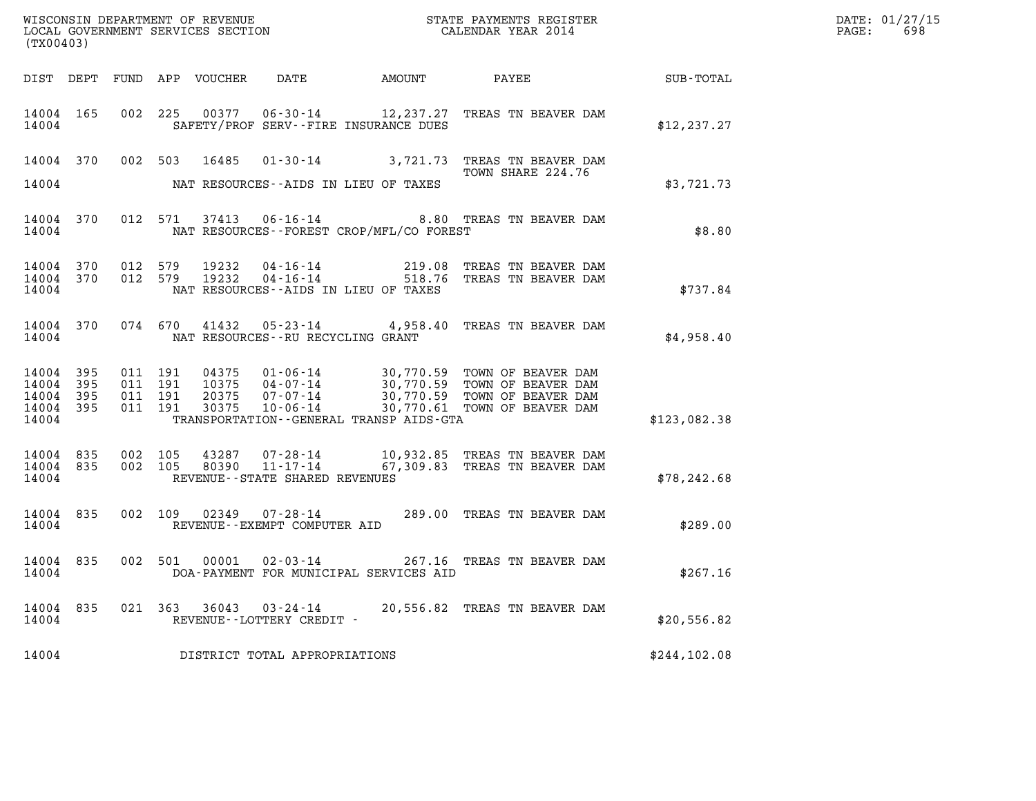WISCONSIN DEPARTMENT OF REVENUE
LOCAL GOVERNMENT SERVICES SECTION
(TX00403)

STATE PAYMENTS REGISTER
CALENDAR YEAR 2014

DATE: 01/27/15
PAGE: 698

| DIST | DEPT | FUND | APP | VOUCHER | DATE | AMOUNT | PAYEE | SUB-TOTAL |
|---|---|---|---|---|---|---|---|---|
| 14004 | 165 | 002 | 225 | 00377 | 06-30-14 | 12,237.27 | TREAS TN BEAVER DAM | |
| 14004 | | | | | SAFETY/PROF SERV--FIRE INSURANCE DUES | | | $12,237.27 |
| 14004 | 370 | 002 | 503 | 16485 | 01-30-14 | 3,721.73 | TREAS TN BEAVER DAM TOWN SHARE 224.76 | |
| 14004 | | | | | NAT RESOURCES--AIDS IN LIEU OF TAXES | | | $3,721.73 |
| 14004 | 370 | 012 | 571 | 37413 | 06-16-14 | 8.80 | TREAS TN BEAVER DAM | |
| 14004 | | | | | NAT RESOURCES--FOREST CROP/MFL/CO FOREST | | | $8.80 |
| 14004 | 370 | 012 | 579 | 19232 | 04-16-14 | 219.08 | TREAS TN BEAVER DAM | |
| 14004 | 370 | 012 | 579 | 19232 | 04-16-14 | 518.76 | TREAS TN BEAVER DAM | |
| 14004 | | | | | NAT RESOURCES--AIDS IN LIEU OF TAXES | | | $737.84 |
| 14004 | 370 | 074 | 670 | 41432 | 05-23-14 | 4,958.40 | TREAS TN BEAVER DAM | |
| 14004 | | | | | NAT RESOURCES--RU RECYCLING GRANT | | | $4,958.40 |
| 14004 | 395 | 011 | 191 | 04375 | 01-06-14 | 30,770.59 | TOWN OF BEAVER DAM | |
| 14004 | 395 | 011 | 191 | 10375 | 04-07-14 | 30,770.59 | TOWN OF BEAVER DAM | |
| 14004 | 395 | 011 | 191 | 20375 | 07-07-14 | 30,770.59 | TOWN OF BEAVER DAM | |
| 14004 | 395 | 011 | 191 | 30375 | 10-06-14 | 30,770.61 | TOWN OF BEAVER DAM | |
| 14004 | | | | | TRANSPORTATION--GENERAL TRANSP AIDS-GTA | | | $123,082.38 |
| 14004 | 835 | 002 | 105 | 43287 | 07-28-14 | 10,932.85 | TREAS TN BEAVER DAM | |
| 14004 | 835 | 002 | 105 | 80390 | 11-17-14 | 67,309.83 | TREAS TN BEAVER DAM | |
| 14004 | | | | | REVENUE--STATE SHARED REVENUES | | | $78,242.68 |
| 14004 | 835 | 002 | 109 | 02349 | 07-28-14 | 289.00 | TREAS TN BEAVER DAM | |
| 14004 | | | | | REVENUE--EXEMPT COMPUTER AID | | | $289.00 |
| 14004 | 835 | 002 | 501 | 00001 | 02-03-14 | 267.16 | TREAS TN BEAVER DAM | |
| 14004 | | | | | DOA-PAYMENT FOR MUNICIPAL SERVICES AID | | | $267.16 |
| 14004 | 835 | 021 | 363 | 36043 | 03-24-14 | 20,556.82 | TREAS TN BEAVER DAM | |
| 14004 | | | | | REVENUE--LOTTERY CREDIT - | | | $20,556.82 |
| 14004 | | | | | DISTRICT TOTAL APPROPRIATIONS | | | $244,102.08 |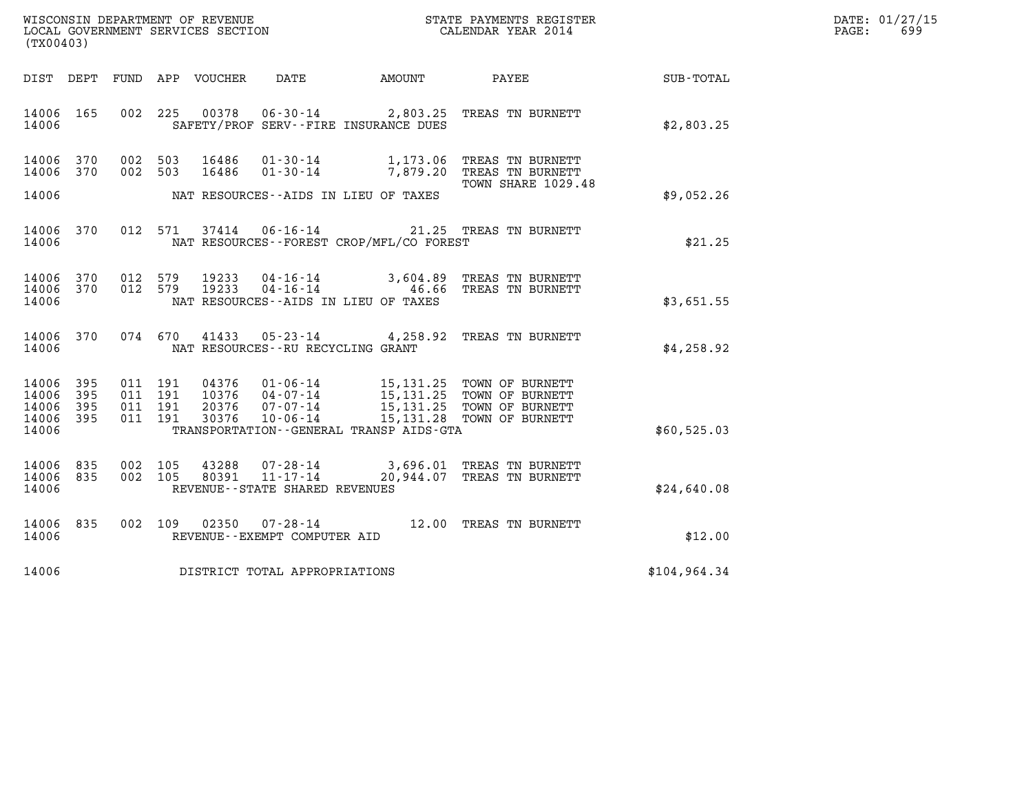WISCONSIN DEPARTMENT OF REVENUE
LOCAL GOVERNMENT SERVICES SECTION
(TX00403)

STATE PAYMENTS REGISTER
CALENDAR YEAR 2014

DATE: 01/27/15
PAGE: 699

| DIST | DEPT | FUND | APP | VOUCHER | DATE | AMOUNT | PAYEE | SUB-TOTAL |
|---|---|---|---|---|---|---|---|---|
| 14006 | 165 | 002 | 225 | 00378 | 06-30-14 | 2,803.25 | TREAS TN BURNETT | |
| 14006 | | | | | SAFETY/PROF SERV--FIRE INSURANCE DUES | | | $2,803.25 |
| 14006 | 370 | 002 | 503 | 16486 | 01-30-14 | 1,173.06 | TREAS TN BURNETT | |
| 14006 | 370 | 002 | 503 | 16486 | 01-30-14 | 7,879.20 | TREAS TN BURNETT | |
| | | | | | | | TOWN SHARE 1029.48 | |
| 14006 | | | | | NAT RESOURCES--AIDS IN LIEU OF TAXES | | | $9,052.26 |
| 14006 | 370 | 012 | 571 | 37414 | 06-16-14 | 21.25 | TREAS TN BURNETT | |
| 14006 | | | | | NAT RESOURCES--FOREST CROP/MFL/CO FOREST | | | $21.25 |
| 14006 | 370 | 012 | 579 | 19233 | 04-16-14 | 3,604.89 | TREAS TN BURNETT | |
| 14006 | 370 | 012 | 579 | 19233 | 04-16-14 | 46.66 | TREAS TN BURNETT | |
| 14006 | | | | | NAT RESOURCES--AIDS IN LIEU OF TAXES | | | $3,651.55 |
| 14006 | 370 | 074 | 670 | 41433 | 05-23-14 | 4,258.92 | TREAS TN BURNETT | |
| 14006 | | | | | NAT RESOURCES--RU RECYCLING GRANT | | | $4,258.92 |
| 14006 | 395 | 011 | 191 | 04376 | 01-06-14 | 15,131.25 | TOWN OF BURNETT | |
| 14006 | 395 | 011 | 191 | 10376 | 04-07-14 | 15,131.25 | TOWN OF BURNETT | |
| 14006 | 395 | 011 | 191 | 20376 | 07-07-14 | 15,131.25 | TOWN OF BURNETT | |
| 14006 | 395 | 011 | 191 | 30376 | 10-06-14 | 15,131.28 | TOWN OF BURNETT | |
| 14006 | | | | | TRANSPORTATION--GENERAL TRANSP AIDS-GTA | | | $60,525.03 |
| 14006 | 835 | 002 | 105 | 43288 | 07-28-14 | 3,696.01 | TREAS TN BURNETT | |
| 14006 | 835 | 002 | 105 | 80391 | 11-17-14 | 20,944.07 | TREAS TN BURNETT | |
| 14006 | | | | | REVENUE--STATE SHARED REVENUES | | | $24,640.08 |
| 14006 | 835 | 002 | 109 | 02350 | 07-28-14 | 12.00 | TREAS TN BURNETT | |
| 14006 | | | | | REVENUE--EXEMPT COMPUTER AID | | | $12.00 |
| 14006 | | | | | DISTRICT TOTAL APPROPRIATIONS | | | $104,964.34 |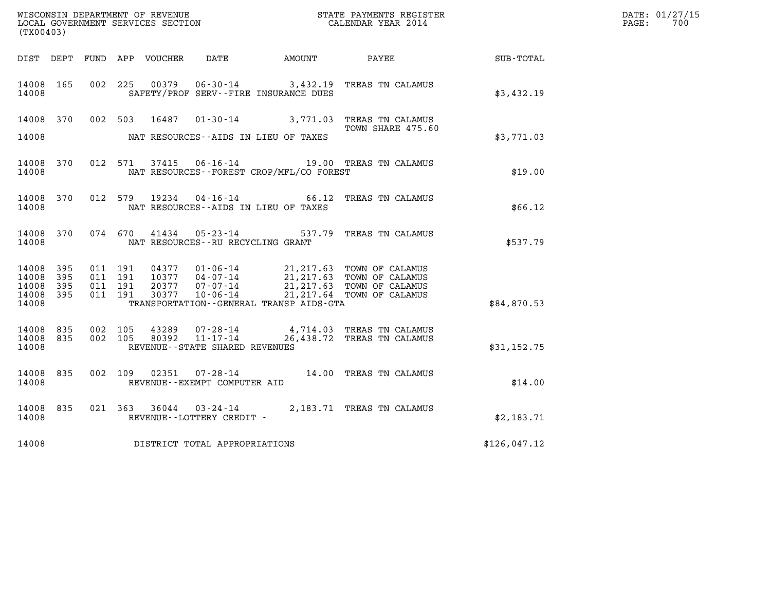WISCONSIN DEPARTMENT OF REVENUE
LOCAL GOVERNMENT SERVICES SECTION
(TX00403)

STATE PAYMENTS REGISTER
CALENDAR YEAR 2014

DATE: 01/27/15

| DIST | DEPT | FUND | APP | VOUCHER | DATE | AMOUNT | PAYEE | SUB-TOTAL |
|---|---|---|---|---|---|---|---|---|
| 14008 | 165 | 002 | 225 | 00379 | 06-30-14 | 3,432.19 | TREAS TN CALAMUS | |
| 14008 | | | | | SAFETY/PROF SERV--FIRE INSURANCE DUES | | | $3,432.19 |
| 14008 | 370 | 002 | 503 | 16487 | 01-30-14 | 3,771.03 | TREAS TN CALAMUS TOWN SHARE 475.60 | |
| 14008 | | | | | NAT RESOURCES--AIDS IN LIEU OF TAXES | | | $3,771.03 |
| 14008 | 370 | 012 | 571 | 37415 | 06-16-14 | 19.00 | TREAS TN CALAMUS | |
| 14008 | | | | | NAT RESOURCES--FOREST CROP/MFL/CO FOREST | | | $19.00 |
| 14008 | 370 | 012 | 579 | 19234 | 04-16-14 | 66.12 | TREAS TN CALAMUS | |
| 14008 | | | | | NAT RESOURCES--AIDS IN LIEU OF TAXES | | | $66.12 |
| 14008 | 370 | 074 | 670 | 41434 | 05-23-14 | 537.79 | TREAS TN CALAMUS | |
| 14008 | | | | | NAT RESOURCES--RU RECYCLING GRANT | | | $537.79 |
| 14008 | 395 | 011 | 191 | 04377 | 01-06-14 | 21,217.63 | TOWN OF CALAMUS | |
| 14008 | 395 | 011 | 191 | 10377 | 04-07-14 | 21,217.63 | TOWN OF CALAMUS | |
| 14008 | 395 | 011 | 191 | 20377 | 07-07-14 | 21,217.63 | TOWN OF CALAMUS | |
| 14008 | 395 | 011 | 191 | 30377 | 10-06-14 | 21,217.64 | TOWN OF CALAMUS | |
| 14008 | | | | | TRANSPORTATION--GENERAL TRANSP AIDS-GTA | | | $84,870.53 |
| 14008 | 835 | 002 | 105 | 43289 | 07-28-14 | 4,714.03 | TREAS TN CALAMUS | |
| 14008 | 835 | 002 | 105 | 80392 | 11-17-14 | 26,438.72 | TREAS TN CALAMUS | |
| 14008 | | | | | REVENUE--STATE SHARED REVENUES | | | $31,152.75 |
| 14008 | 835 | 002 | 109 | 02351 | 07-28-14 | 14.00 | TREAS TN CALAMUS | |
| 14008 | | | | | REVENUE--EXEMPT COMPUTER AID | | | $14.00 |
| 14008 | 835 | 021 | 363 | 36044 | 03-24-14 | 2,183.71 | TREAS TN CALAMUS | |
| 14008 | | | | | REVENUE--LOTTERY CREDIT - | | | $2,183.71 |
| 14008 | | | | | DISTRICT TOTAL APPROPRIATIONS | | | $126,047.12 |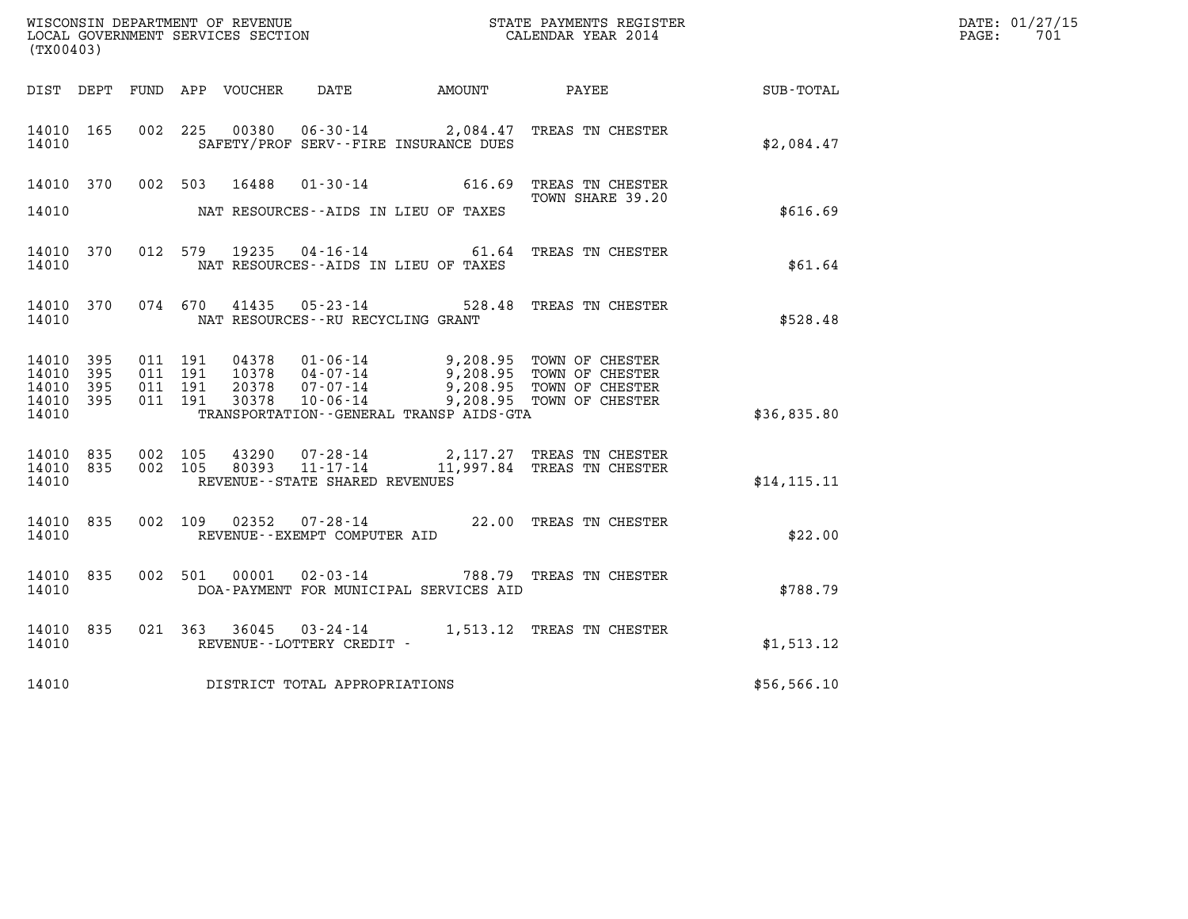WISCONSIN DEPARTMENT OF REVENUE
LOCAL GOVERNMENT SERVICES SECTION
(TX00403)

STATE PAYMENTS REGISTER
CALENDAR YEAR 2014

| DIST | DEPT | FUND | APP | VOUCHER | DATE | AMOUNT | PAYEE | SUB-TOTAL |
|---|---|---|---|---|---|---|---|---|
| 14010 | 165 | 002 | 225 | 00380 | 06-30-14 | 2,084.47 | TREAS TN CHESTER | |
| 14010 | | | | SAFETY/PROF SERV--FIRE INSURANCE DUES | | | | $2,084.47 |
| 14010 | 370 | 002 | 503 | 16488 | 01-30-14 | 616.69 | TREAS TN CHESTER TOWN SHARE 39.20 | |
| 14010 | | | | NAT RESOURCES--AIDS IN LIEU OF TAXES | | | | $616.69 |
| 14010 | 370 | 012 | 579 | 19235 | 04-16-14 | 61.64 | TREAS TN CHESTER | |
| 14010 | | | | NAT RESOURCES--AIDS IN LIEU OF TAXES | | | | $61.64 |
| 14010 | 370 | 074 | 670 | 41435 | 05-23-14 | 528.48 | TREAS TN CHESTER | |
| 14010 | | | | NAT RESOURCES--RU RECYCLING GRANT | | | | $528.48 |
| 14010 | 395 | 011 | 191 | 04378 | 01-06-14 | 9,208.95 | TOWN OF CHESTER | |
| 14010 | 395 | 011 | 191 | 10378 | 04-07-14 | 9,208.95 | TOWN OF CHESTER | |
| 14010 | 395 | 011 | 191 | 20378 | 07-07-14 | 9,208.95 | TOWN OF CHESTER | |
| 14010 | 395 | 011 | 191 | 30378 | 10-06-14 | 9,208.95 | TOWN OF CHESTER | |
| 14010 | | | | TRANSPORTATION--GENERAL TRANSP AIDS-GTA | | | | $36,835.80 |
| 14010 | 835 | 002 | 105 | 43290 | 07-28-14 | 2,117.27 | TREAS TN CHESTER | |
| 14010 | 835 | 002 | 105 | 80393 | 11-17-14 | 11,997.84 | TREAS TN CHESTER | |
| 14010 | | | | REVENUE--STATE SHARED REVENUES | | | | $14,115.11 |
| 14010 | 835 | 002 | 109 | 02352 | 07-28-14 | 22.00 | TREAS TN CHESTER | |
| 14010 | | | | REVENUE--EXEMPT COMPUTER AID | | | | $22.00 |
| 14010 | 835 | 002 | 501 | 00001 | 02-03-14 | 788.79 | TREAS TN CHESTER | |
| 14010 | | | | DOA-PAYMENT FOR MUNICIPAL SERVICES AID | | | | $788.79 |
| 14010 | 835 | 021 | 363 | 36045 | 03-24-14 | 1,513.12 | TREAS TN CHESTER | |
| 14010 | | | | REVENUE--LOTTERY CREDIT - | | | | $1,513.12 |
| 14010 | | | | DISTRICT TOTAL APPROPRIATIONS | | | | $56,566.10 |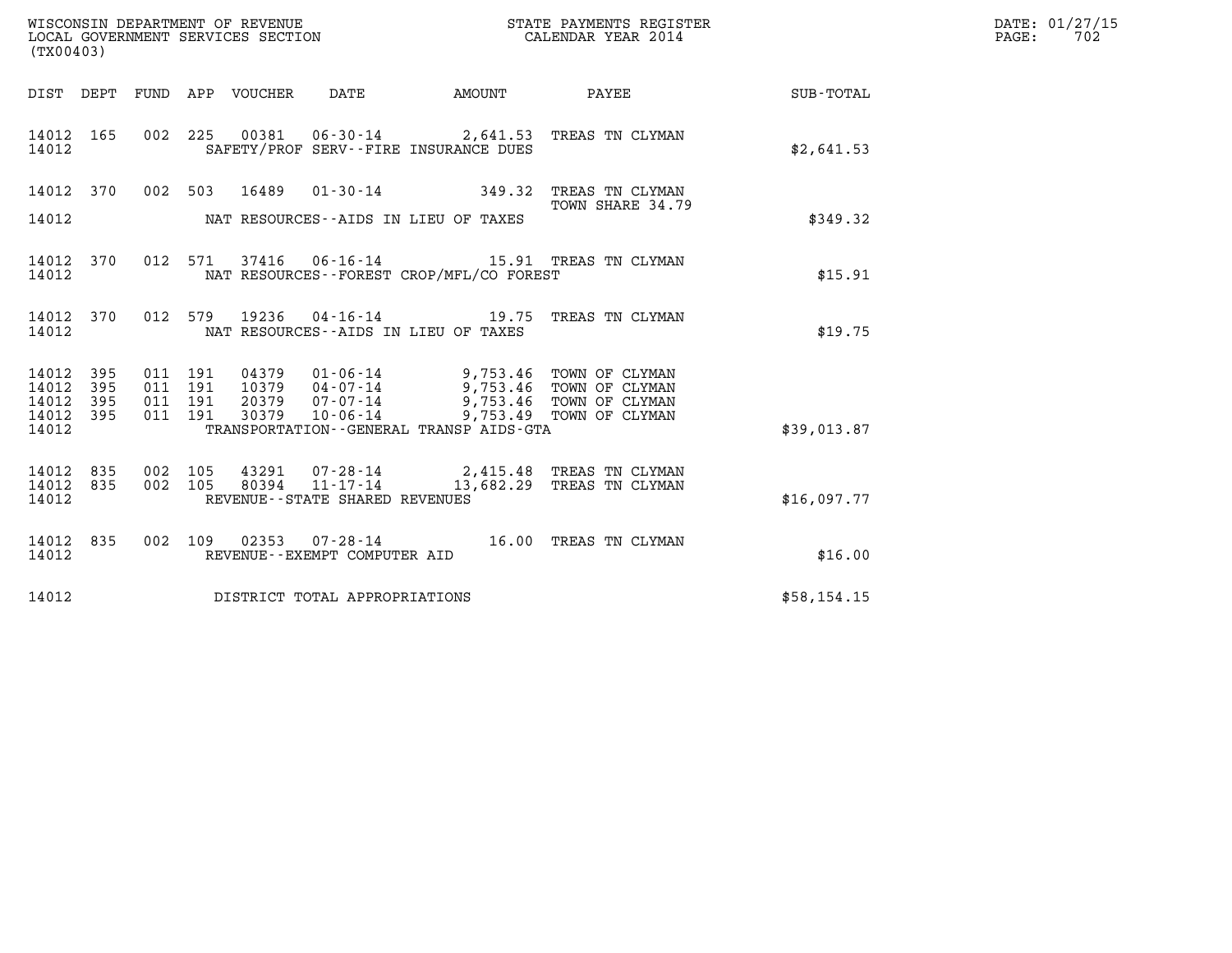WISCONSIN DEPARTMENT OF REVENUE
LOCAL GOVERNMENT SERVICES SECTION
(TX00403)

STATE PAYMENTS REGISTER
CALENDAR YEAR 2014

DATE: 01/27/15
PAGE: 702

| DIST | DEPT | FUND | APP | VOUCHER | DATE | AMOUNT | PAYEE | SUB-TOTAL |
|---|---|---|---|---|---|---|---|---|
| 14012 | 165 | 002 | 225 | 00381 | 06-30-14 | 2,641.53 | TREAS TN CLYMAN | |
| 14012 | | | | SAFETY/PROF SERV--FIRE INSURANCE DUES | | | | $2,641.53 |
| 14012 | 370 | 002 | 503 | 16489 | 01-30-14 | 349.32 | TREAS TN CLYMAN TOWN SHARE 34.79 | |
| 14012 | | | | NAT RESOURCES--AIDS IN LIEU OF TAXES | | | | $349.32 |
| 14012 | 370 | 012 | 571 | 37416 | 06-16-14 | 15.91 | TREAS TN CLYMAN | |
| 14012 | | | | NAT RESOURCES--FOREST CROP/MFL/CO FOREST | | | | $15.91 |
| 14012 | 370 | 012 | 579 | 19236 | 04-16-14 | 19.75 | TREAS TN CLYMAN | |
| 14012 | | | | NAT RESOURCES--AIDS IN LIEU OF TAXES | | | | $19.75 |
| 14012 | 395 | 011 | 191 | 04379 | 01-06-14 | 9,753.46 | TOWN OF CLYMAN | |
| 14012 | 395 | 011 | 191 | 10379 | 04-07-14 | 9,753.46 | TOWN OF CLYMAN | |
| 14012 | 395 | 011 | 191 | 20379 | 07-07-14 | 9,753.46 | TOWN OF CLYMAN | |
| 14012 | 395 | 011 | 191 | 30379 | 10-06-14 | 9,753.49 | TOWN OF CLYMAN | |
| 14012 | | | | TRANSPORTATION--GENERAL TRANSP AIDS-GTA | | | | $39,013.87 |
| 14012 | 835 | 002 | 105 | 43291 | 07-28-14 | 2,415.48 | TREAS TN CLYMAN | |
| 14012 | 835 | 002 | 105 | 80394 | 11-17-14 | 13,682.29 | TREAS TN CLYMAN | |
| 14012 | | | | REVENUE--STATE SHARED REVENUES | | | | $16,097.77 |
| 14012 | 835 | 002 | 109 | 02353 | 07-28-14 | 16.00 | TREAS TN CLYMAN | |
| 14012 | | | | REVENUE--EXEMPT COMPUTER AID | | | | $16.00 |
| 14012 | | | | DISTRICT TOTAL APPROPRIATIONS | | | | $58,154.15 |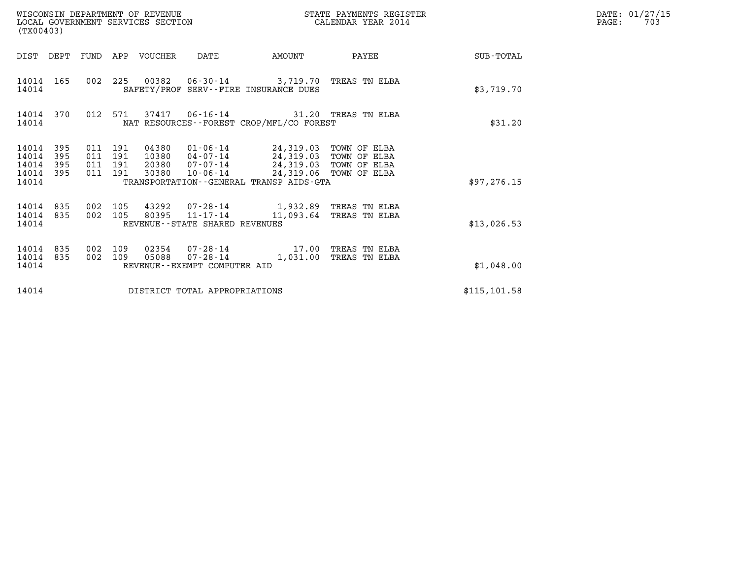WISCONSIN DEPARTMENT OF REVENUE
LOCAL GOVERNMENT SERVICES SECTION
(TX00403)

STATE PAYMENTS REGISTER
CALENDAR YEAR 2014

DATE: 01/27/15
PAGE: 703

| DIST | DEPT | FUND | APP | VOUCHER | DATE | AMOUNT | PAYEE | SUB-TOTAL |
|---|---|---|---|---|---|---|---|---|
| 14014 | 165 | 002 | 225 | 00382 | 06-30-14 | 3,719.70 | TREAS TN ELBA | |
| 14014 | | | | | SAFETY/PROF SERV--FIRE INSURANCE DUES | | | $3,719.70 |
| 14014 | 370 | 012 | 571 | 37417 | 06-16-14 | 31.20 | TREAS TN ELBA | |
| 14014 | | | | | NAT RESOURCES--FOREST CROP/MFL/CO FOREST | | | $31.20 |
| 14014 | 395 | 011 | 191 | 04380 | 01-06-14 | 24,319.03 | TOWN OF ELBA | |
| 14014 | 395 | 011 | 191 | 10380 | 04-07-14 | 24,319.03 | TOWN OF ELBA | |
| 14014 | 395 | 011 | 191 | 20380 | 07-07-14 | 24,319.03 | TOWN OF ELBA | |
| 14014 | 395 | 011 | 191 | 30380 | 10-06-14 | 24,319.06 | TOWN OF ELBA | |
| 14014 | | | | | TRANSPORTATION--GENERAL TRANSP AIDS-GTA | | | $97,276.15 |
| 14014 | 835 | 002 | 105 | 43292 | 07-28-14 | 1,932.89 | TREAS TN ELBA | |
| 14014 | 835 | 002 | 105 | 80395 | 11-17-14 | 11,093.64 | TREAS TN ELBA | |
| 14014 | | | | | REVENUE--STATE SHARED REVENUES | | | $13,026.53 |
| 14014 | 835 | 002 | 109 | 02354 | 07-28-14 | 17.00 | TREAS TN ELBA | |
| 14014 | 835 | 002 | 109 | 05088 | 07-28-14 | 1,031.00 | TREAS TN ELBA | |
| 14014 | | | | | REVENUE--EXEMPT COMPUTER AID | | | $1,048.00 |
| 14014 | | | | | DISTRICT TOTAL APPROPRIATIONS | | | $115,101.58 |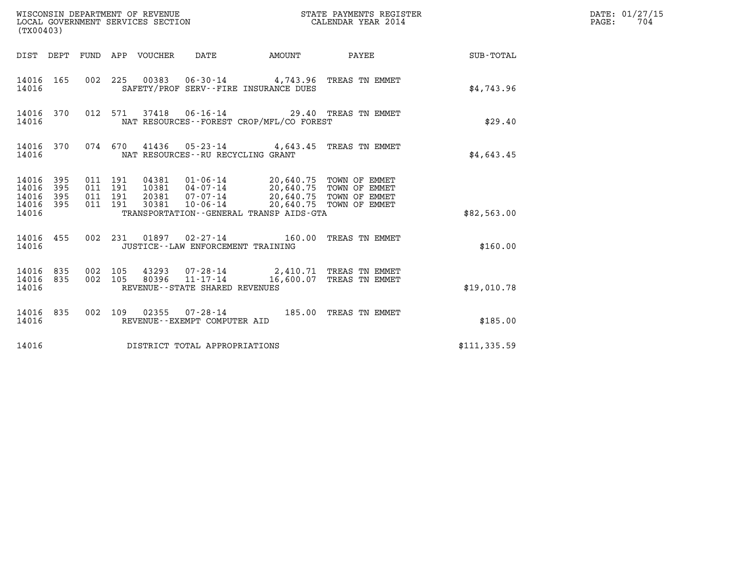WISCONSIN DEPARTMENT OF REVENUE
LOCAL GOVERNMENT SERVICES SECTION
(TX00403)

STATE PAYMENTS REGISTER
CALENDAR YEAR 2014

DATE: 01/27/15
PAGE: 704

| DIST | DEPT | FUND | APP | VOUCHER | DATE | AMOUNT | PAYEE | SUB-TOTAL |
|---|---|---|---|---|---|---|---|---|
| 14016 | 165 | 002 | 225 | 00383 | 06-30-14 | 4,743.96 | TREAS TN EMMET | |
| 14016 | | | | | SAFETY/PROF SERV--FIRE INSURANCE DUES | | | $4,743.96 |
| 14016 | 370 | 012 | 571 | 37418 | 06-16-14 | 29.40 | TREAS TN EMMET | |
| 14016 | | | | | NAT RESOURCES--FOREST CROP/MFL/CO FOREST | | | $29.40 |
| 14016 | 370 | 074 | 670 | 41436 | 05-23-14 | 4,643.45 | TREAS TN EMMET | |
| 14016 | | | | | NAT RESOURCES--RU RECYCLING GRANT | | | $4,643.45 |
| 14016 | 395 | 011 | 191 | 04381 | 01-06-14 | 20,640.75 | TOWN OF EMMET | |
| 14016 | 395 | 011 | 191 | 10381 | 04-07-14 | 20,640.75 | TOWN OF EMMET | |
| 14016 | 395 | 011 | 191 | 20381 | 07-07-14 | 20,640.75 | TOWN OF EMMET | |
| 14016 | 395 | 011 | 191 | 30381 | 10-06-14 | 20,640.75 | TOWN OF EMMET | |
| 14016 | | | | | TRANSPORTATION--GENERAL TRANSP AIDS-GTA | | | $82,563.00 |
| 14016 | 455 | 002 | 231 | 01897 | 02-27-14 | 160.00 | TREAS TN EMMET | |
| 14016 | | | | | JUSTICE--LAW ENFORCEMENT TRAINING | | | $160.00 |
| 14016 | 835 | 002 | 105 | 43293 | 07-28-14 | 2,410.71 | TREAS TN EMMET | |
| 14016 | 835 | 002 | 105 | 80396 | 11-17-14 | 16,600.07 | TREAS TN EMMET | |
| 14016 | | | | | REVENUE--STATE SHARED REVENUES | | | $19,010.78 |
| 14016 | 835 | 002 | 109 | 02355 | 07-28-14 | 185.00 | TREAS TN EMMET | |
| 14016 | | | | | REVENUE--EXEMPT COMPUTER AID | | | $185.00 |
| 14016 | | | | | DISTRICT TOTAL APPROPRIATIONS | | | $111,335.59 |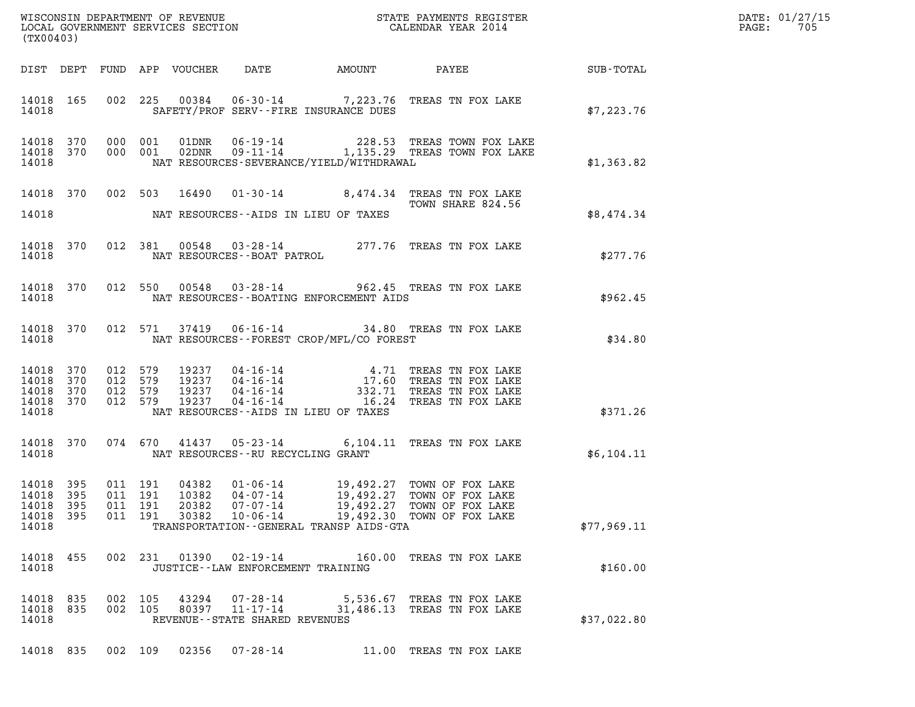WISCONSIN DEPARTMENT OF REVENUE
LOCAL GOVERNMENT SERVICES SECTION
(TX00403)

STATE PAYMENTS REGISTER
CALENDAR YEAR 2014

DATE: 01/27/15
PAGE: 705

| DIST | DEPT | FUND | APP | VOUCHER | DATE | AMOUNT | PAYEE | SUB-TOTAL |
|---|---|---|---|---|---|---|---|---|
| 14018 | 165 | 002 | 225 | 00384 | 06-30-14 | 7,223.76 | TREAS TN FOX LAKE | |
| 14018 | | | | | SAFETY/PROF SERV--FIRE INSURANCE DUES | | | $7,223.76 |
| 14018 | 370 | 000 | 001 | 01DNR | 06-19-14 | 228.53 | TREAS TOWN FOX LAKE | |
| 14018 | 370 | 000 | 001 | 02DNR | 09-11-14 | 1,135.29 | TREAS TOWN FOX LAKE | |
| 14018 | | | | | NAT RESOURCES-SEVERANCE/YIELD/WITHDRAWAL | | | $1,363.82 |
| 14018 | 370 | 002 | 503 | 16490 | 01-30-14 | 8,474.34 | TREAS TN FOX LAKE TOWN SHARE 824.56 | |
| 14018 | | | | | NAT RESOURCES--AIDS IN LIEU OF TAXES | | | $8,474.34 |
| 14018 | 370 | 012 | 381 | 00548 | 03-28-14 | 277.76 | TREAS TN FOX LAKE | |
| 14018 | | | | | NAT RESOURCES--BOAT PATROL | | | $277.76 |
| 14018 | 370 | 012 | 550 | 00548 | 03-28-14 | 962.45 | TREAS TN FOX LAKE | |
| 14018 | | | | | NAT RESOURCES--BOATING ENFORCEMENT AIDS | | | $962.45 |
| 14018 | 370 | 012 | 571 | 37419 | 06-16-14 | 34.80 | TREAS TN FOX LAKE | |
| 14018 | | | | | NAT RESOURCES--FOREST CROP/MFL/CO FOREST | | | $34.80 |
| 14018 | 370 | 012 | 579 | 19237 | 04-16-14 | 4.71 | TREAS TN FOX LAKE | |
| 14018 | 370 | 012 | 579 | 19237 | 04-16-14 | 17.60 | TREAS TN FOX LAKE | |
| 14018 | 370 | 012 | 579 | 19237 | 04-16-14 | 332.71 | TREAS TN FOX LAKE | |
| 14018 | 370 | 012 | 579 | 19237 | 04-16-14 | 16.24 | TREAS TN FOX LAKE | |
| 14018 | | | | | NAT RESOURCES--AIDS IN LIEU OF TAXES | | | $371.26 |
| 14018 | 370 | 074 | 670 | 41437 | 05-23-14 | 6,104.11 | TREAS TN FOX LAKE | |
| 14018 | | | | | NAT RESOURCES--RU RECYCLING GRANT | | | $6,104.11 |
| 14018 | 395 | 011 | 191 | 04382 | 01-06-14 | 19,492.27 | TOWN OF FOX LAKE | |
| 14018 | 395 | 011 | 191 | 10382 | 04-07-14 | 19,492.27 | TOWN OF FOX LAKE | |
| 14018 | 395 | 011 | 191 | 20382 | 07-07-14 | 19,492.27 | TOWN OF FOX LAKE | |
| 14018 | 395 | 011 | 191 | 30382 | 10-06-14 | 19,492.30 | TOWN OF FOX LAKE | |
| 14018 | | | | | TRANSPORTATION--GENERAL TRANSP AIDS-GTA | | | $77,969.11 |
| 14018 | 455 | 002 | 231 | 01390 | 02-19-14 | 160.00 | TREAS TN FOX LAKE | |
| 14018 | | | | | JUSTICE--LAW ENFORCEMENT TRAINING | | | $160.00 |
| 14018 | 835 | 002 | 105 | 43294 | 07-28-14 | 5,536.67 | TREAS TN FOX LAKE | |
| 14018 | 835 | 002 | 105 | 80397 | 11-17-14 | 31,486.13 | TREAS TN FOX LAKE | |
| 14018 | | | | | REVENUE--STATE SHARED REVENUES | | | $37,022.80 |
| 14018 | 835 | 002 | 109 | 02356 | 07-28-14 | 11.00 | TREAS TN FOX LAKE | |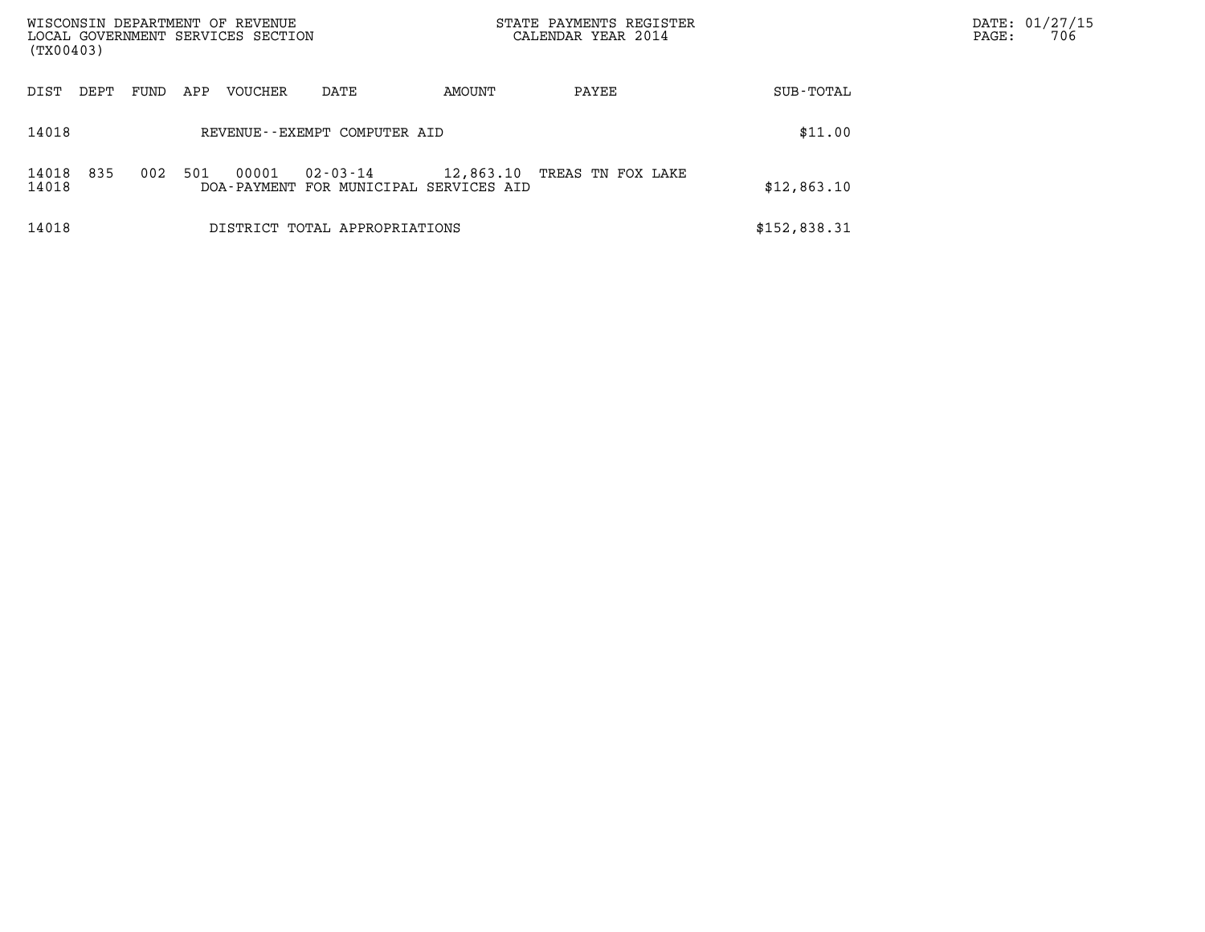| DIST | DEPT | FUND | APP | VOUCHER | DATE | AMOUNT | PAYEE | SUB-TOTAL |
|---|---|---|---|---|---|---|---|---|
| 14018 | | | | REVENUE--EXEMPT COMPUTER AID | | | | \$11.00 |
| 14018 | 835 | 002 | 501 | 00001 | 02-03-14 | 12,863.10 | TREAS TN FOX LAKE | |
| 14018 | | | | DOA-PAYMENT FOR MUNICIPAL SERVICES AID | | | | \$12,863.10 |
| 14018 | | | | DISTRICT TOTAL APPROPRIATIONS | | | | \$152,838.31 |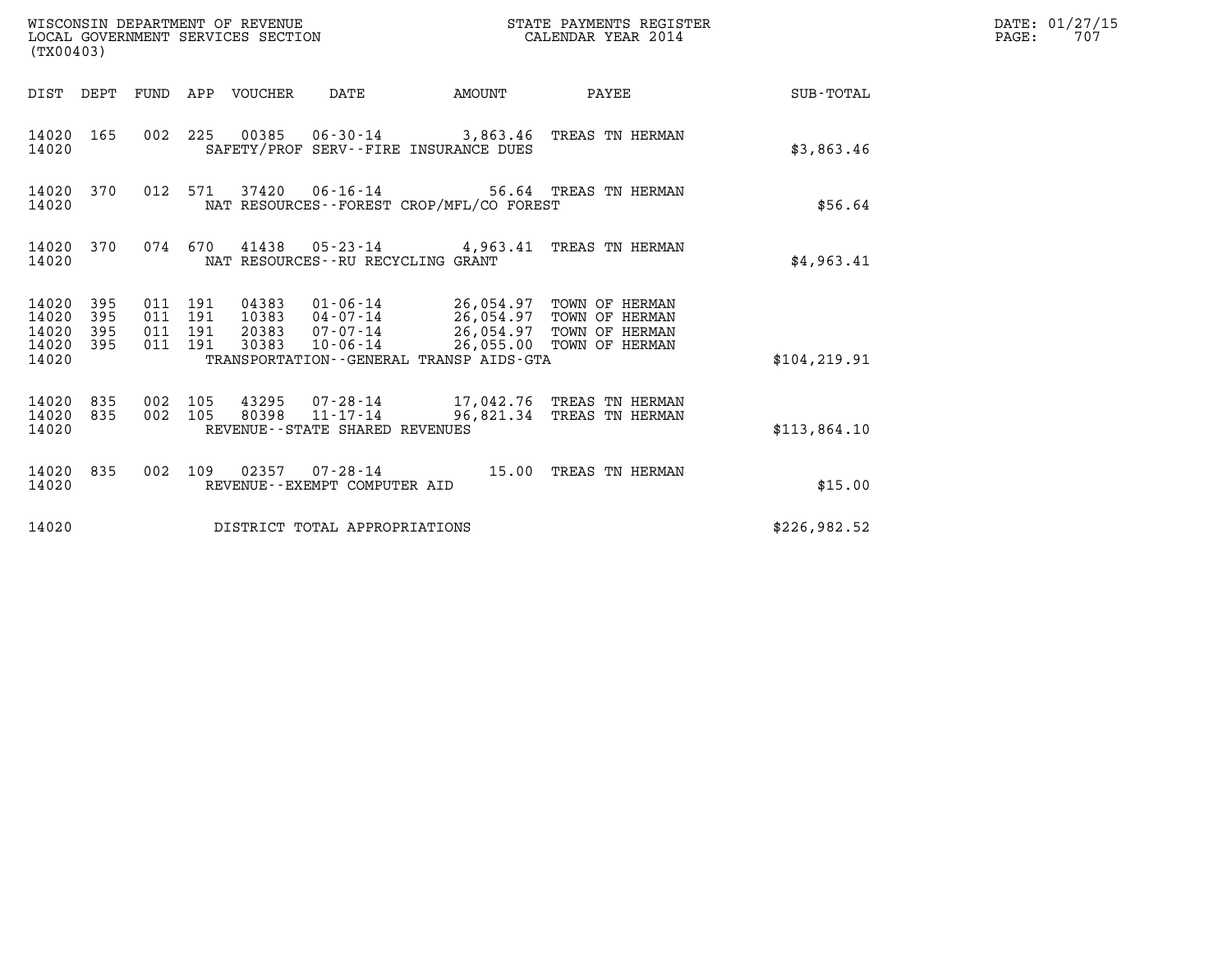WISCONSIN DEPARTMENT OF REVENUE
LOCAL GOVERNMENT SERVICES SECTION
(TX00403)

STATE PAYMENTS REGISTER
CALENDAR YEAR 2014

| DIST | DEPT | FUND | APP | VOUCHER | DATE | AMOUNT | PAYEE | SUB-TOTAL |
|---|---|---|---|---|---|---|---|---|
| 14020 | 165 | 002 | 225 | 00385 | 06-30-14 | 3,863.46 | TREAS TN HERMAN | |
| 14020 | | | | | SAFETY/PROF SERV--FIRE INSURANCE DUES | | | $3,863.46 |
| 14020 | 370 | 012 | 571 | 37420 | 06-16-14 | 56.64 | TREAS TN HERMAN | |
| 14020 | | | | | NAT RESOURCES--FOREST CROP/MFL/CO FOREST | | | $56.64 |
| 14020 | 370 | 074 | 670 | 41438 | 05-23-14 | 4,963.41 | TREAS TN HERMAN | |
| 14020 | | | | | NAT RESOURCES--RU RECYCLING GRANT | | | $4,963.41 |
| 14020 | 395 | 011 | 191 | 04383 | 01-06-14 | 26,054.97 | TOWN OF HERMAN | |
| 14020 | 395 | 011 | 191 | 10383 | 04-07-14 | 26,054.97 | TOWN OF HERMAN | |
| 14020 | 395 | 011 | 191 | 20383 | 07-07-14 | 26,054.97 | TOWN OF HERMAN | |
| 14020 | 395 | 011 | 191 | 30383 | 10-06-14 | 26,055.00 | TOWN OF HERMAN | |
| 14020 | | | | | TRANSPORTATION--GENERAL TRANSP AIDS-GTA | | | $104,219.91 |
| 14020 | 835 | 002 | 105 | 43295 | 07-28-14 | 17,042.76 | TREAS TN HERMAN | |
| 14020 | 835 | 002 | 105 | 80398 | 11-17-14 | 96,821.34 | TREAS TN HERMAN | |
| 14020 | | | | | REVENUE--STATE SHARED REVENUES | | | $113,864.10 |
| 14020 | 835 | 002 | 109 | 02357 | 07-28-14 | 15.00 | TREAS TN HERMAN | |
| 14020 | | | | | REVENUE--EXEMPT COMPUTER AID | | | $15.00 |
| 14020 | | | | | DISTRICT TOTAL APPROPRIATIONS | | | $226,982.52 |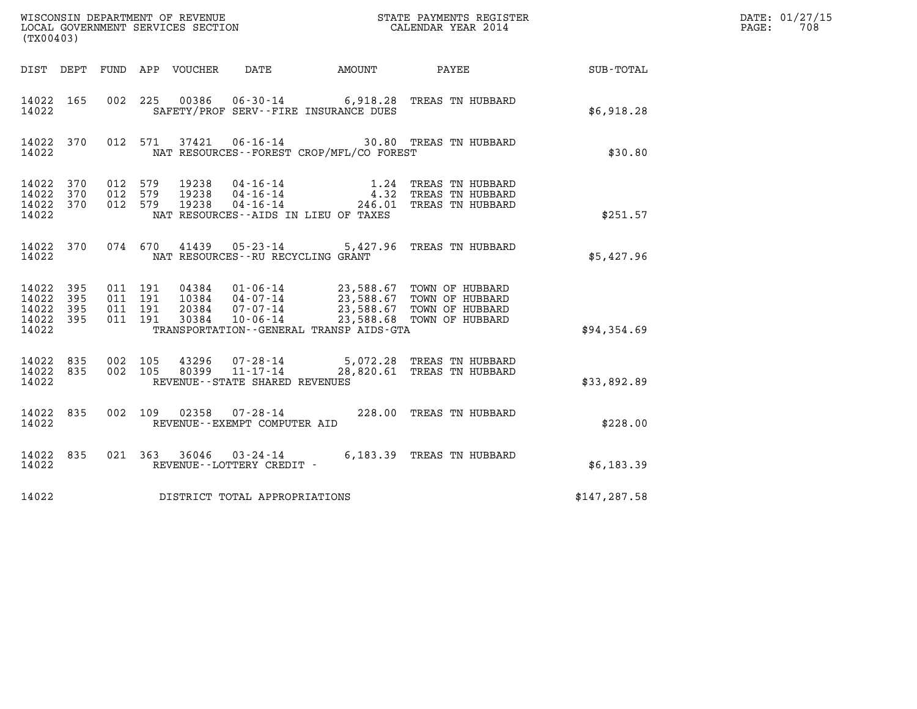WISCONSIN DEPARTMENT OF REVENUE
LOCAL GOVERNMENT SERVICES SECTION
(TX00403)

STATE PAYMENTS REGISTER
CALENDAR YEAR 2014

DATE: 01/27/15
PAGE: 708

| DIST | DEPT | FUND | APP | VOUCHER | DATE | AMOUNT | PAYEE | SUB-TOTAL |
|---|---|---|---|---|---|---|---|---|
| 14022 | 165 | 002 | 225 | 00386 | 06-30-14 | 6,918.28 | TREAS TN HUBBARD | |
| 14022 | | | | | SAFETY/PROF SERV--FIRE INSURANCE DUES | | | $6,918.28 |
| 14022 | 370 | 012 | 571 | 37421 | 06-16-14 | 30.80 | TREAS TN HUBBARD | |
| 14022 | | | | | NAT RESOURCES--FOREST CROP/MFL/CO FOREST | | | $30.80 |
| 14022 | 370 | 012 | 579 | 19238 | 04-16-14 | 1.24 | TREAS TN HUBBARD | |
| 14022 | 370 | 012 | 579 | 19238 | 04-16-14 | 4.32 | TREAS TN HUBBARD | |
| 14022 | 370 | 012 | 579 | 19238 | 04-16-14 | 246.01 | TREAS TN HUBBARD | |
| 14022 | | | | | NAT RESOURCES--AIDS IN LIEU OF TAXES | | | $251.57 |
| 14022 | 370 | 074 | 670 | 41439 | 05-23-14 | 5,427.96 | TREAS TN HUBBARD | |
| 14022 | | | | | NAT RESOURCES--RU RECYCLING GRANT | | | $5,427.96 |
| 14022 | 395 | 011 | 191 | 04384 | 01-06-14 | 23,588.67 | TOWN OF HUBBARD | |
| 14022 | 395 | 011 | 191 | 10384 | 04-07-14 | 23,588.67 | TOWN OF HUBBARD | |
| 14022 | 395 | 011 | 191 | 20384 | 07-07-14 | 23,588.67 | TOWN OF HUBBARD | |
| 14022 | 395 | 011 | 191 | 30384 | 10-06-14 | 23,588.68 | TOWN OF HUBBARD | |
| 14022 | | | | | TRANSPORTATION--GENERAL TRANSP AIDS-GTA | | | $94,354.69 |
| 14022 | 835 | 002 | 105 | 43296 | 07-28-14 | 5,072.28 | TREAS TN HUBBARD | |
| 14022 | 835 | 002 | 105 | 80399 | 11-17-14 | 28,820.61 | TREAS TN HUBBARD | |
| 14022 | | | | | REVENUE--STATE SHARED REVENUES | | | $33,892.89 |
| 14022 | 835 | 002 | 109 | 02358 | 07-28-14 | 228.00 | TREAS TN HUBBARD | |
| 14022 | | | | | REVENUE--EXEMPT COMPUTER AID | | | $228.00 |
| 14022 | 835 | 021 | 363 | 36046 | 03-24-14 | 6,183.39 | TREAS TN HUBBARD | |
| 14022 | | | | | REVENUE--LOTTERY CREDIT - | | | $6,183.39 |
| 14022 | | | | | DISTRICT TOTAL APPROPRIATIONS | | | $147,287.58 |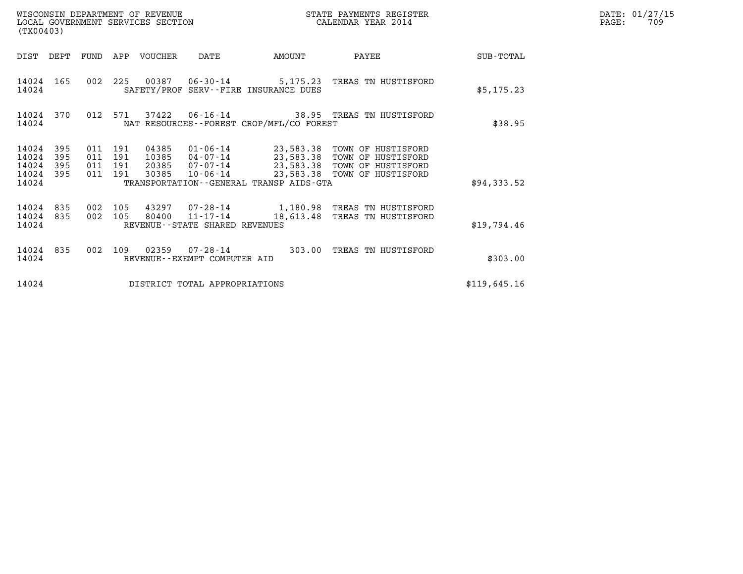| DIST | DEPT | FUND | APP | VOUCHER | DATE | AMOUNT | PAYEE | SUB-TOTAL |
|---|---|---|---|---|---|---|---|---|
| 14024 | 165 | 002 | 225 | 00387 | 06-30-14 | 5,175.23 | TREAS TN HUSTISFORD | |
| 14024 | | | | | SAFETY/PROF SERV--FIRE INSURANCE DUES | | | $5,175.23 |
| 14024 | 370 | 012 | 571 | 37422 | 06-16-14 | 38.95 | TREAS TN HUSTISFORD | |
| 14024 | | | | | NAT RESOURCES--FOREST CROP/MFL/CO FOREST | | | $38.95 |
| 14024 | 395 | 011 | 191 | 04385 | 01-06-14 | 23,583.38 | TOWN OF HUSTISFORD | |
| 14024 | 395 | 011 | 191 | 10385 | 04-07-14 | 23,583.38 | TOWN OF HUSTISFORD | |
| 14024 | 395 | 011 | 191 | 20385 | 07-07-14 | 23,583.38 | TOWN OF HUSTISFORD | |
| 14024 | 395 | 011 | 191 | 30385 | 10-06-14 | 23,583.38 | TOWN OF HUSTISFORD | |
| 14024 | | | | | TRANSPORTATION--GENERAL TRANSP AIDS-GTA | | | $94,333.52 |
| 14024 | 835 | 002 | 105 | 43297 | 07-28-14 | 1,180.98 | TREAS TN HUSTISFORD | |
| 14024 | 835 | 002 | 105 | 80400 | 11-17-14 | 18,613.48 | TREAS TN HUSTISFORD | |
| 14024 | | | | | REVENUE--STATE SHARED REVENUES | | | $19,794.46 |
| 14024 | 835 | 002 | 109 | 02359 | 07-28-14 | 303.00 | TREAS TN HUSTISFORD | |
| 14024 | | | | | REVENUE--EXEMPT COMPUTER AID | | | $303.00 |
| 14024 | | | | | DISTRICT TOTAL APPROPRIATIONS | | | $119,645.16 |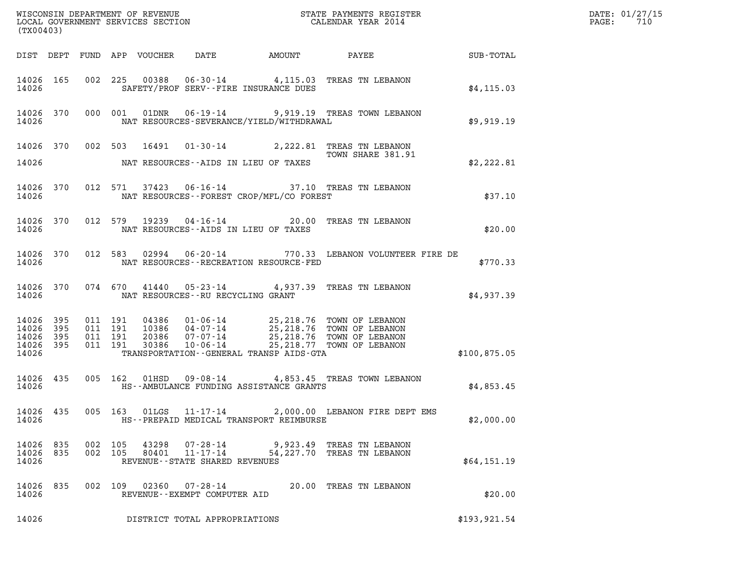WISCONSIN DEPARTMENT OF REVENUE
LOCAL GOVERNMENT SERVICES SECTION
(TX00403)

STATE PAYMENTS REGISTER
CALENDAR YEAR 2014

DATE: 01/27/15

| DIST | DEPT | FUND | APP | VOUCHER | DATE | AMOUNT | PAYEE | SUB-TOTAL |
|---|---|---|---|---|---|---|---|---|
| 14026 | 165 | 002 | 225 | 00388 | 06-30-14 | 4,115.03 | TREAS TN LEBANON | |
| 14026 | | | | | SAFETY/PROF SERV--FIRE INSURANCE DUES | | | $4,115.03 |
| 14026 | 370 | 000 | 001 | 01DNR | 06-19-14 | 9,919.19 | TREAS TOWN LEBANON | |
| 14026 | | | | | NAT RESOURCES-SEVERANCE/YIELD/WITHDRAWAL | | | $9,919.19 |
| 14026 | 370 | 002 | 503 | 16491 | 01-30-14 | 2,222.81 | TREAS TN LEBANON TOWN SHARE 381.91 | |
| 14026 | | | | | NAT RESOURCES--AIDS IN LIEU OF TAXES | | | $2,222.81 |
| 14026 | 370 | 012 | 571 | 37423 | 06-16-14 | 37.10 | TREAS TN LEBANON | |
| 14026 | | | | | NAT RESOURCES--FOREST CROP/MFL/CO FOREST | | | $37.10 |
| 14026 | 370 | 012 | 579 | 19239 | 04-16-14 | 20.00 | TREAS TN LEBANON | |
| 14026 | | | | | NAT RESOURCES--AIDS IN LIEU OF TAXES | | | $20.00 |
| 14026 | 370 | 012 | 583 | 02994 | 06-20-14 | 770.33 | LEBANON VOLUNTEER FIRE DE | |
| 14026 | | | | | NAT RESOURCES--RECREATION RESOURCE-FED | | | $770.33 |
| 14026 | 370 | 074 | 670 | 41440 | 05-23-14 | 4,937.39 | TREAS TN LEBANON | |
| 14026 | | | | | NAT RESOURCES--RU RECYCLING GRANT | | | $4,937.39 |
| 14026 | 395 | 011 | 191 | 04386 | 01-06-14 | 25,218.76 | TOWN OF LEBANON | |
| 14026 | 395 | 011 | 191 | 10386 | 04-07-14 | 25,218.76 | TOWN OF LEBANON | |
| 14026 | 395 | 011 | 191 | 20386 | 07-07-14 | 25,218.76 | TOWN OF LEBANON | |
| 14026 | 395 | 011 | 191 | 30386 | 10-06-14 | 25,218.77 | TOWN OF LEBANON | |
| 14026 | | | | | TRANSPORTATION--GENERAL TRANSP AIDS-GTA | | | $100,875.05 |
| 14026 | 435 | 005 | 162 | 01HSD | 09-08-14 | 4,853.45 | TREAS TOWN LEBANON | |
| 14026 | | | | | HS--AMBULANCE FUNDING ASSISTANCE GRANTS | | | $4,853.45 |
| 14026 | 435 | 005 | 163 | 01LGS | 11-17-14 | 2,000.00 | LEBANON FIRE DEPT EMS | |
| 14026 | | | | | HS--PREPAID MEDICAL TRANSPORT REIMBURSE | | | $2,000.00 |
| 14026 | 835 | 002 | 105 | 43298 | 07-28-14 | 9,923.49 | TREAS TN LEBANON | |
| 14026 | 835 | 002 | 105 | 80401 | 11-17-14 | 54,227.70 | TREAS TN LEBANON | |
| 14026 | | | | | REVENUE--STATE SHARED REVENUES | | | $64,151.19 |
| 14026 | 835 | 002 | 109 | 02360 | 07-28-14 | 20.00 | TREAS TN LEBANON | |
| 14026 | | | | | REVENUE--EXEMPT COMPUTER AID | | | $20.00 |
| 14026 | | | | | DISTRICT TOTAL APPROPRIATIONS | | | $193,921.54 |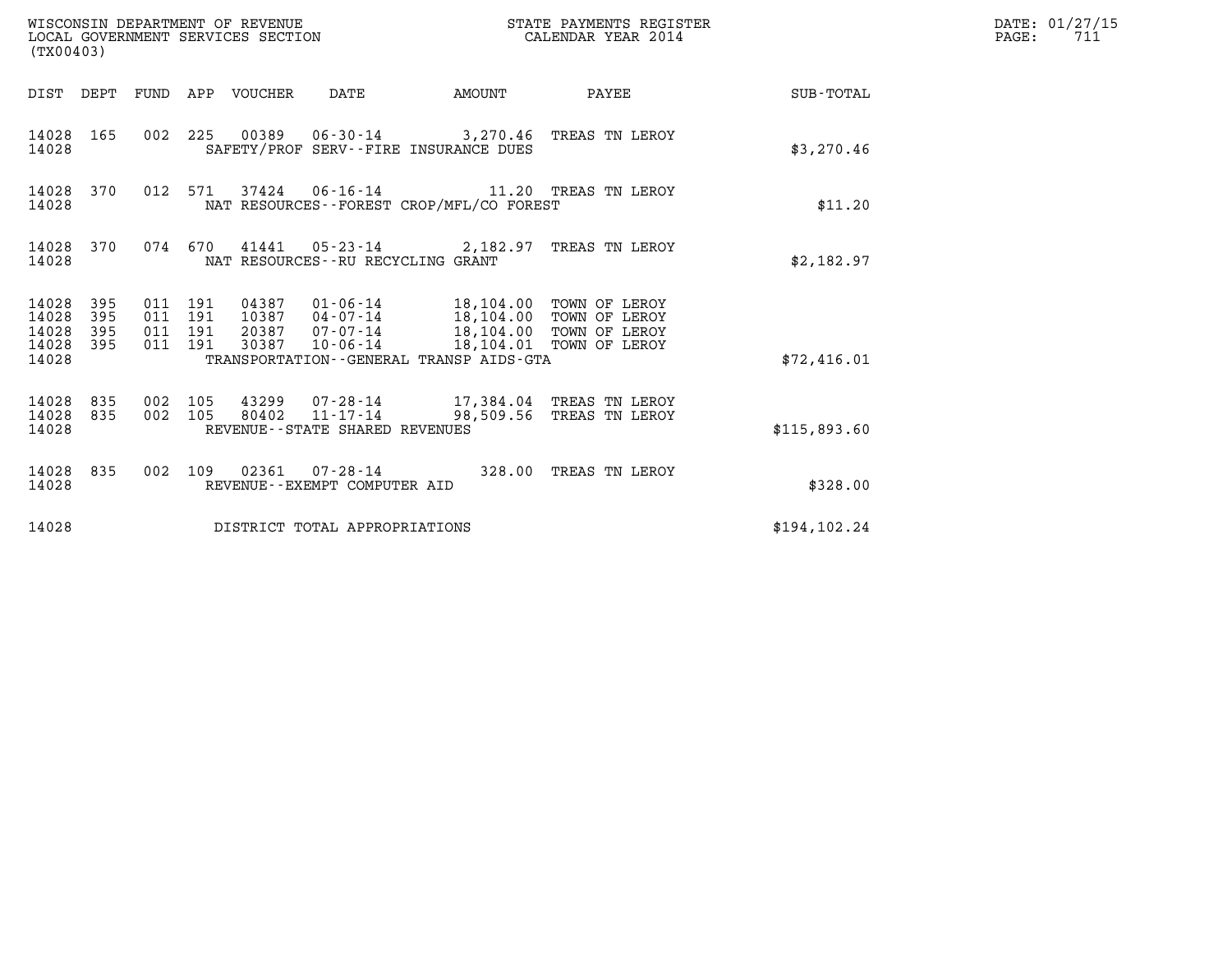WISCONSIN DEPARTMENT OF REVENUE
LOCAL GOVERNMENT SERVICES SECTION
(TX00403)

STATE PAYMENTS REGISTER
CALENDAR YEAR 2014

DATE: 01/27/15
PAGE: 711

| DIST | DEPT | FUND | APP | VOUCHER | DATE | AMOUNT | PAYEE | SUB-TOTAL |
|---|---|---|---|---|---|---|---|---|
| 14028 | 165 | 002 | 225 | 00389 | 06-30-14 | 3,270.46 | TREAS TN LEROY | |
| 14028 | | | | SAFETY/PROF SERV--FIRE INSURANCE DUES | | | | $3,270.46 |
| 14028 | 370 | 012 | 571 | 37424 | 06-16-14 | 11.20 | TREAS TN LEROY | |
| 14028 | | | | NAT RESOURCES--FOREST CROP/MFL/CO FOREST | | | | $11.20 |
| 14028 | 370 | 074 | 670 | 41441 | 05-23-14 | 2,182.97 | TREAS TN LEROY | |
| 14028 | | | | NAT RESOURCES--RU RECYCLING GRANT | | | | $2,182.97 |
| 14028 | 395 | 011 | 191 | 04387 | 01-06-14 | 18,104.00 | TOWN OF LEROY | |
| 14028 | 395 | 011 | 191 | 10387 | 04-07-14 | 18,104.00 | TOWN OF LEROY | |
| 14028 | 395 | 011 | 191 | 20387 | 07-07-14 | 18,104.00 | TOWN OF LEROY | |
| 14028 | 395 | 011 | 191 | 30387 | 10-06-14 | 18,104.01 | TOWN OF LEROY | |
| 14028 | | | | TRANSPORTATION--GENERAL TRANSP AIDS-GTA | | | | $72,416.01 |
| 14028 | 835 | 002 | 105 | 43299 | 07-28-14 | 17,384.04 | TREAS TN LEROY | |
| 14028 | 835 | 002 | 105 | 80402 | 11-17-14 | 98,509.56 | TREAS TN LEROY | |
| 14028 | | | | REVENUE--STATE SHARED REVENUES | | | | $115,893.60 |
| 14028 | 835 | 002 | 109 | 02361 | 07-28-14 | 328.00 | TREAS TN LEROY | |
| 14028 | | | | REVENUE--EXEMPT COMPUTER AID | | | | $328.00 |
| 14028 | | | | DISTRICT TOTAL APPROPRIATIONS | | | | $194,102.24 |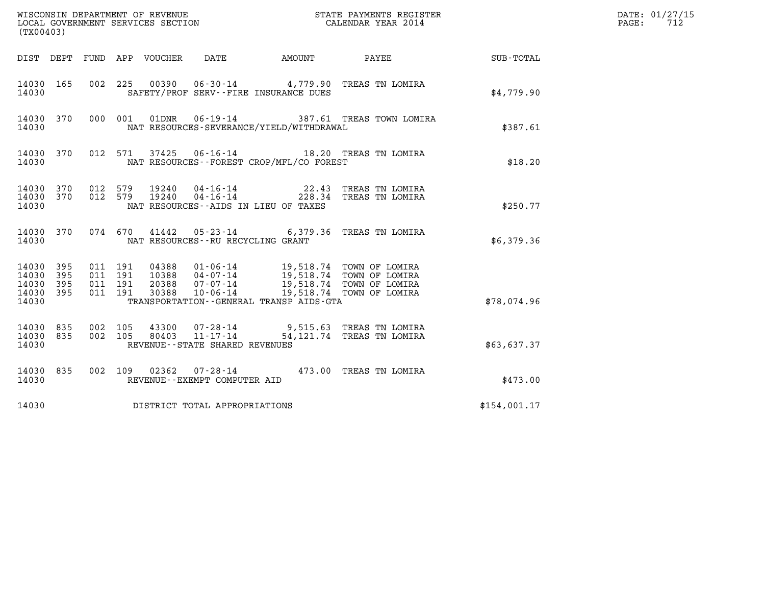WISCONSIN DEPARTMENT OF REVENUE
LOCAL GOVERNMENT SERVICES SECTION
(TX00403)

STATE PAYMENTS REGISTER
CALENDAR YEAR 2014

DATE: 01/27/15
PAGE: 712

| DIST | DEPT | FUND | APP | VOUCHER | DATE | AMOUNT | PAYEE | SUB-TOTAL |
|---|---|---|---|---|---|---|---|---|
| 14030 | 165 | 002 | 225 | 00390 | 06-30-14 | 4,779.90 | TREAS TN LOMIRA | |
| 14030 | | | | | SAFETY/PROF SERV--FIRE INSURANCE DUES | | | $4,779.90 |
| 14030 | 370 | 000 | 001 | 01DNR | 06-19-14 | 387.61 | TREAS TOWN LOMIRA | |
| 14030 | | | | | NAT RESOURCES-SEVERANCE/YIELD/WITHDRAWAL | | | $387.61 |
| 14030 | 370 | 012 | 571 | 37425 | 06-16-14 | 18.20 | TREAS TN LOMIRA | |
| 14030 | | | | | NAT RESOURCES--FOREST CROP/MFL/CO FOREST | | | $18.20 |
| 14030 | 370 | 012 | 579 | 19240 | 04-16-14 | 22.43 | TREAS TN LOMIRA | |
| 14030 | 370 | 012 | 579 | 19240 | 04-16-14 | 228.34 | TREAS TN LOMIRA | |
| 14030 | | | | | NAT RESOURCES--AIDS IN LIEU OF TAXES | | | $250.77 |
| 14030 | 370 | 074 | 670 | 41442 | 05-23-14 | 6,379.36 | TREAS TN LOMIRA | |
| 14030 | | | | | NAT RESOURCES--RU RECYCLING GRANT | | | $6,379.36 |
| 14030 | 395 | 011 | 191 | 04388 | 01-06-14 | 19,518.74 | TOWN OF LOMIRA | |
| 14030 | 395 | 011 | 191 | 10388 | 04-07-14 | 19,518.74 | TOWN OF LOMIRA | |
| 14030 | 395 | 011 | 191 | 20388 | 07-07-14 | 19,518.74 | TOWN OF LOMIRA | |
| 14030 | 395 | 011 | 191 | 30388 | 10-06-14 | 19,518.74 | TOWN OF LOMIRA | |
| 14030 | | | | | TRANSPORTATION--GENERAL TRANSP AIDS-GTA | | | $78,074.96 |
| 14030 | 835 | 002 | 105 | 43300 | 07-28-14 | 9,515.63 | TREAS TN LOMIRA | |
| 14030 | 835 | 002 | 105 | 80403 | 11-17-14 | 54,121.74 | TREAS TN LOMIRA | |
| 14030 | | | | | REVENUE--STATE SHARED REVENUES | | | $63,637.37 |
| 14030 | 835 | 002 | 109 | 02362 | 07-28-14 | 473.00 | TREAS TN LOMIRA | |
| 14030 | | | | | REVENUE--EXEMPT COMPUTER AID | | | $473.00 |
| 14030 | | | | | DISTRICT TOTAL APPROPRIATIONS | | | $154,001.17 |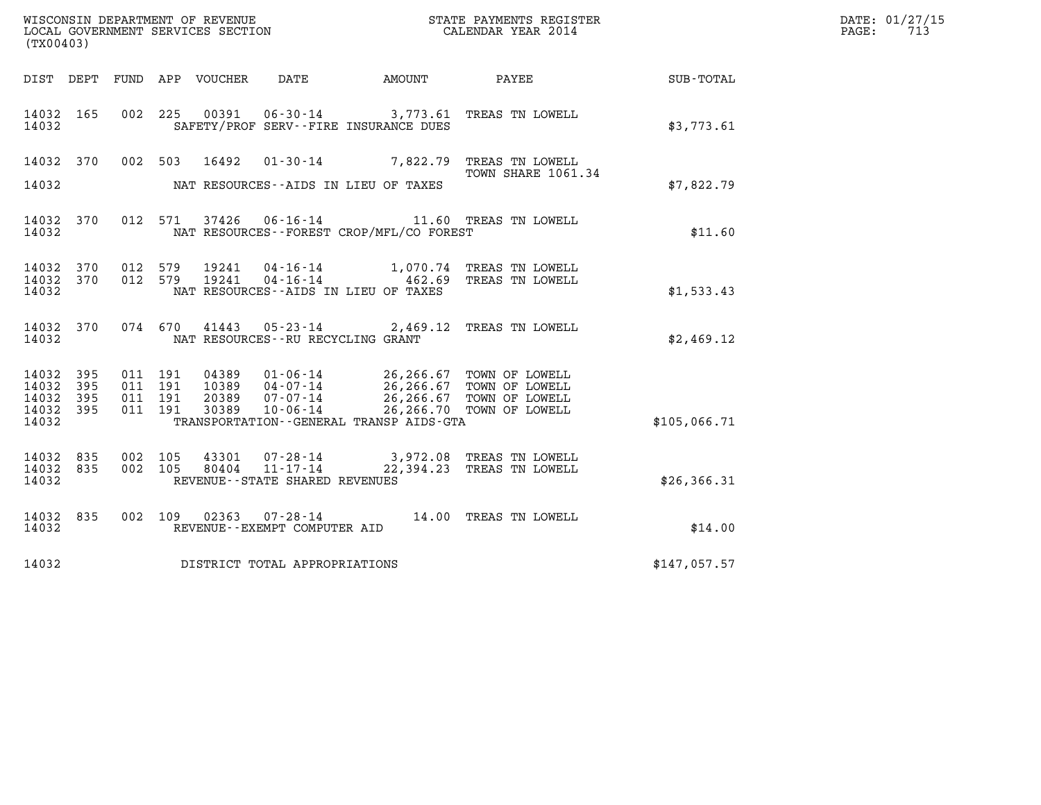WISCONSIN DEPARTMENT OF REVENUE
LOCAL GOVERNMENT SERVICES SECTION
(TX00403)

STATE PAYMENTS REGISTER
CALENDAR YEAR 2014

DATE: 01/27/15
PAGE: 713

| DIST | DEPT | FUND | APP | VOUCHER | DATE | AMOUNT | PAYEE | SUB-TOTAL |
|---|---|---|---|---|---|---|---|---|
| 14032 | 165 | 002 | 225 | 00391 | 06-30-14 | 3,773.61 | TREAS TN LOWELL | |
| 14032 | | | | | SAFETY/PROF SERV--FIRE INSURANCE DUES | | | $3,773.61 |
| 14032 | 370 | 002 | 503 | 16492 | 01-30-14 | 7,822.79 | TREAS TN LOWELL<br>TOWN SHARE 1061.34 | |
| 14032 | | | | | NAT RESOURCES--AIDS IN LIEU OF TAXES | | | $7,822.79 |
| 14032 | 370 | 012 | 571 | 37426 | 06-16-14 | 11.60 | TREAS TN LOWELL | |
| 14032 | | | | | NAT RESOURCES--FOREST CROP/MFL/CO FOREST | | | $11.60 |
| 14032 | 370 | 012 | 579 | 19241 | 04-16-14 | 1,070.74 | TREAS TN LOWELL | |
| 14032 | 370 | 012 | 579 | 19241 | 04-16-14 | 462.69 | TREAS TN LOWELL | |
| 14032 | | | | | NAT RESOURCES--AIDS IN LIEU OF TAXES | | | $1,533.43 |
| 14032 | 370 | 074 | 670 | 41443 | 05-23-14 | 2,469.12 | TREAS TN LOWELL | |
| 14032 | | | | | NAT RESOURCES--RU RECYCLING GRANT | | | $2,469.12 |
| 14032 | 395 | 011 | 191 | 04389 | 01-06-14 | 26,266.67 | TOWN OF LOWELL | |
| 14032 | 395 | 011 | 191 | 10389 | 04-07-14 | 26,266.67 | TOWN OF LOWELL | |
| 14032 | 395 | 011 | 191 | 20389 | 07-07-14 | 26,266.67 | TOWN OF LOWELL | |
| 14032 | 395 | 011 | 191 | 30389 | 10-06-14 | 26,266.70 | TOWN OF LOWELL | |
| 14032 | | | | | TRANSPORTATION--GENERAL TRANSP AIDS-GTA | | | $105,066.71 |
| 14032 | 835 | 002 | 105 | 43301 | 07-28-14 | 3,972.08 | TREAS TN LOWELL | |
| 14032 | 835 | 002 | 105 | 80404 | 11-17-14 | 22,394.23 | TREAS TN LOWELL | |
| 14032 | | | | | REVENUE--STATE SHARED REVENUES | | | $26,366.31 |
| 14032 | 835 | 002 | 109 | 02363 | 07-28-14 | 14.00 | TREAS TN LOWELL | |
| 14032 | | | | | REVENUE--EXEMPT COMPUTER AID | | | $14.00 |
| 14032 | | | | | DISTRICT TOTAL APPROPRIATIONS | | | $147,057.57 |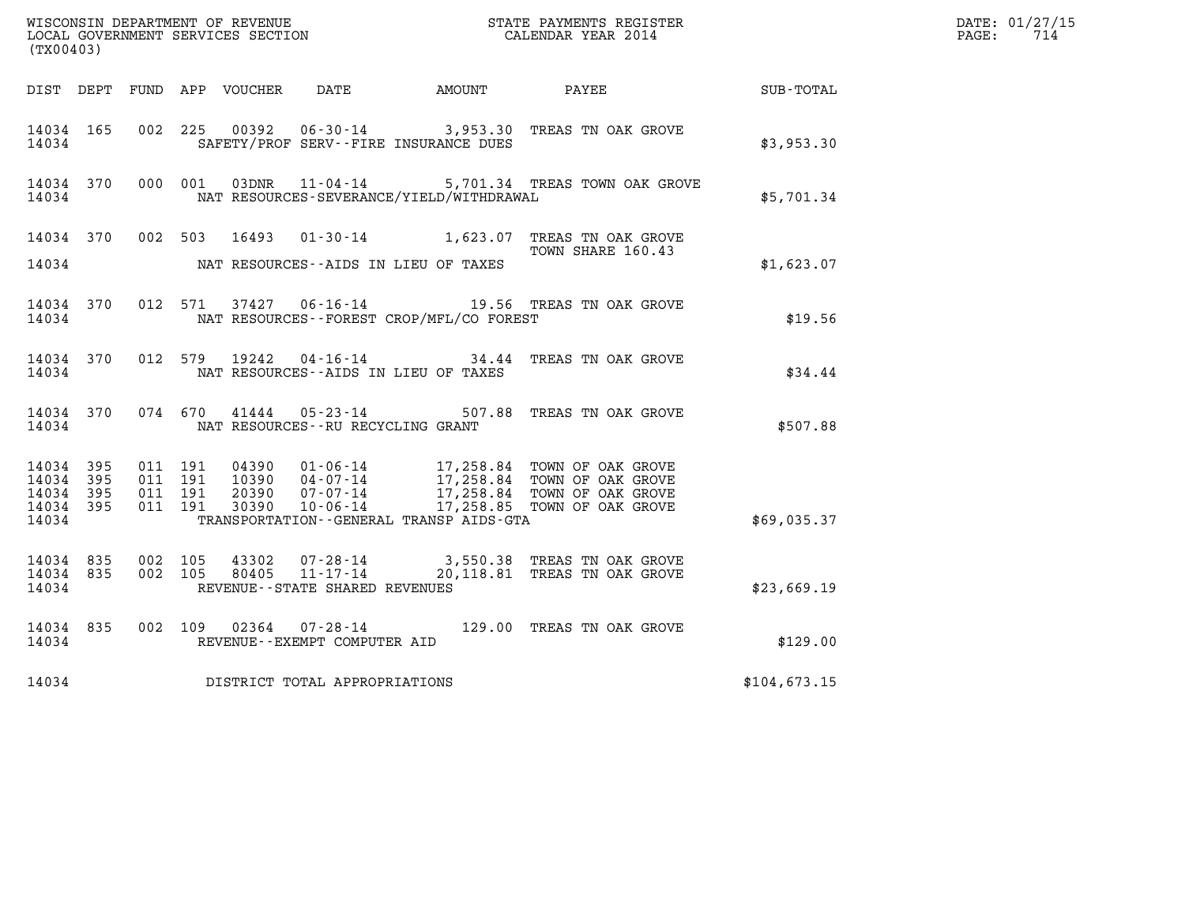WISCONSIN DEPARTMENT OF REVENUE
LOCAL GOVERNMENT SERVICES SECTION
(TX00403)

STATE PAYMENTS REGISTER
CALENDAR YEAR 2014

DATE: 01/27/15
PAGE: 714

| DIST | DEPT | FUND | APP | VOUCHER | DATE | AMOUNT | PAYEE | SUB-TOTAL |
|---|---|---|---|---|---|---|---|---|
| 14034 | 165 | 002 | 225 | 00392 | 06-30-14 | 3,953.30 | TREAS TN OAK GROVE | |
| 14034 | | | | | SAFETY/PROF SERV--FIRE INSURANCE DUES | | | $3,953.30 |
| 14034 | 370 | 000 | 001 | 03DNR | 11-04-14 | 5,701.34 | TREAS TOWN OAK GROVE | |
| 14034 | | | | | NAT RESOURCES-SEVERANCE/YIELD/WITHDRAWAL | | | $5,701.34 |
| 14034 | 370 | 002 | 503 | 16493 | 01-30-14 | 1,623.07 | TREAS TN OAK GROVE TOWN SHARE 160.43 | |
| 14034 | | | | | NAT RESOURCES--AIDS IN LIEU OF TAXES | | | $1,623.07 |
| 14034 | 370 | 012 | 571 | 37427 | 06-16-14 | 19.56 | TREAS TN OAK GROVE | |
| 14034 | | | | | NAT RESOURCES--FOREST CROP/MFL/CO FOREST | | | $19.56 |
| 14034 | 370 | 012 | 579 | 19242 | 04-16-14 | 34.44 | TREAS TN OAK GROVE | |
| 14034 | | | | | NAT RESOURCES--AIDS IN LIEU OF TAXES | | | $34.44 |
| 14034 | 370 | 074 | 670 | 41444 | 05-23-14 | 507.88 | TREAS TN OAK GROVE | |
| 14034 | | | | | NAT RESOURCES--RU RECYCLING GRANT | | | $507.88 |
| 14034 | 395 | 011 | 191 | 04390 | 01-06-14 | 17,258.84 | TOWN OF OAK GROVE | |
| 14034 | 395 | 011 | 191 | 10390 | 04-07-14 | 17,258.84 | TOWN OF OAK GROVE | |
| 14034 | 395 | 011 | 191 | 20390 | 07-07-14 | 17,258.84 | TOWN OF OAK GROVE | |
| 14034 | 395 | 011 | 191 | 30390 | 10-06-14 | 17,258.85 | TOWN OF OAK GROVE | |
| 14034 | | | | | TRANSPORTATION--GENERAL TRANSP AIDS-GTA | | | $69,035.37 |
| 14034 | 835 | 002 | 105 | 43302 | 07-28-14 | 3,550.38 | TREAS TN OAK GROVE | |
| 14034 | 835 | 002 | 105 | 80405 | 11-17-14 | 20,118.81 | TREAS TN OAK GROVE | |
| 14034 | | | | | REVENUE--STATE SHARED REVENUES | | | $23,669.19 |
| 14034 | 835 | 002 | 109 | 02364 | 07-28-14 | 129.00 | TREAS TN OAK GROVE | |
| 14034 | | | | | REVENUE--EXEMPT COMPUTER AID | | | $129.00 |
| 14034 | | | | | DISTRICT TOTAL APPROPRIATIONS | | | $104,673.15 |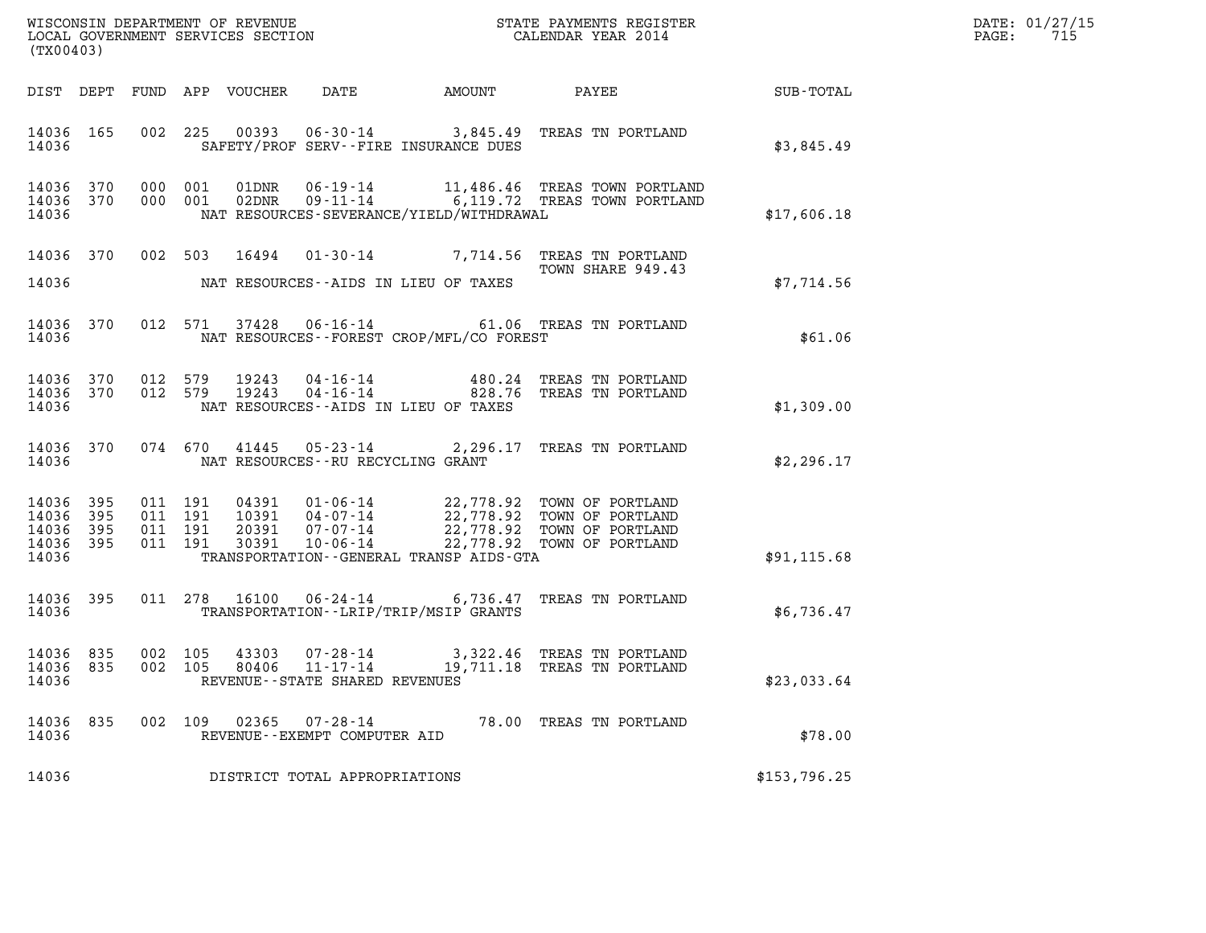WISCONSIN DEPARTMENT OF REVENUE
LOCAL GOVERNMENT SERVICES SECTION
(TX00403)

STATE PAYMENTS REGISTER
CALENDAR YEAR 2014

DATE: 01/27/15
PAGE: 715

| DIST | DEPT | FUND | APP | VOUCHER | DATE | AMOUNT | PAYEE | SUB-TOTAL |
|---|---|---|---|---|---|---|---|---|
| 14036 | 165 | 002 | 225 | 00393 | 06-30-14 | 3,845.49 | TREAS TN PORTLAND | |
| 14036 | | | | | SAFETY/PROF SERV--FIRE INSURANCE DUES | | | $3,845.49 |
| 14036 | 370 | 000 | 001 | 01DNR | 06-19-14 | 11,486.46 | TREAS TOWN PORTLAND | |
| 14036 | 370 | 000 | 001 | 02DNR | 09-11-14 | 6,119.72 | TREAS TOWN PORTLAND | |
| 14036 | | | | | NAT RESOURCES-SEVERANCE/YIELD/WITHDRAWAL | | | $17,606.18 |
| 14036 | 370 | 002 | 503 | 16494 | 01-30-14 | 7,714.56 | TREAS TN PORTLAND TOWN SHARE 949.43 | |
| 14036 | | | | | NAT RESOURCES--AIDS IN LIEU OF TAXES | | | $7,714.56 |
| 14036 | 370 | 012 | 571 | 37428 | 06-16-14 | 61.06 | TREAS TN PORTLAND | |
| 14036 | | | | | NAT RESOURCES--FOREST CROP/MFL/CO FOREST | | | $61.06 |
| 14036 | 370 | 012 | 579 | 19243 | 04-16-14 | 480.24 | TREAS TN PORTLAND | |
| 14036 | 370 | 012 | 579 | 19243 | 04-16-14 | 828.76 | TREAS TN PORTLAND | |
| 14036 | | | | | NAT RESOURCES--AIDS IN LIEU OF TAXES | | | $1,309.00 |
| 14036 | 370 | 074 | 670 | 41445 | 05-23-14 | 2,296.17 | TREAS TN PORTLAND | |
| 14036 | | | | | NAT RESOURCES--RU RECYCLING GRANT | | | $2,296.17 |
| 14036 | 395 | 011 | 191 | 04391 | 01-06-14 | 22,778.92 | TOWN OF PORTLAND | |
| 14036 | 395 | 011 | 191 | 10391 | 04-07-14 | 22,778.92 | TOWN OF PORTLAND | |
| 14036 | 395 | 011 | 191 | 20391 | 07-07-14 | 22,778.92 | TOWN OF PORTLAND | |
| 14036 | 395 | 011 | 191 | 30391 | 10-06-14 | 22,778.92 | TOWN OF PORTLAND | |
| 14036 | | | | | TRANSPORTATION--GENERAL TRANSP AIDS-GTA | | | $91,115.68 |
| 14036 | 395 | 011 | 278 | 16100 | 06-24-14 | 6,736.47 | TREAS TN PORTLAND | |
| 14036 | | | | | TRANSPORTATION--LRIP/TRIP/MSIP GRANTS | | | $6,736.47 |
| 14036 | 835 | 002 | 105 | 43303 | 07-28-14 | 3,322.46 | TREAS TN PORTLAND | |
| 14036 | 835 | 002 | 105 | 80406 | 11-17-14 | 19,711.18 | TREAS TN PORTLAND | |
| 14036 | | | | | REVENUE--STATE SHARED REVENUES | | | $23,033.64 |
| 14036 | 835 | 002 | 109 | 02365 | 07-28-14 | 78.00 | TREAS TN PORTLAND | |
| 14036 | | | | | REVENUE--EXEMPT COMPUTER AID | | | $78.00 |
| 14036 | | | | | DISTRICT TOTAL APPROPRIATIONS | | | $153,796.25 |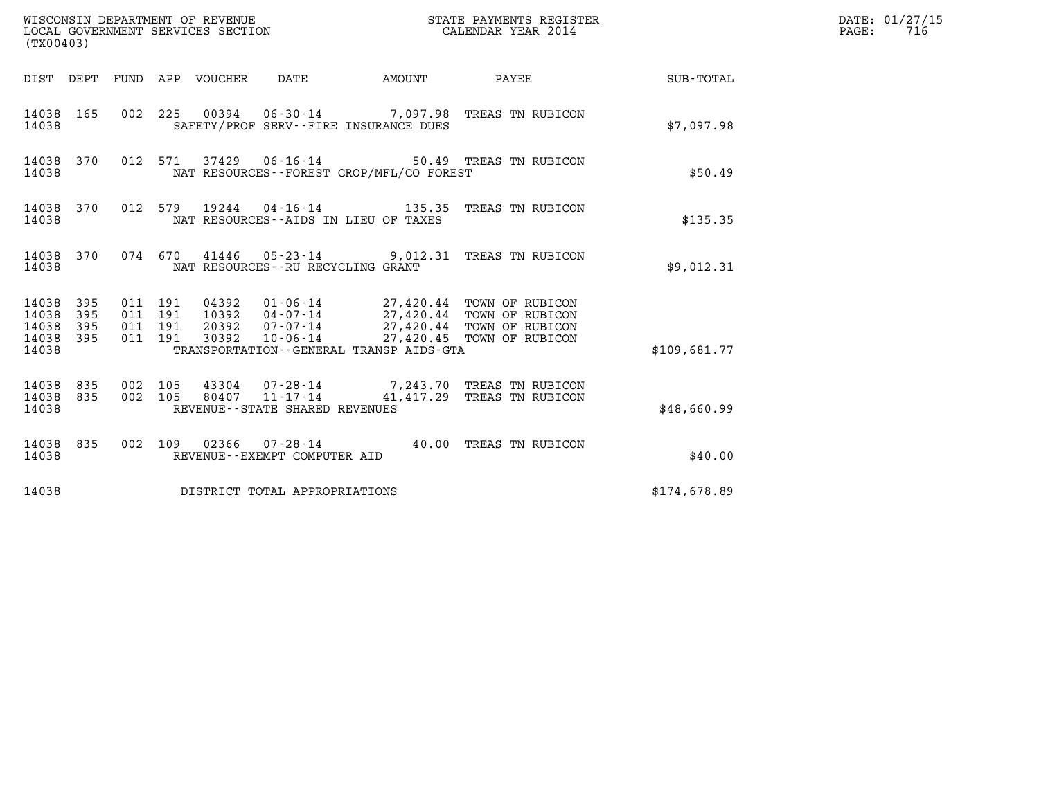WISCONSIN DEPARTMENT OF REVENUE
LOCAL GOVERNMENT SERVICES SECTION
(TX00403)

STATE PAYMENTS REGISTER
CALENDAR YEAR 2014

DATE: 01/27/15
PAGE: 716

| DIST | DEPT | FUND | APP | VOUCHER | DATE | AMOUNT | PAYEE | SUB-TOTAL |
|---|---|---|---|---|---|---|---|---|
| 14038 | 165 | 002 | 225 | 00394 | 06-30-14 | 7,097.98 | TREAS TN RUBICON | |
| 14038 | | | | | SAFETY/PROF SERV--FIRE INSURANCE DUES | | | $7,097.98 |
| 14038 | 370 | 012 | 571 | 37429 | 06-16-14 | 50.49 | TREAS TN RUBICON | |
| 14038 | | | | | NAT RESOURCES--FOREST CROP/MFL/CO FOREST | | | $50.49 |
| 14038 | 370 | 012 | 579 | 19244 | 04-16-14 | 135.35 | TREAS TN RUBICON | |
| 14038 | | | | | NAT RESOURCES--AIDS IN LIEU OF TAXES | | | $135.35 |
| 14038 | 370 | 074 | 670 | 41446 | 05-23-14 | 9,012.31 | TREAS TN RUBICON | |
| 14038 | | | | | NAT RESOURCES--RU RECYCLING GRANT | | | $9,012.31 |
| 14038 | 395 | 011 | 191 | 04392 | 01-06-14 | 27,420.44 | TOWN OF RUBICON | |
| 14038 | 395 | 011 | 191 | 10392 | 04-07-14 | 27,420.44 | TOWN OF RUBICON | |
| 14038 | 395 | 011 | 191 | 20392 | 07-07-14 | 27,420.44 | TOWN OF RUBICON | |
| 14038 | 395 | 011 | 191 | 30392 | 10-06-14 | 27,420.45 | TOWN OF RUBICON | |
| 14038 | | | | | TRANSPORTATION--GENERAL TRANSP AIDS-GTA | | | $109,681.77 |
| 14038 | 835 | 002 | 105 | 43304 | 07-28-14 | 7,243.70 | TREAS TN RUBICON | |
| 14038 | 835 | 002 | 105 | 80407 | 11-17-14 | 41,417.29 | TREAS TN RUBICON | |
| 14038 | | | | | REVENUE--STATE SHARED REVENUES | | | $48,660.99 |
| 14038 | 835 | 002 | 109 | 02366 | 07-28-14 | 40.00 | TREAS TN RUBICON | |
| 14038 | | | | | REVENUE--EXEMPT COMPUTER AID | | | $40.00 |
| 14038 | | | | | DISTRICT TOTAL APPROPRIATIONS | | | $174,678.89 |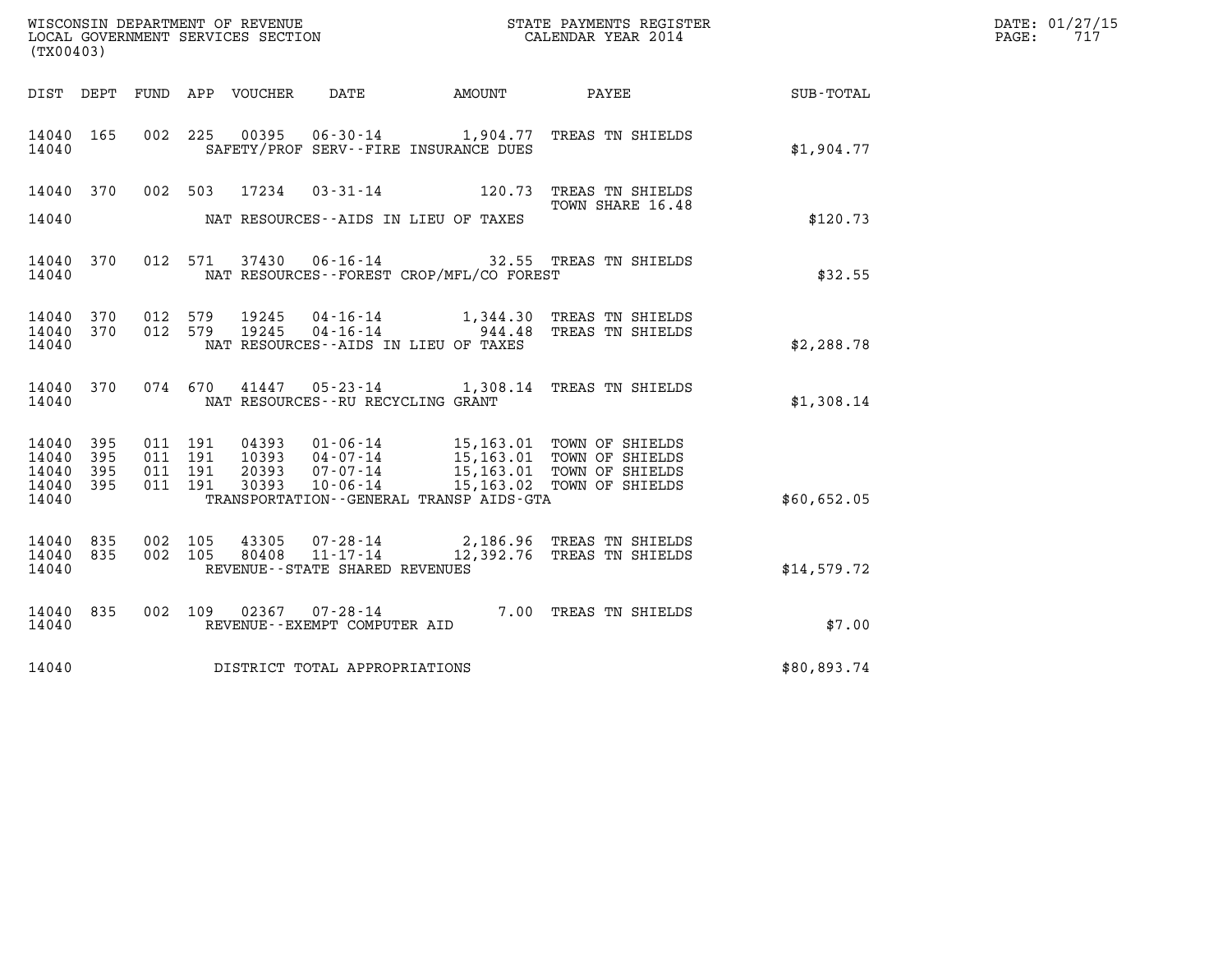WISCONSIN DEPARTMENT OF REVENUE
LOCAL GOVERNMENT SERVICES SECTION
(TX00403)

STATE PAYMENTS REGISTER
CALENDAR YEAR 2014

DATE: 01/27/15
PAGE: 717

| DIST | DEPT | FUND | APP | VOUCHER | DATE | AMOUNT | PAYEE | SUB-TOTAL |
|---|---|---|---|---|---|---|---|---|
| 14040 | 165 | 002 | 225 | 00395 | 06-30-14 | 1,904.77 | TREAS TN SHIELDS | |
| 14040 | | | | | SAFETY/PROF SERV--FIRE INSURANCE DUES | | | $1,904.77 |
| 14040 | 370 | 002 | 503 | 17234 | 03-31-14 | 120.73 | TREAS TN SHIELDS TOWN SHARE 16.48 | |
| 14040 | | | | | NAT RESOURCES--AIDS IN LIEU OF TAXES | | | $120.73 |
| 14040 | 370 | 012 | 571 | 37430 | 06-16-14 | 32.55 | TREAS TN SHIELDS | |
| 14040 | | | | | NAT RESOURCES--FOREST CROP/MFL/CO FOREST | | | $32.55 |
| 14040 | 370 | 012 | 579 | 19245 | 04-16-14 | 1,344.30 | TREAS TN SHIELDS | |
| 14040 | 370 | 012 | 579 | 19245 | 04-16-14 | 944.48 | TREAS TN SHIELDS | |
| 14040 | | | | | NAT RESOURCES--AIDS IN LIEU OF TAXES | | | $2,288.78 |
| 14040 | 370 | 074 | 670 | 41447 | 05-23-14 | 1,308.14 | TREAS TN SHIELDS | |
| 14040 | | | | | NAT RESOURCES--RU RECYCLING GRANT | | | $1,308.14 |
| 14040 | 395 | 011 | 191 | 04393 | 01-06-14 | 15,163.01 | TOWN OF SHIELDS | |
| 14040 | 395 | 011 | 191 | 10393 | 04-07-14 | 15,163.01 | TOWN OF SHIELDS | |
| 14040 | 395 | 011 | 191 | 20393 | 07-07-14 | 15,163.01 | TOWN OF SHIELDS | |
| 14040 | 395 | 011 | 191 | 30393 | 10-06-14 | 15,163.02 | TOWN OF SHIELDS | |
| 14040 | | | | | TRANSPORTATION--GENERAL TRANSP AIDS-GTA | | | $60,652.05 |
| 14040 | 835 | 002 | 105 | 43305 | 07-28-14 | 2,186.96 | TREAS TN SHIELDS | |
| 14040 | 835 | 002 | 105 | 80408 | 11-17-14 | 12,392.76 | TREAS TN SHIELDS | |
| 14040 | | | | | REVENUE--STATE SHARED REVENUES | | | $14,579.72 |
| 14040 | 835 | 002 | 109 | 02367 | 07-28-14 | 7.00 | TREAS TN SHIELDS | |
| 14040 | | | | | REVENUE--EXEMPT COMPUTER AID | | | $7.00 |
| 14040 | | | | | DISTRICT TOTAL APPROPRIATIONS | | | $80,893.74 |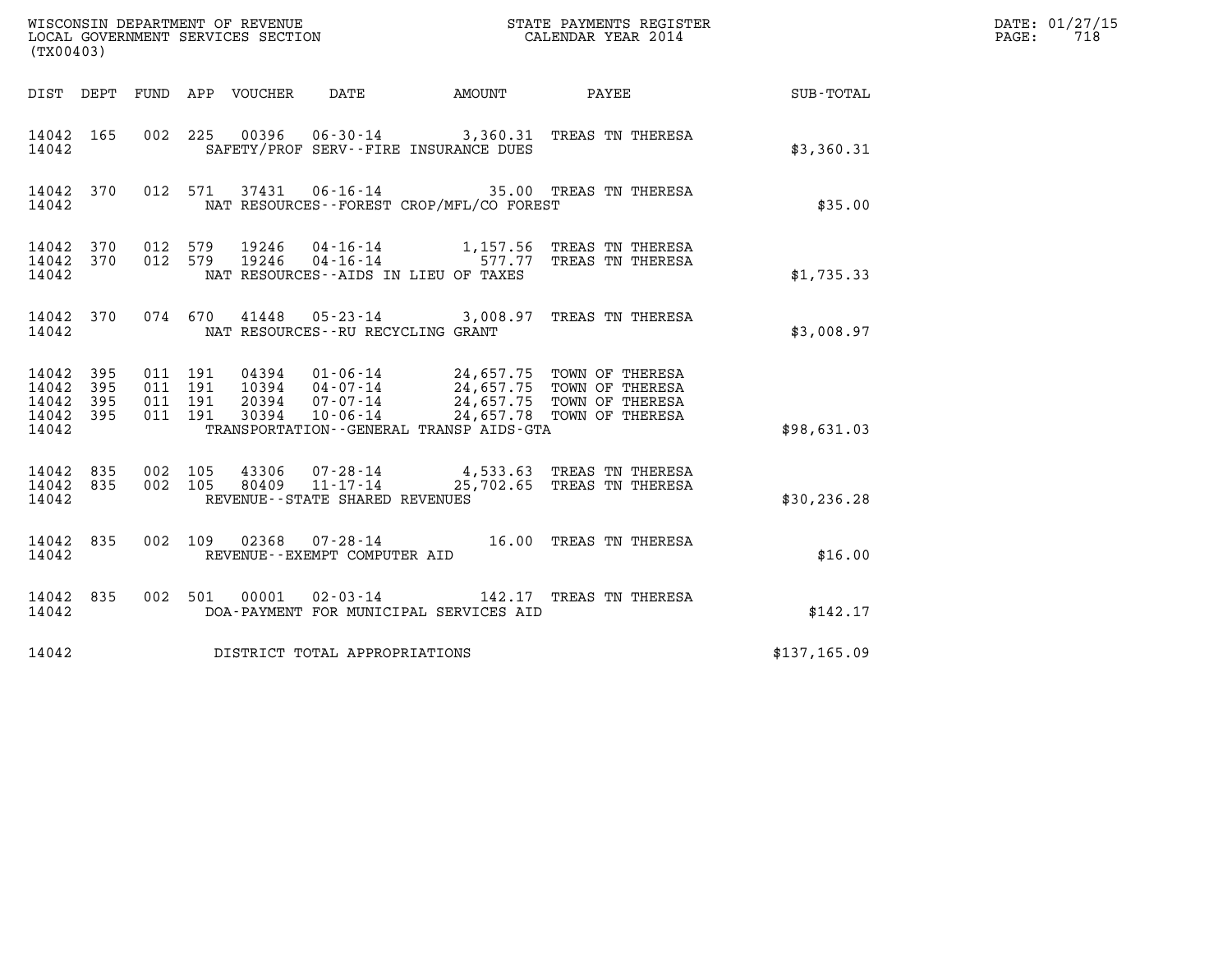WISCONSIN DEPARTMENT OF REVENUE
LOCAL GOVERNMENT SERVICES SECTION
(TX00403)

STATE PAYMENTS REGISTER
CALENDAR YEAR 2014

DATE: 01/27/15
PAGE: 718

| DIST | DEPT | FUND | APP | VOUCHER | DATE | AMOUNT | PAYEE | SUB-TOTAL |
|---|---|---|---|---|---|---|---|---|
| 14042 | 165 | 002 | 225 | 00396 | 06-30-14 | 3,360.31 | TREAS TN THERESA | |
| 14042 | | | | SAFETY/PROF SERV--FIRE INSURANCE DUES | | | | $3,360.31 |
| 14042 | 370 | 012 | 571 | 37431 | 06-16-14 | 35.00 | TREAS TN THERESA | |
| 14042 | | | | NAT RESOURCES--FOREST CROP/MFL/CO FOREST | | | | $35.00 |
| 14042 | 370 | 012 | 579 | 19246 | 04-16-14 | 1,157.56 | TREAS TN THERESA | |
| 14042 | 370 | 012 | 579 | 19246 | 04-16-14 | 577.77 | TREAS TN THERESA | |
| 14042 | | | | NAT RESOURCES--AIDS IN LIEU OF TAXES | | | | $1,735.33 |
| 14042 | 370 | 074 | 670 | 41448 | 05-23-14 | 3,008.97 | TREAS TN THERESA | |
| 14042 | | | | NAT RESOURCES--RU RECYCLING GRANT | | | | $3,008.97 |
| 14042 | 395 | 011 | 191 | 04394 | 01-06-14 | 24,657.75 | TOWN OF THERESA | |
| 14042 | 395 | 011 | 191 | 10394 | 04-07-14 | 24,657.75 | TOWN OF THERESA | |
| 14042 | 395 | 011 | 191 | 20394 | 07-07-14 | 24,657.75 | TOWN OF THERESA | |
| 14042 | 395 | 011 | 191 | 30394 | 10-06-14 | 24,657.78 | TOWN OF THERESA | |
| 14042 | | | | TRANSPORTATION--GENERAL TRANSP AIDS-GTA | | | | $98,631.03 |
| 14042 | 835 | 002 | 105 | 43306 | 07-28-14 | 4,533.63 | TREAS TN THERESA | |
| 14042 | 835 | 002 | 105 | 80409 | 11-17-14 | 25,702.65 | TREAS TN THERESA | |
| 14042 | | | | REVENUE--STATE SHARED REVENUES | | | | $30,236.28 |
| 14042 | 835 | 002 | 109 | 02368 | 07-28-14 | 16.00 | TREAS TN THERESA | |
| 14042 | | | | REVENUE--EXEMPT COMPUTER AID | | | | $16.00 |
| 14042 | 835 | 002 | 501 | 00001 | 02-03-14 | 142.17 | TREAS TN THERESA | |
| 14042 | | | | DOA-PAYMENT FOR MUNICIPAL SERVICES AID | | | | $142.17 |
| 14042 | | | | DISTRICT TOTAL APPROPRIATIONS | | | | $137,165.09 |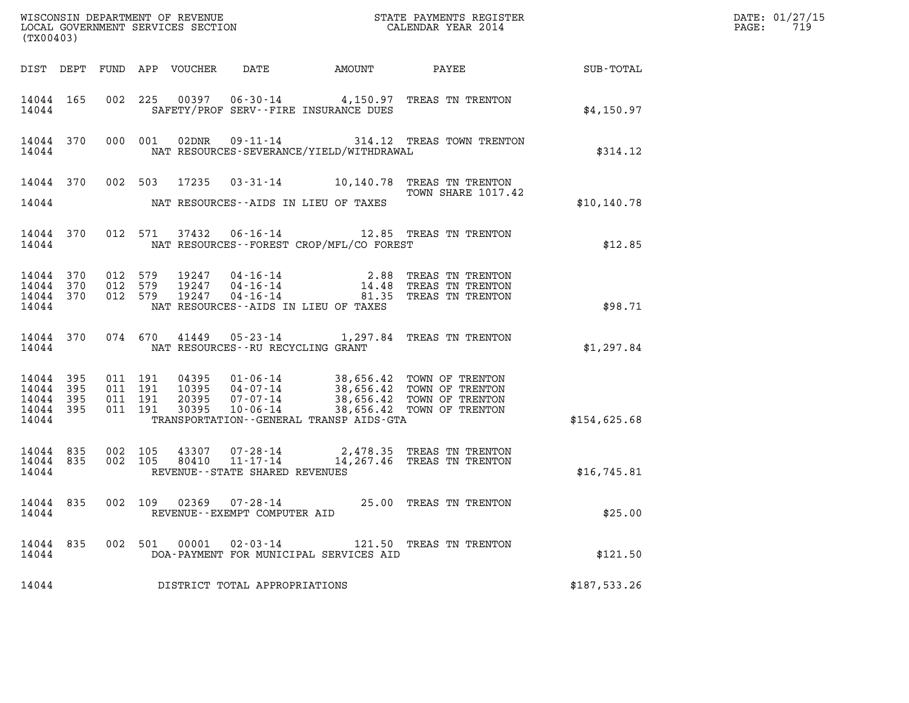WISCONSIN DEPARTMENT OF REVENUE
LOCAL GOVERNMENT SERVICES SECTION
(TX00403)

STATE PAYMENTS REGISTER
CALENDAR YEAR 2014

DATE: 01/27/15
PAGE: 719

| DIST | DEPT | FUND | APP | VOUCHER | DATE | AMOUNT | PAYEE | SUB-TOTAL |
|---|---|---|---|---|---|---|---|---|
| 14044 | 165 | 002 | 225 | 00397 | 06-30-14 | 4,150.97 | TREAS TN TRENTON | |
| 14044 | | | | SAFETY/PROF SERV--FIRE INSURANCE DUES | | | | $4,150.97 |
| 14044 | 370 | 000 | 001 | 02DNR | 09-11-14 | 314.12 | TREAS TOWN TRENTON | |
| 14044 | | | | NAT RESOURCES-SEVERANCE/YIELD/WITHDRAWAL | | | | $314.12 |
| 14044 | 370 | 002 | 503 | 17235 | 03-31-14 | 10,140.78 | TREAS TN TRENTON TOWN SHARE 1017.42 | |
| 14044 | | | | NAT RESOURCES--AIDS IN LIEU OF TAXES | | | | $10,140.78 |
| 14044 | 370 | 012 | 571 | 37432 | 06-16-14 | 12.85 | TREAS TN TRENTON | |
| 14044 | | | | NAT RESOURCES--FOREST CROP/MFL/CO FOREST | | | | $12.85 |
| 14044 | 370 | 012 | 579 | 19247 | 04-16-14 | 2.88 | TREAS TN TRENTON | |
| 14044 | 370 | 012 | 579 | 19247 | 04-16-14 | 14.48 | TREAS TN TRENTON | |
| 14044 | 370 | 012 | 579 | 19247 | 04-16-14 | 81.35 | TREAS TN TRENTON | |
| 14044 | | | | NAT RESOURCES--AIDS IN LIEU OF TAXES | | | | $98.71 |
| 14044 | 370 | 074 | 670 | 41449 | 05-23-14 | 1,297.84 | TREAS TN TRENTON | |
| 14044 | | | | NAT RESOURCES--RU RECYCLING GRANT | | | | $1,297.84 |
| 14044 | 395 | 011 | 191 | 04395 | 01-06-14 | 38,656.42 | TOWN OF TRENTON | |
| 14044 | 395 | 011 | 191 | 10395 | 04-07-14 | 38,656.42 | TOWN OF TRENTON | |
| 14044 | 395 | 011 | 191 | 20395 | 07-07-14 | 38,656.42 | TOWN OF TRENTON | |
| 14044 | 395 | 011 | 191 | 30395 | 10-06-14 | 38,656.42 | TOWN OF TRENTON | |
| 14044 | | | | TRANSPORTATION--GENERAL TRANSP AIDS-GTA | | | | $154,625.68 |
| 14044 | 835 | 002 | 105 | 43307 | 07-28-14 | 2,478.35 | TREAS TN TRENTON | |
| 14044 | 835 | 002 | 105 | 80410 | 11-17-14 | 14,267.46 | TREAS TN TRENTON | |
| 14044 | | | | REVENUE--STATE SHARED REVENUES | | | | $16,745.81 |
| 14044 | 835 | 002 | 109 | 02369 | 07-28-14 | 25.00 | TREAS TN TRENTON | |
| 14044 | | | | REVENUE--EXEMPT COMPUTER AID | | | | $25.00 |
| 14044 | 835 | 002 | 501 | 00001 | 02-03-14 | 121.50 | TREAS TN TRENTON | |
| 14044 | | | | DOA-PAYMENT FOR MUNICIPAL SERVICES AID | | | | $121.50 |
| 14044 | | | | DISTRICT TOTAL APPROPRIATIONS | | | | $187,533.26 |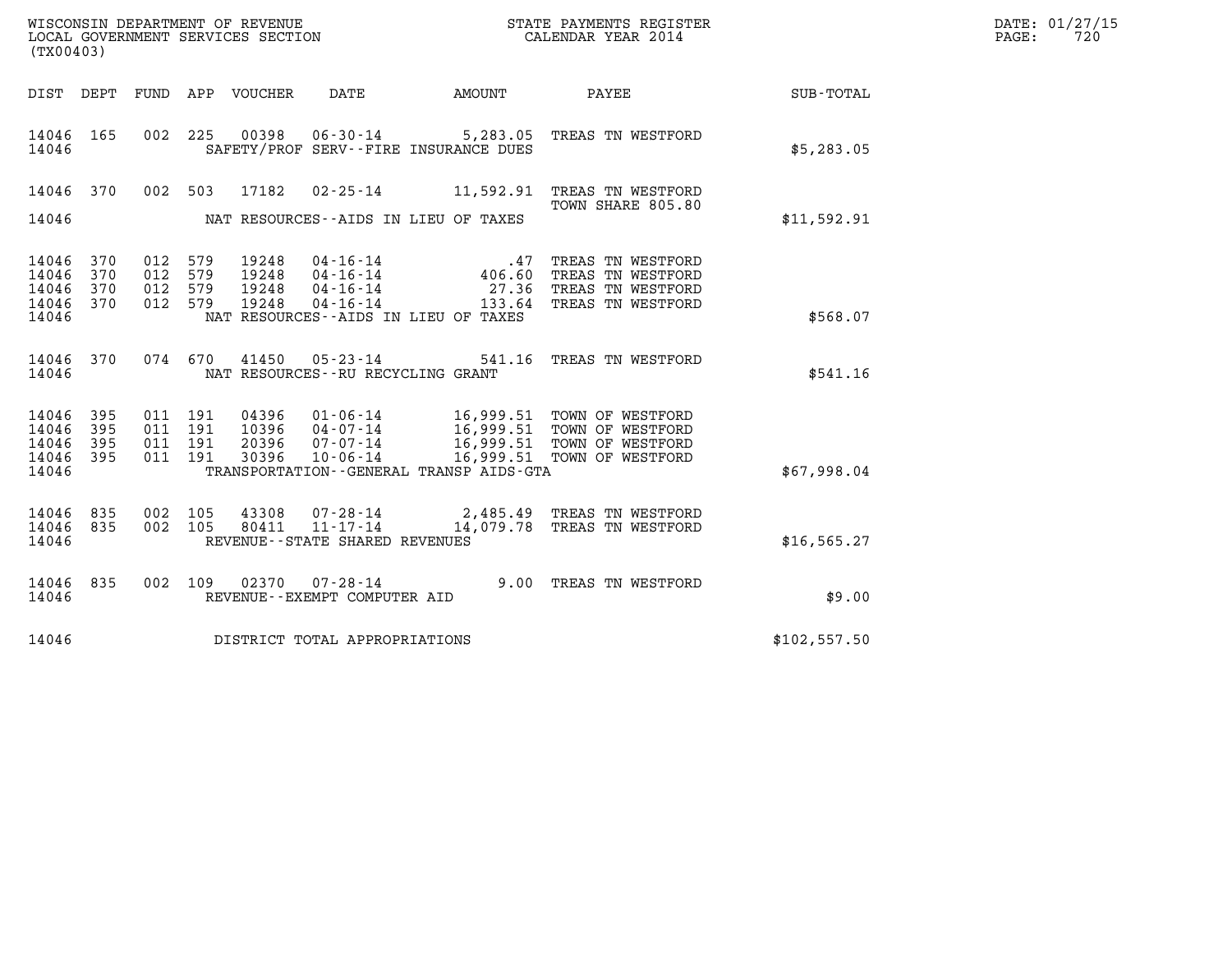WISCONSIN DEPARTMENT OF REVENUE
LOCAL GOVERNMENT SERVICES SECTION
(TX00403)

STATE PAYMENTS REGISTER
CALENDAR YEAR 2014

DATE: 01/27/15
PAGE: 720

| DIST | DEPT | FUND | APP | VOUCHER | DATE | AMOUNT | PAYEE | SUB-TOTAL |
|---|---|---|---|---|---|---|---|---|
| 14046 | 165 | 002 | 225 | 00398 | 06-30-14 | 5,283.05 | TREAS TN WESTFORD | |
| 14046 | | | | | SAFETY/PROF SERV--FIRE INSURANCE DUES | | | $5,283.05 |
| 14046 | 370 | 002 | 503 | 17182 | 02-25-14 | 11,592.91 | TREAS TN WESTFORD TOWN SHARE 805.80 | |
| 14046 | | | | | NAT RESOURCES--AIDS IN LIEU OF TAXES | | | $11,592.91 |
| 14046 | 370 | 012 | 579 | 19248 | 04-16-14 | .47 | TREAS TN WESTFORD | |
| 14046 | 370 | 012 | 579 | 19248 | 04-16-14 | 406.60 | TREAS TN WESTFORD | |
| 14046 | 370 | 012 | 579 | 19248 | 04-16-14 | 27.36 | TREAS TN WESTFORD | |
| 14046 | 370 | 012 | 579 | 19248 | 04-16-14 | 133.64 | TREAS TN WESTFORD | |
| 14046 | | | | | NAT RESOURCES--AIDS IN LIEU OF TAXES | | | $568.07 |
| 14046 | 370 | 074 | 670 | 41450 | 05-23-14 | 541.16 | TREAS TN WESTFORD | |
| 14046 | | | | | NAT RESOURCES--RU RECYCLING GRANT | | | $541.16 |
| 14046 | 395 | 011 | 191 | 04396 | 01-06-14 | 16,999.51 | TOWN OF WESTFORD | |
| 14046 | 395 | 011 | 191 | 10396 | 04-07-14 | 16,999.51 | TOWN OF WESTFORD | |
| 14046 | 395 | 011 | 191 | 20396 | 07-07-14 | 16,999.51 | TOWN OF WESTFORD | |
| 14046 | 395 | 011 | 191 | 30396 | 10-06-14 | 16,999.51 | TOWN OF WESTFORD | |
| 14046 | | | | | TRANSPORTATION--GENERAL TRANSP AIDS-GTA | | | $67,998.04 |
| 14046 | 835 | 002 | 105 | 43308 | 07-28-14 | 2,485.49 | TREAS TN WESTFORD | |
| 14046 | 835 | 002 | 105 | 80411 | 11-17-14 | 14,079.78 | TREAS TN WESTFORD | |
| 14046 | | | | | REVENUE--STATE SHARED REVENUES | | | $16,565.27 |
| 14046 | 835 | 002 | 109 | 02370 | 07-28-14 | 9.00 | TREAS TN WESTFORD | |
| 14046 | | | | | REVENUE--EXEMPT COMPUTER AID | | | $9.00 |
| 14046 | | | | | DISTRICT TOTAL APPROPRIATIONS | | | $102,557.50 |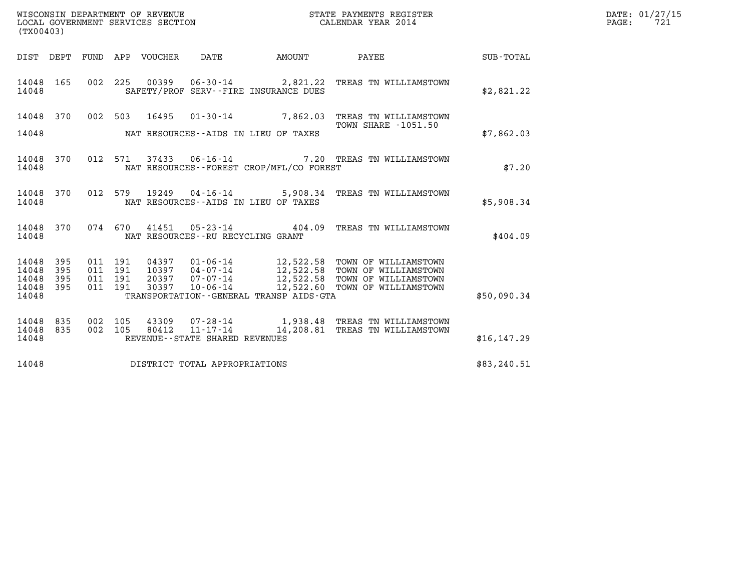WISCONSIN DEPARTMENT OF REVENUE
LOCAL GOVERNMENT SERVICES SECTION
(TX00403)

STATE PAYMENTS REGISTER
CALENDAR YEAR 2014

DATE: 01/27/15
PAGE: 721

| DIST | DEPT | FUND | APP | VOUCHER | DATE | AMOUNT | PAYEE | SUB-TOTAL |
|---|---|---|---|---|---|---|---|---|
| 14048 | 165 | 002 | 225 | 00399 | 06-30-14 | 2,821.22 | TREAS TN WILLIAMSTOWN | |
| 14048 | | | | SAFETY/PROF SERV--FIRE INSURANCE DUES | | | | $2,821.22 |
| 14048 | 370 | 002 | 503 | 16495 | 01-30-14 | 7,862.03 | TREAS TN WILLIAMSTOWN TOWN SHARE -1051.50 | |
| 14048 | | | | NAT RESOURCES--AIDS IN LIEU OF TAXES | | | | $7,862.03 |
| 14048 | 370 | 012 | 571 | 37433 | 06-16-14 | 7.20 | TREAS TN WILLIAMSTOWN | |
| 14048 | | | | NAT RESOURCES--FOREST CROP/MFL/CO FOREST | | | | $7.20 |
| 14048 | 370 | 012 | 579 | 19249 | 04-16-14 | 5,908.34 | TREAS TN WILLIAMSTOWN | |
| 14048 | | | | NAT RESOURCES--AIDS IN LIEU OF TAXES | | | | $5,908.34 |
| 14048 | 370 | 074 | 670 | 41451 | 05-23-14 | 404.09 | TREAS TN WILLIAMSTOWN | |
| 14048 | | | | NAT RESOURCES--RU RECYCLING GRANT | | | | $404.09 |
| 14048 | 395 | 011 | 191 | 04397 | 01-06-14 | 12,522.58 | TOWN OF WILLIAMSTOWN | |
| 14048 | 395 | 011 | 191 | 10397 | 04-07-14 | 12,522.58 | TOWN OF WILLIAMSTOWN | |
| 14048 | 395 | 011 | 191 | 20397 | 07-07-14 | 12,522.58 | TOWN OF WILLIAMSTOWN | |
| 14048 | 395 | 011 | 191 | 30397 | 10-06-14 | 12,522.60 | TOWN OF WILLIAMSTOWN | |
| 14048 | | | | TRANSPORTATION--GENERAL TRANSP AIDS-GTA | | | | $50,090.34 |
| 14048 | 835 | 002 | 105 | 43309 | 07-28-14 | 1,938.48 | TREAS TN WILLIAMSTOWN | |
| 14048 | 835 | 002 | 105 | 80412 | 11-17-14 | 14,208.81 | TREAS TN WILLIAMSTOWN | |
| 14048 | | | | REVENUE--STATE SHARED REVENUES | | | | $16,147.29 |
| 14048 | | | | DISTRICT TOTAL APPROPRIATIONS | | | | $83,240.51 |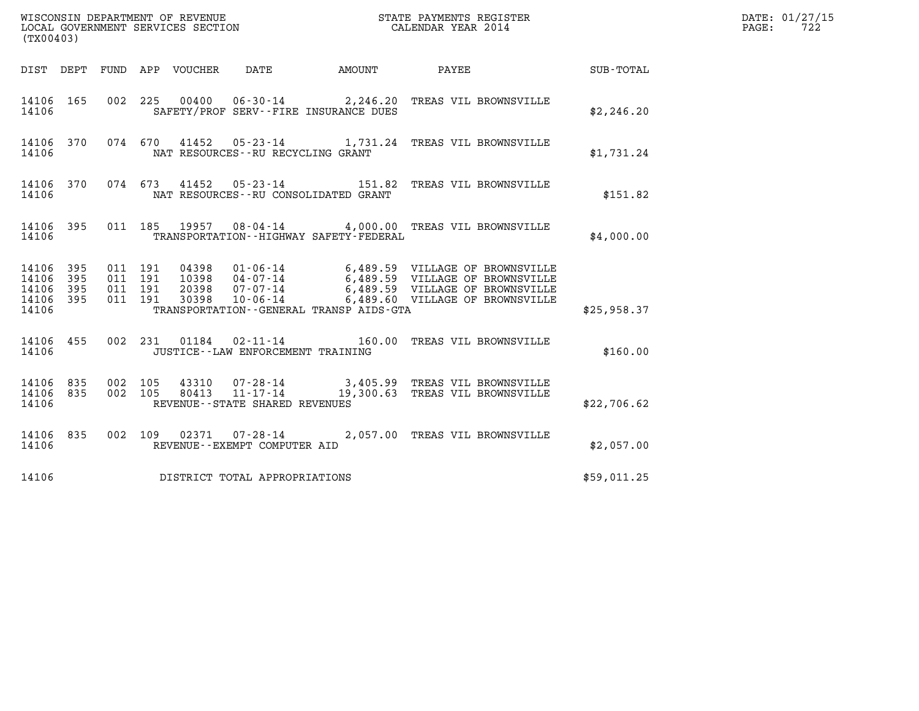WISCONSIN DEPARTMENT OF REVENUE
LOCAL GOVERNMENT SERVICES SECTION
(TX00403)

STATE PAYMENTS REGISTER
CALENDAR YEAR 2014

DATE: 01/27/15
PAGE: 722

| DIST | DEPT | FUND | APP | VOUCHER | DATE | AMOUNT | PAYEE | SUB-TOTAL |
|---|---|---|---|---|---|---|---|---|
| 14106 | 165 | 002 | 225 | 00400 | 06-30-14 | 2,246.20 | TREAS VIL BROWNSVILLE | |
| 14106 | | | | SAFETY/PROF SERV--FIRE INSURANCE DUES | | | | $2,246.20 |
| 14106 | 370 | 074 | 670 | 41452 | 05-23-14 | 1,731.24 | TREAS VIL BROWNSVILLE | |
| 14106 | | | | NAT RESOURCES--RU RECYCLING GRANT | | | | $1,731.24 |
| 14106 | 370 | 074 | 673 | 41452 | 05-23-14 | 151.82 | TREAS VIL BROWNSVILLE | |
| 14106 | | | | NAT RESOURCES--RU CONSOLIDATED GRANT | | | | $151.82 |
| 14106 | 395 | 011 | 185 | 19957 | 08-04-14 | 4,000.00 | TREAS VIL BROWNSVILLE | |
| 14106 | | | | TRANSPORTATION--HIGHWAY SAFETY-FEDERAL | | | | $4,000.00 |
| 14106 | 395 | 011 | 191 | 04398 | 01-06-14 | 6,489.59 | VILLAGE OF BROWNSVILLE | |
| 14106 | 395 | 011 | 191 | 10398 | 04-07-14 | 6,489.59 | VILLAGE OF BROWNSVILLE | |
| 14106 | 395 | 011 | 191 | 20398 | 07-07-14 | 6,489.59 | VILLAGE OF BROWNSVILLE | |
| 14106 | 395 | 011 | 191 | 30398 | 10-06-14 | 6,489.60 | VILLAGE OF BROWNSVILLE | |
| 14106 | | | | TRANSPORTATION--GENERAL TRANSP AIDS-GTA | | | | $25,958.37 |
| 14106 | 455 | 002 | 231 | 01184 | 02-11-14 | 160.00 | TREAS VIL BROWNSVILLE | |
| 14106 | | | | JUSTICE--LAW ENFORCEMENT TRAINING | | | | $160.00 |
| 14106 | 835 | 002 | 105 | 43310 | 07-28-14 | 3,405.99 | TREAS VIL BROWNSVILLE | |
| 14106 | 835 | 002 | 105 | 80413 | 11-17-14 | 19,300.63 | TREAS VIL BROWNSVILLE | |
| 14106 | | | | REVENUE--STATE SHARED REVENUES | | | | $22,706.62 |
| 14106 | 835 | 002 | 109 | 02371 | 07-28-14 | 2,057.00 | TREAS VIL BROWNSVILLE | |
| 14106 | | | | REVENUE--EXEMPT COMPUTER AID | | | | $2,057.00 |
| 14106 | | | | DISTRICT TOTAL APPROPRIATIONS | | | | $59,011.25 |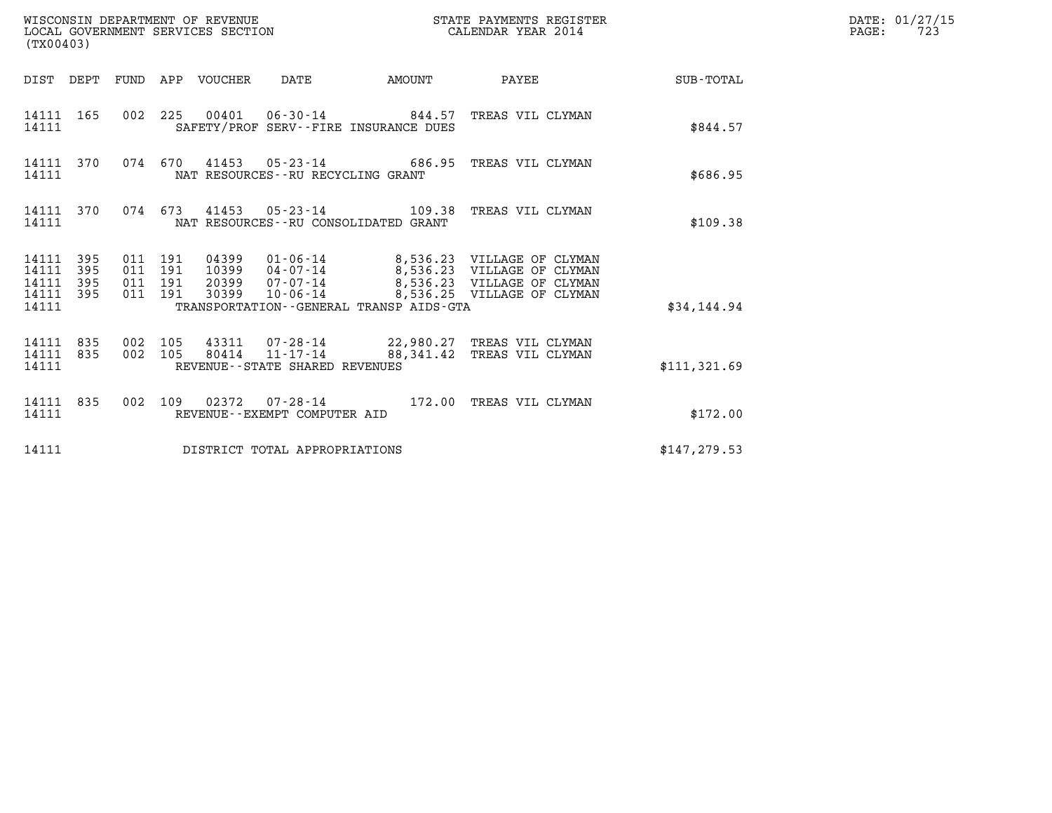WISCONSIN DEPARTMENT OF REVENUE
LOCAL GOVERNMENT SERVICES SECTION
(TX00403)

STATE PAYMENTS REGISTER
CALENDAR YEAR 2014

DATE: 01/27/15

| DIST | DEPT | FUND | APP | VOUCHER | DATE | AMOUNT | PAYEE | SUB-TOTAL |
|---|---|---|---|---|---|---|---|---|
| 14111 | 165 | 002 | 225 | 00401 | 06-30-14 | 844.57 | TREAS VIL CLYMAN | |
| 14111 | | | | | SAFETY/PROF SERV--FIRE INSURANCE DUES | | | $844.57 |
| 14111 | 370 | 074 | 670 | 41453 | 05-23-14 | 686.95 | TREAS VIL CLYMAN | |
| 14111 | | | | | NAT RESOURCES--RU RECYCLING GRANT | | | $686.95 |
| 14111 | 370 | 074 | 673 | 41453 | 05-23-14 | 109.38 | TREAS VIL CLYMAN | |
| 14111 | | | | | NAT RESOURCES--RU CONSOLIDATED GRANT | | | $109.38 |
| 14111 | 395 | 011 | 191 | 04399 | 01-06-14 | 8,536.23 | VILLAGE OF CLYMAN | |
| 14111 | 395 | 011 | 191 | 10399 | 04-07-14 | 8,536.23 | VILLAGE OF CLYMAN | |
| 14111 | 395 | 011 | 191 | 20399 | 07-07-14 | 8,536.23 | VILLAGE OF CLYMAN | |
| 14111 | 395 | 011 | 191 | 30399 | 10-06-14 | 8,536.25 | VILLAGE OF CLYMAN | |
| 14111 | | | | | TRANSPORTATION--GENERAL TRANSP AIDS-GTA | | | $34,144.94 |
| 14111 | 835 | 002 | 105 | 43311 | 07-28-14 | 22,980.27 | TREAS VIL CLYMAN | |
| 14111 | 835 | 002 | 105 | 80414 | 11-17-14 | 88,341.42 | TREAS VIL CLYMAN | |
| 14111 | | | | | REVENUE--STATE SHARED REVENUES | | | $111,321.69 |
| 14111 | 835 | 002 | 109 | 02372 | 07-28-14 | 172.00 | TREAS VIL CLYMAN | |
| 14111 | | | | | REVENUE--EXEMPT COMPUTER AID | | | $172.00 |
| 14111 | | | | | DISTRICT TOTAL APPROPRIATIONS | | | $147,279.53 |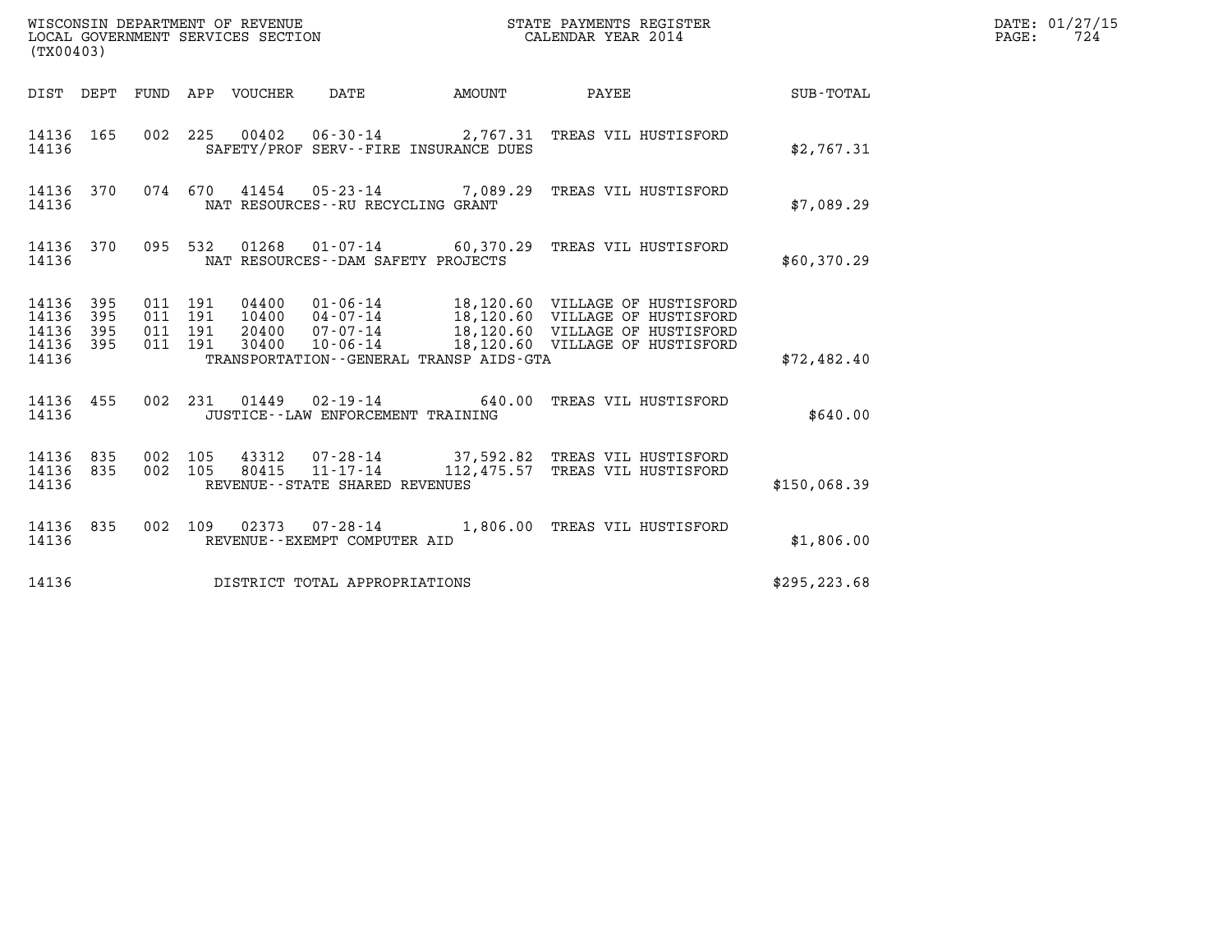WISCONSIN DEPARTMENT OF REVENUE
LOCAL GOVERNMENT SERVICES SECTION
(TX00403)

STATE PAYMENTS REGISTER
CALENDAR YEAR 2014

DATE: 01/27/15
PAGE: 724

| DIST | DEPT | FUND | APP | VOUCHER | DATE | AMOUNT | PAYEE | SUB-TOTAL |
|---|---|---|---|---|---|---|---|---|
| 14136 | 165 | 002 | 225 | 00402 | 06-30-14 | 2,767.31 | TREAS VIL HUSTISFORD | |
| 14136 | | | | | SAFETY/PROF SERV--FIRE INSURANCE DUES | | | $2,767.31 |
| 14136 | 370 | 074 | 670 | 41454 | 05-23-14 | 7,089.29 | TREAS VIL HUSTISFORD | |
| 14136 | | | | | NAT RESOURCES--RU RECYCLING GRANT | | | $7,089.29 |
| 14136 | 370 | 095 | 532 | 01268 | 01-07-14 | 60,370.29 | TREAS VIL HUSTISFORD | |
| 14136 | | | | | NAT RESOURCES--DAM SAFETY PROJECTS | | | $60,370.29 |
| 14136 | 395 | 011 | 191 | 04400 | 01-06-14 | 18,120.60 | VILLAGE OF HUSTISFORD | |
| 14136 | 395 | 011 | 191 | 10400 | 04-07-14 | 18,120.60 | VILLAGE OF HUSTISFORD | |
| 14136 | 395 | 011 | 191 | 20400 | 07-07-14 | 18,120.60 | VILLAGE OF HUSTISFORD | |
| 14136 | 395 | 011 | 191 | 30400 | 10-06-14 | 18,120.60 | VILLAGE OF HUSTISFORD | |
| 14136 | | | | | TRANSPORTATION--GENERAL TRANSP AIDS-GTA | | | $72,482.40 |
| 14136 | 455 | 002 | 231 | 01449 | 02-19-14 | 640.00 | TREAS VIL HUSTISFORD | |
| 14136 | | | | | JUSTICE--LAW ENFORCEMENT TRAINING | | | $640.00 |
| 14136 | 835 | 002 | 105 | 43312 | 07-28-14 | 37,592.82 | TREAS VIL HUSTISFORD | |
| 14136 | 835 | 002 | 105 | 80415 | 11-17-14 | 112,475.57 | TREAS VIL HUSTISFORD | |
| 14136 | | | | | REVENUE--STATE SHARED REVENUES | | | $150,068.39 |
| 14136 | 835 | 002 | 109 | 02373 | 07-28-14 | 1,806.00 | TREAS VIL HUSTISFORD | |
| 14136 | | | | | REVENUE--EXEMPT COMPUTER AID | | | $1,806.00 |
| 14136 | | | | | DISTRICT TOTAL APPROPRIATIONS | | | $295,223.68 |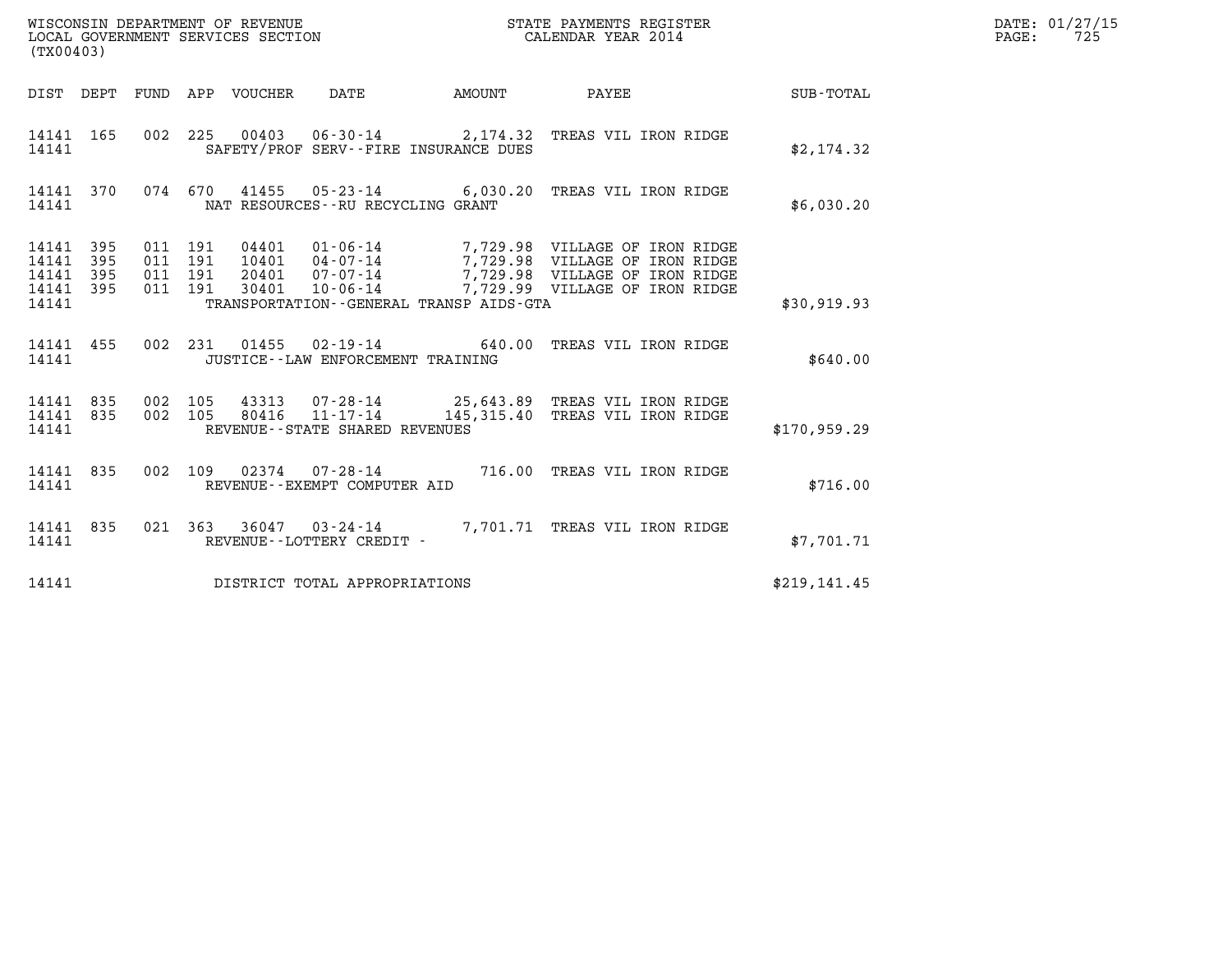WISCONSIN DEPARTMENT OF REVENUE
LOCAL GOVERNMENT SERVICES SECTION
(TX00403)

STATE PAYMENTS REGISTER
CALENDAR YEAR 2014

DATE: 01/27/15

| DIST | DEPT | FUND | APP | VOUCHER | DATE | AMOUNT | PAYEE | SUB-TOTAL |
|---|---|---|---|---|---|---|---|---|
| 14141 | 165 | 002 | 225 | 00403 | 06-30-14 | 2,174.32 | TREAS VIL IRON RIDGE | |
| 14141 | | | | SAFETY/PROF SERV--FIRE INSURANCE DUES | | | | $2,174.32 |
| 14141 | 370 | 074 | 670 | 41455 | 05-23-14 | 6,030.20 | TREAS VIL IRON RIDGE | |
| 14141 | | | | NAT RESOURCES--RU RECYCLING GRANT | | | | $6,030.20 |
| 14141 | 395 | 011 | 191 | 04401 | 01-06-14 | 7,729.98 | VILLAGE OF IRON RIDGE | |
| 14141 | 395 | 011 | 191 | 10401 | 04-07-14 | 7,729.98 | VILLAGE OF IRON RIDGE | |
| 14141 | 395 | 011 | 191 | 20401 | 07-07-14 | 7,729.98 | VILLAGE OF IRON RIDGE | |
| 14141 | 395 | 011 | 191 | 30401 | 10-06-14 | 7,729.99 | VILLAGE OF IRON RIDGE | |
| 14141 | | | | TRANSPORTATION--GENERAL TRANSP AIDS-GTA | | | | $30,919.93 |
| 14141 | 455 | 002 | 231 | 01455 | 02-19-14 | 640.00 | TREAS VIL IRON RIDGE | |
| 14141 | | | | JUSTICE--LAW ENFORCEMENT TRAINING | | | | $640.00 |
| 14141 | 835 | 002 | 105 | 43313 | 07-28-14 | 25,643.89 | TREAS VIL IRON RIDGE | |
| 14141 | 835 | 002 | 105 | 80416 | 11-17-14 | 145,315.40 | TREAS VIL IRON RIDGE | |
| 14141 | | | | REVENUE--STATE SHARED REVENUES | | | | $170,959.29 |
| 14141 | 835 | 002 | 109 | 02374 | 07-28-14 | 716.00 | TREAS VIL IRON RIDGE | |
| 14141 | | | | REVENUE--EXEMPT COMPUTER AID | | | | $716.00 |
| 14141 | 835 | 021 | 363 | 36047 | 03-24-14 | 7,701.71 | TREAS VIL IRON RIDGE | |
| 14141 | | | | REVENUE--LOTTERY CREDIT - | | | | $7,701.71 |
| 14141 | | | | DISTRICT TOTAL APPROPRIATIONS | | | | $219,141.45 |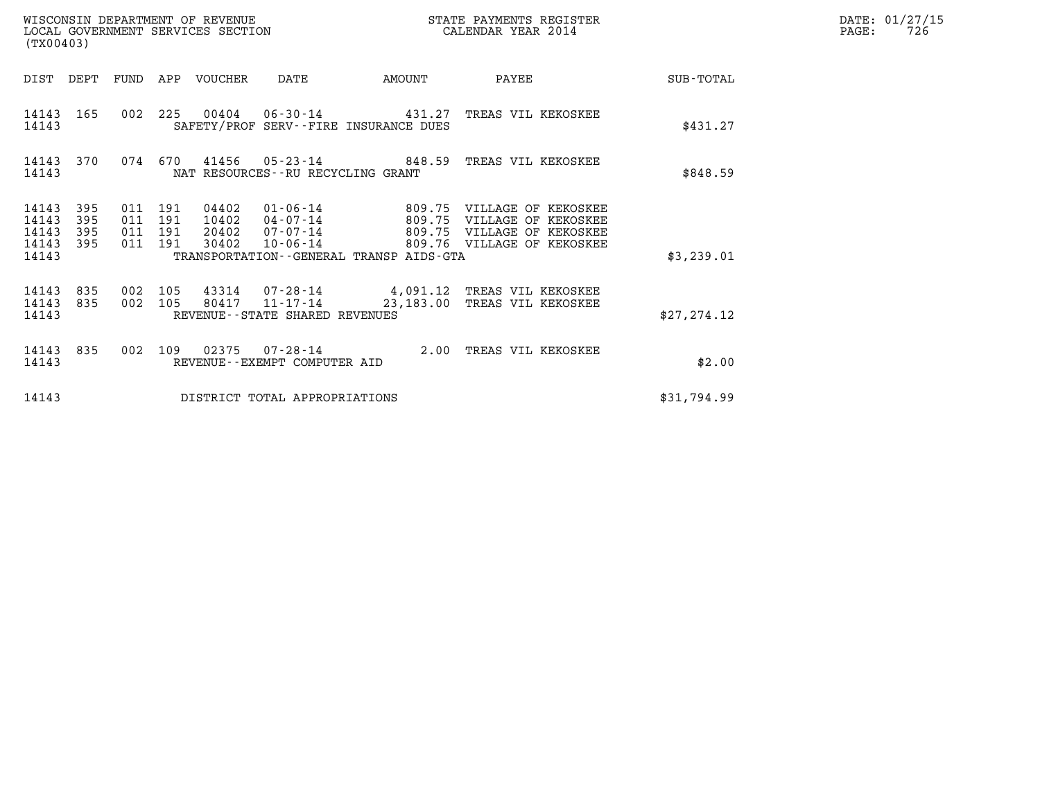WISCONSIN DEPARTMENT OF REVENUE
LOCAL GOVERNMENT SERVICES SECTION
(TX00403)

STATE PAYMENTS REGISTER
CALENDAR YEAR 2014

DATE: 01/27/15
PAGE: 726

| DIST | DEPT | FUND | APP | VOUCHER | DATE | AMOUNT | PAYEE | SUB-TOTAL |
|---|---|---|---|---|---|---|---|---|
| 14143 | 165 | 002 | 225 | 00404 | 06-30-14 | 431.27 | TREAS VIL KEKOSKEE | |
| 14143 | | | | | SAFETY/PROF SERV--FIRE INSURANCE DUES | | | $431.27 |
| 14143 | 370 | 074 | 670 | 41456 | 05-23-14 | 848.59 | TREAS VIL KEKOSKEE | |
| 14143 | | | | | NAT RESOURCES--RU RECYCLING GRANT | | | $848.59 |
| 14143 | 395 | 011 | 191 | 04402 | 01-06-14 | 809.75 | VILLAGE OF KEKOSKEE | |
| 14143 | 395 | 011 | 191 | 10402 | 04-07-14 | 809.75 | VILLAGE OF KEKOSKEE | |
| 14143 | 395 | 011 | 191 | 20402 | 07-07-14 | 809.75 | VILLAGE OF KEKOSKEE | |
| 14143 | 395 | 011 | 191 | 30402 | 10-06-14 | 809.76 | VILLAGE OF KEKOSKEE | |
| 14143 | | | | | TRANSPORTATION--GENERAL TRANSP AIDS-GTA | | | $3,239.01 |
| 14143 | 835 | 002 | 105 | 43314 | 07-28-14 | 4,091.12 | TREAS VIL KEKOSKEE | |
| 14143 | 835 | 002 | 105 | 80417 | 11-17-14 | 23,183.00 | TREAS VIL KEKOSKEE | |
| 14143 | | | | | REVENUE--STATE SHARED REVENUES | | | $27,274.12 |
| 14143 | 835 | 002 | 109 | 02375 | 07-28-14 | 2.00 | TREAS VIL KEKOSKEE | |
| 14143 | | | | | REVENUE--EXEMPT COMPUTER AID | | | $2.00 |
| 14143 | | | | | DISTRICT TOTAL APPROPRIATIONS | | | $31,794.99 |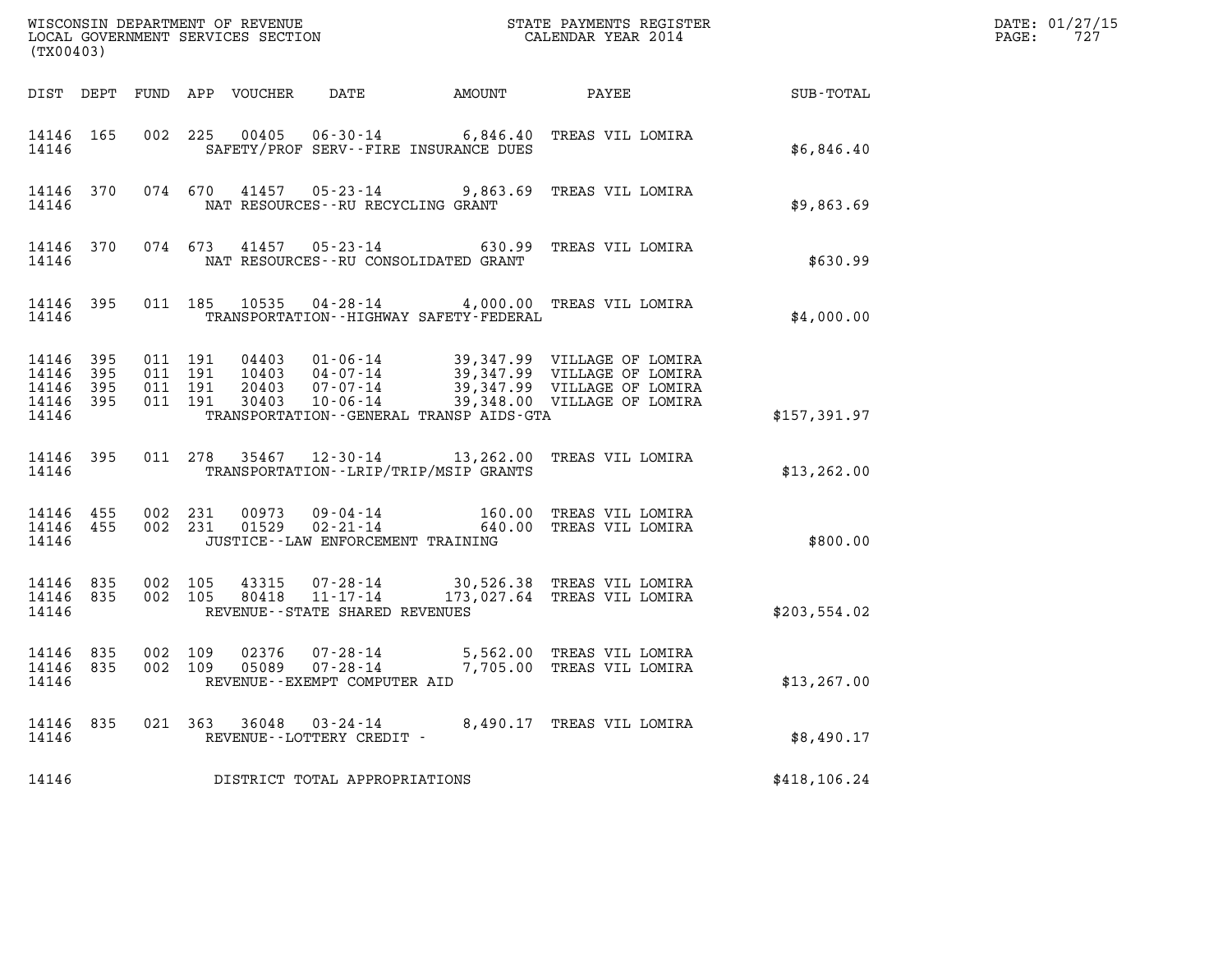WISCONSIN DEPARTMENT OF REVENUE
LOCAL GOVERNMENT SERVICES SECTION
(TX00403)

STATE PAYMENTS REGISTER
CALENDAR YEAR 2014

| DIST | DEPT | FUND | APP | VOUCHER | DATE | AMOUNT | PAYEE | SUB-TOTAL |
|---|---|---|---|---|---|---|---|---|
| 14146 | 165 | 002 | 225 | 00405 | 06-30-14 | 6,846.40 | TREAS VIL LOMIRA | |
| 14146 | | | | SAFETY/PROF SERV--FIRE INSURANCE DUES | | | | $6,846.40 |
| 14146 | 370 | 074 | 670 | 41457 | 05-23-14 | 9,863.69 | TREAS VIL LOMIRA | |
| 14146 | | | | NAT RESOURCES--RU RECYCLING GRANT | | | | $9,863.69 |
| 14146 | 370 | 074 | 673 | 41457 | 05-23-14 | 630.99 | TREAS VIL LOMIRA | |
| 14146 | | | | NAT RESOURCES--RU CONSOLIDATED GRANT | | | | $630.99 |
| 14146 | 395 | 011 | 185 | 10535 | 04-28-14 | 4,000.00 | TREAS VIL LOMIRA | |
| 14146 | | | | TRANSPORTATION--HIGHWAY SAFETY-FEDERAL | | | | $4,000.00 |
| 14146 | 395 | 011 | 191 | 04403 | 01-06-14 | 39,347.99 | VILLAGE OF LOMIRA | |
| 14146 | 395 | 011 | 191 | 10403 | 04-07-14 | 39,347.99 | VILLAGE OF LOMIRA | |
| 14146 | 395 | 011 | 191 | 20403 | 07-07-14 | 39,347.99 | VILLAGE OF LOMIRA | |
| 14146 | 395 | 011 | 191 | 30403 | 10-06-14 | 39,348.00 | VILLAGE OF LOMIRA | |
| 14146 | | | | TRANSPORTATION--GENERAL TRANSP AIDS-GTA | | | | $157,391.97 |
| 14146 | 395 | 011 | 278 | 35467 | 12-30-14 | 13,262.00 | TREAS VIL LOMIRA | |
| 14146 | | | | TRANSPORTATION--LRIP/TRIP/MSIP GRANTS | | | | $13,262.00 |
| 14146 | 455 | 002 | 231 | 00973 | 09-04-14 | 160.00 | TREAS VIL LOMIRA | |
| 14146 | 455 | 002 | 231 | 01529 | 02-21-14 | 640.00 | TREAS VIL LOMIRA | |
| 14146 | | | | JUSTICE--LAW ENFORCEMENT TRAINING | | | | $800.00 |
| 14146 | 835 | 002 | 105 | 43315 | 07-28-14 | 30,526.38 | TREAS VIL LOMIRA | |
| 14146 | 835 | 002 | 105 | 80418 | 11-17-14 | 173,027.64 | TREAS VIL LOMIRA | |
| 14146 | | | | REVENUE--STATE SHARED REVENUES | | | | $203,554.02 |
| 14146 | 835 | 002 | 109 | 02376 | 07-28-14 | 5,562.00 | TREAS VIL LOMIRA | |
| 14146 | 835 | 002 | 109 | 05089 | 07-28-14 | 7,705.00 | TREAS VIL LOMIRA | |
| 14146 | | | | REVENUE--EXEMPT COMPUTER AID | | | | $13,267.00 |
| 14146 | 835 | 021 | 363 | 36048 | 03-24-14 | 8,490.17 | TREAS VIL LOMIRA | |
| 14146 | | | | REVENUE--LOTTERY CREDIT - | | | | $8,490.17 |
| 14146 | | | | DISTRICT TOTAL APPROPRIATIONS | | | | $418,106.24 |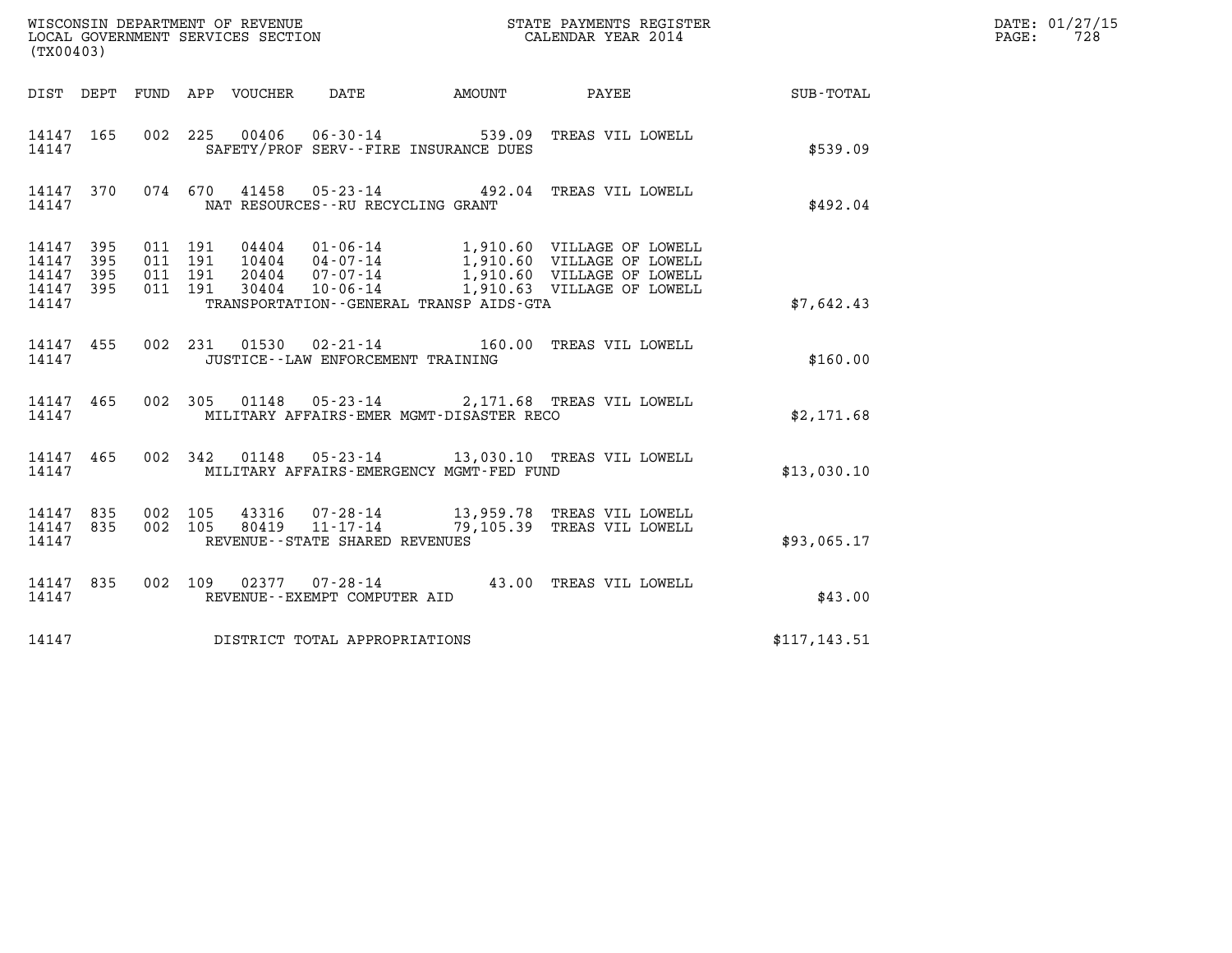WISCONSIN DEPARTMENT OF REVENUE
LOCAL GOVERNMENT SERVICES SECTION
(TX00403)

STATE PAYMENTS REGISTER
CALENDAR YEAR 2014

DATE: 01/27/15
PAGE: 728

| DIST | DEPT | FUND | APP | VOUCHER | DATE | AMOUNT | PAYEE | SUB-TOTAL |
|---|---|---|---|---|---|---|---|---|
| 14147 | 165 | 002 | 225 | 00406 | 06-30-14 | 539.09 | TREAS VIL LOWELL | |
| 14147 | | | | | SAFETY/PROF SERV--FIRE INSURANCE DUES | | | $539.09 |
| 14147 | 370 | 074 | 670 | 41458 | 05-23-14 | 492.04 | TREAS VIL LOWELL | |
| 14147 | | | | | NAT RESOURCES--RU RECYCLING GRANT | | | $492.04 |
| 14147 | 395 | 011 | 191 | 04404 | 01-06-14 | 1,910.60 | VILLAGE OF LOWELL | |
| 14147 | 395 | 011 | 191 | 10404 | 04-07-14 | 1,910.60 | VILLAGE OF LOWELL | |
| 14147 | 395 | 011 | 191 | 20404 | 07-07-14 | 1,910.60 | VILLAGE OF LOWELL | |
| 14147 | 395 | 011 | 191 | 30404 | 10-06-14 | 1,910.63 | VILLAGE OF LOWELL | |
| 14147 | | | | | TRANSPORTATION--GENERAL TRANSP AIDS-GTA | | | $7,642.43 |
| 14147 | 455 | 002 | 231 | 01530 | 02-21-14 | 160.00 | TREAS VIL LOWELL | |
| 14147 | | | | | JUSTICE--LAW ENFORCEMENT TRAINING | | | $160.00 |
| 14147 | 465 | 002 | 305 | 01148 | 05-23-14 | 2,171.68 | TREAS VIL LOWELL | |
| 14147 | | | | | MILITARY AFFAIRS-EMER MGMT-DISASTER RECO | | | $2,171.68 |
| 14147 | 465 | 002 | 342 | 01148 | 05-23-14 | 13,030.10 | TREAS VIL LOWELL | |
| 14147 | | | | | MILITARY AFFAIRS-EMERGENCY MGMT-FED FUND | | | $13,030.10 |
| 14147 | 835 | 002 | 105 | 43316 | 07-28-14 | 13,959.78 | TREAS VIL LOWELL | |
| 14147 | 835 | 002 | 105 | 80419 | 11-17-14 | 79,105.39 | TREAS VIL LOWELL | |
| 14147 | | | | | REVENUE--STATE SHARED REVENUES | | | $93,065.17 |
| 14147 | 835 | 002 | 109 | 02377 | 07-28-14 | 43.00 | TREAS VIL LOWELL | |
| 14147 | | | | | REVENUE--EXEMPT COMPUTER AID | | | $43.00 |
| 14147 | | | | | DISTRICT TOTAL APPROPRIATIONS | | | $117,143.51 |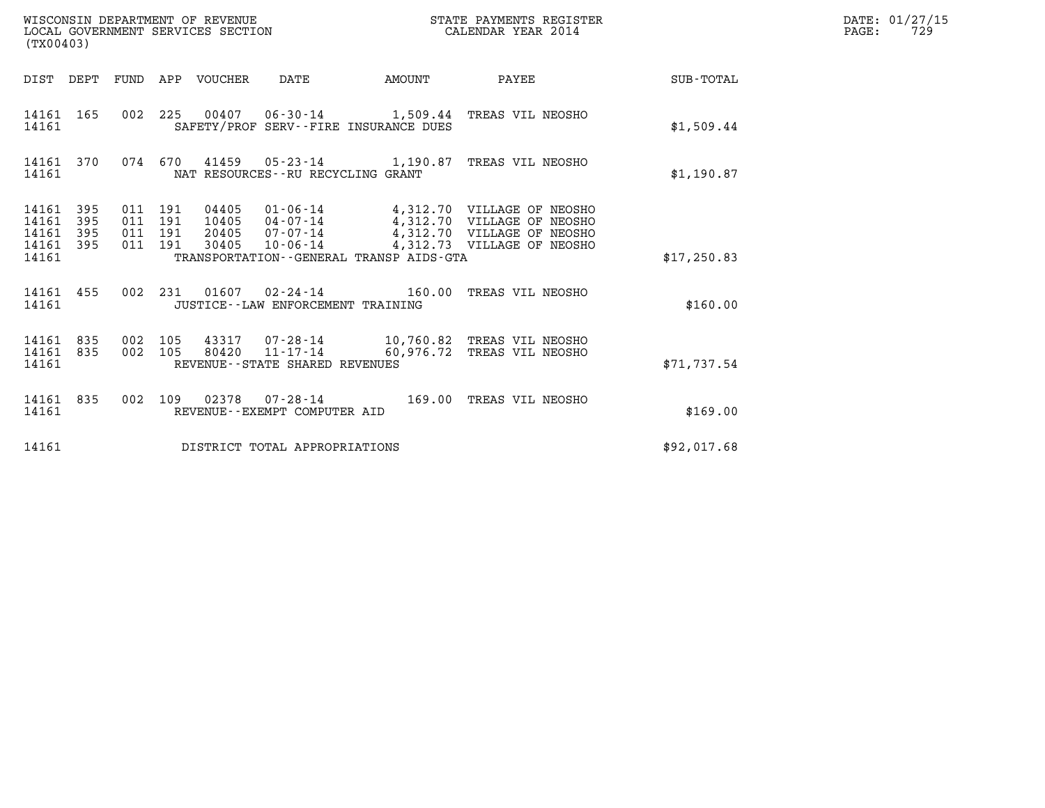WISCONSIN DEPARTMENT OF REVENUE
LOCAL GOVERNMENT SERVICES SECTION
(TX00403)

STATE PAYMENTS REGISTER
CALENDAR YEAR 2014

DATE: 01/27/15

| DIST | DEPT | FUND | APP | VOUCHER | DATE | AMOUNT | PAYEE | SUB-TOTAL |
|---|---|---|---|---|---|---|---|---|
| 14161 | 165 | 002 | 225 | 00407 | 06-30-14 | 1,509.44 | TREAS VIL NEOSHO | |
| 14161 | | | | SAFETY/PROF SERV--FIRE INSURANCE DUES | | | | $1,509.44 |
| 14161 | 370 | 074 | 670 | 41459 | 05-23-14 | 1,190.87 | TREAS VIL NEOSHO | |
| 14161 | | | | NAT RESOURCES--RU RECYCLING GRANT | | | | $1,190.87 |
| 14161 | 395 | 011 | 191 | 04405 | 01-06-14 | 4,312.70 | VILLAGE OF NEOSHO | |
| 14161 | 395 | 011 | 191 | 10405 | 04-07-14 | 4,312.70 | VILLAGE OF NEOSHO | |
| 14161 | 395 | 011 | 191 | 20405 | 07-07-14 | 4,312.70 | VILLAGE OF NEOSHO | |
| 14161 | 395 | 011 | 191 | 30405 | 10-06-14 | 4,312.73 | VILLAGE OF NEOSHO | |
| 14161 | | | | TRANSPORTATION--GENERAL TRANSP AIDS-GTA | | | | $17,250.83 |
| 14161 | 455 | 002 | 231 | 01607 | 02-24-14 | 160.00 | TREAS VIL NEOSHO | |
| 14161 | | | | JUSTICE--LAW ENFORCEMENT TRAINING | | | | $160.00 |
| 14161 | 835 | 002 | 105 | 43317 | 07-28-14 | 10,760.82 | TREAS VIL NEOSHO | |
| 14161 | 835 | 002 | 105 | 80420 | 11-17-14 | 60,976.72 | TREAS VIL NEOSHO | |
| 14161 | | | | REVENUE--STATE SHARED REVENUES | | | | $71,737.54 |
| 14161 | 835 | 002 | 109 | 02378 | 07-28-14 | 169.00 | TREAS VIL NEOSHO | |
| 14161 | | | | REVENUE--EXEMPT COMPUTER AID | | | | $169.00 |
| 14161 | | | | DISTRICT TOTAL APPROPRIATIONS | | | | $92,017.68 |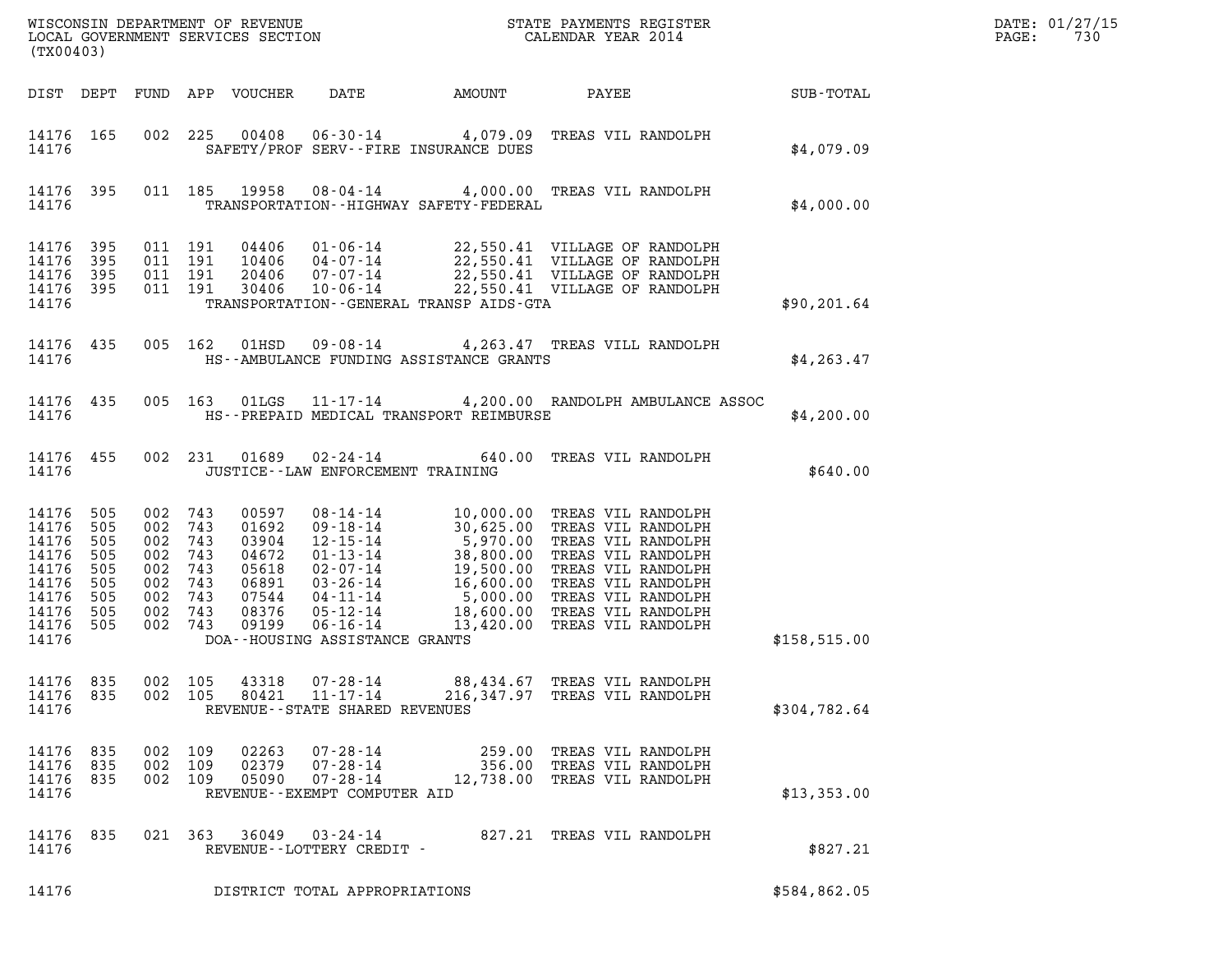WISCONSIN DEPARTMENT OF REVENUE
LOCAL GOVERNMENT SERVICES SECTION
(TX00403)

STATE PAYMENTS REGISTER
CALENDAR YEAR 2014

DATE: 01/27/15

| DIST | DEPT | FUND | APP | VOUCHER | DATE | AMOUNT | PAYEE | SUB-TOTAL |
|---|---|---|---|---|---|---|---|---|
| 14176 | 165 | 002 | 225 | 00408 | 06-30-14 | 4,079.09 | TREAS VIL RANDOLPH | |
| 14176 | | | | SAFETY/PROF SERV--FIRE INSURANCE DUES | | | | $4,079.09 |
| 14176 | 395 | 011 | 185 | 19958 | 08-04-14 | 4,000.00 | TREAS VIL RANDOLPH | |
| 14176 | | | | TRANSPORTATION--HIGHWAY SAFETY-FEDERAL | | | | $4,000.00 |
| 14176 | 395 | 011 | 191 | 04406 | 01-06-14 | 22,550.41 | VILLAGE OF RANDOLPH | |
| 14176 | 395 | 011 | 191 | 10406 | 04-07-14 | 22,550.41 | VILLAGE OF RANDOLPH | |
| 14176 | 395 | 011 | 191 | 20406 | 07-07-14 | 22,550.41 | VILLAGE OF RANDOLPH | |
| 14176 | 395 | 011 | 191 | 30406 | 10-06-14 | 22,550.41 | VILLAGE OF RANDOLPH | |
| 14176 | | | | TRANSPORTATION--GENERAL TRANSP AIDS-GTA | | | | $90,201.64 |
| 14176 | 435 | 005 | 162 | 01HSD | 09-08-14 | 4,263.47 | TREAS VILL RANDOLPH | |
| 14176 | | | | HS--AMBULANCE FUNDING ASSISTANCE GRANTS | | | | $4,263.47 |
| 14176 | 435 | 005 | 163 | 01LGS | 11-17-14 | 4,200.00 | RANDOLPH AMBULANCE ASSOC | |
| 14176 | | | | HS--PREPAID MEDICAL TRANSPORT REIMBURSE | | | | $4,200.00 |
| 14176 | 455 | 002 | 231 | 01689 | 02-24-14 | 640.00 | TREAS VIL RANDOLPH | |
| 14176 | | | | JUSTICE--LAW ENFORCEMENT TRAINING | | | | $640.00 |
| 14176 | 505 | 002 | 743 | 00597 | 08-14-14 | 10,000.00 | TREAS VIL RANDOLPH | |
| 14176 | 505 | 002 | 743 | 01692 | 09-18-14 | 30,625.00 | TREAS VIL RANDOLPH | |
| 14176 | 505 | 002 | 743 | 03904 | 12-15-14 | 5,970.00 | TREAS VIL RANDOLPH | |
| 14176 | 505 | 002 | 743 | 04672 | 01-13-14 | 38,800.00 | TREAS VIL RANDOLPH | |
| 14176 | 505 | 002 | 743 | 05618 | 02-07-14 | 19,500.00 | TREAS VIL RANDOLPH | |
| 14176 | 505 | 002 | 743 | 06891 | 03-26-14 | 16,600.00 | TREAS VIL RANDOLPH | |
| 14176 | 505 | 002 | 743 | 07544 | 04-11-14 | 5,000.00 | TREAS VIL RANDOLPH | |
| 14176 | 505 | 002 | 743 | 08376 | 05-12-14 | 18,600.00 | TREAS VIL RANDOLPH | |
| 14176 | 505 | 002 | 743 | 09199 | 06-16-14 | 13,420.00 | TREAS VIL RANDOLPH | |
| 14176 | | | | DOA--HOUSING ASSISTANCE GRANTS | | | | $158,515.00 |
| 14176 | 835 | 002 | 105 | 43318 | 07-28-14 | 88,434.67 | TREAS VIL RANDOLPH | |
| 14176 | 835 | 002 | 105 | 80421 | 11-17-14 | 216,347.97 | TREAS VIL RANDOLPH | |
| 14176 | | | | REVENUE--STATE SHARED REVENUES | | | | $304,782.64 |
| 14176 | 835 | 002 | 109 | 02263 | 07-28-14 | 259.00 | TREAS VIL RANDOLPH | |
| 14176 | 835 | 002 | 109 | 02379 | 07-28-14 | 356.00 | TREAS VIL RANDOLPH | |
| 14176 | 835 | 002 | 109 | 05090 | 07-28-14 | 12,738.00 | TREAS VIL RANDOLPH | |
| 14176 | | | | REVENUE--EXEMPT COMPUTER AID | | | | $13,353.00 |
| 14176 | 835 | 021 | 363 | 36049 | 03-24-14 | 827.21 | TREAS VIL RANDOLPH | |
| 14176 | | | | REVENUE--LOTTERY CREDIT - | | | | $827.21 |
| 14176 | | | | DISTRICT TOTAL APPROPRIATIONS | | | | $584,862.05 |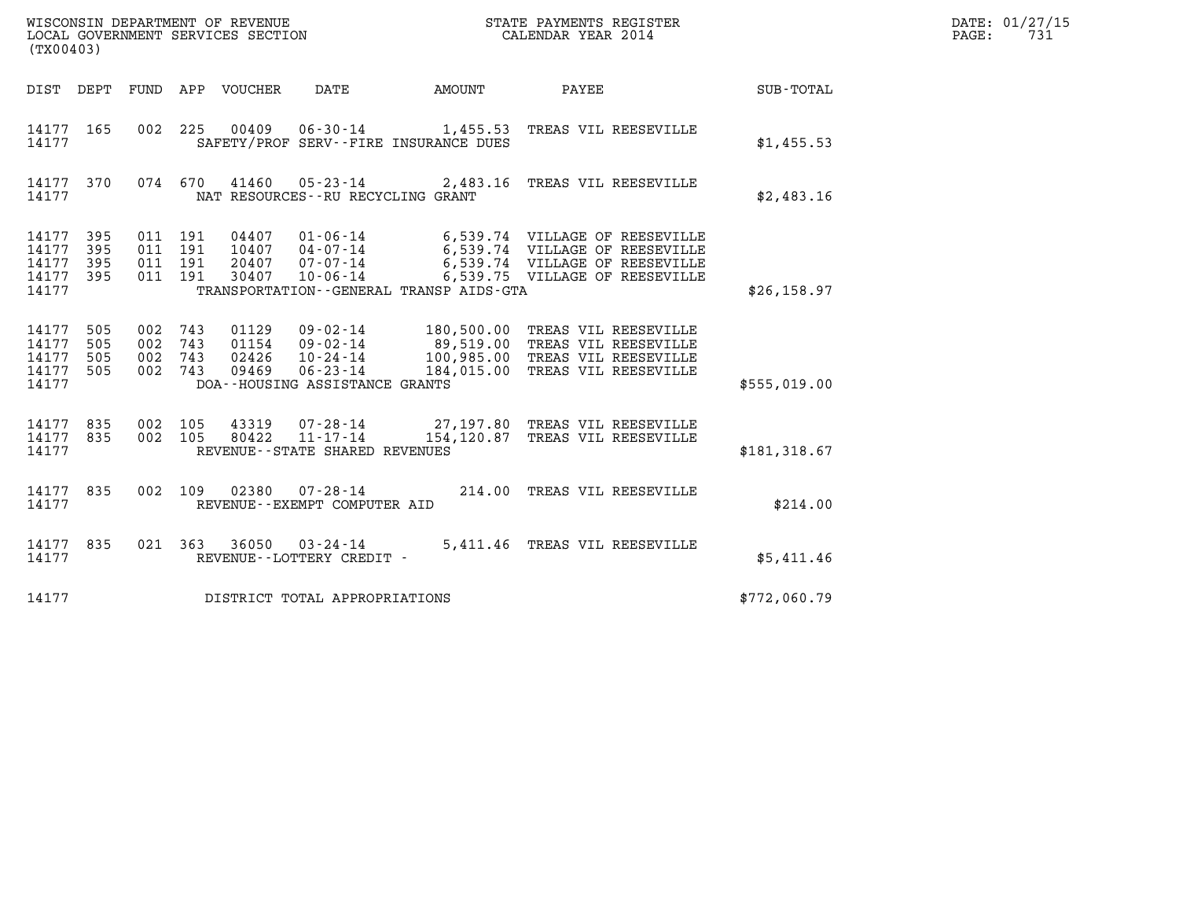WISCONSIN DEPARTMENT OF REVENUE
LOCAL GOVERNMENT SERVICES SECTION
(TX00403)

STATE PAYMENTS REGISTER
CALENDAR YEAR 2014

DATE: 01/27/15
PAGE: 731

| DIST | DEPT | FUND | APP | VOUCHER | DATE | AMOUNT | PAYEE | SUB-TOTAL |
|---|---|---|---|---|---|---|---|---|
| 14177 | 165 | 002 | 225 | 00409 | 06-30-14 | 1,455.53 | TREAS VIL REESEVILLE | |
| 14177 | | | | | SAFETY/PROF SERV--FIRE INSURANCE DUES | | | $1,455.53 |
| 14177 | 370 | 074 | 670 | 41460 | 05-23-14 | 2,483.16 | TREAS VIL REESEVILLE | |
| 14177 | | | | | NAT RESOURCES--RU RECYCLING GRANT | | | $2,483.16 |
| 14177 | 395 | 011 | 191 | 04407 | 01-06-14 | 6,539.74 | VILLAGE OF REESEVILLE | |
| 14177 | 395 | 011 | 191 | 10407 | 04-07-14 | 6,539.74 | VILLAGE OF REESEVILLE | |
| 14177 | 395 | 011 | 191 | 20407 | 07-07-14 | 6,539.74 | VILLAGE OF REESEVILLE | |
| 14177 | 395 | 011 | 191 | 30407 | 10-06-14 | 6,539.75 | VILLAGE OF REESEVILLE | |
| 14177 | | | | | TRANSPORTATION--GENERAL TRANSP AIDS-GTA | | | $26,158.97 |
| 14177 | 505 | 002 | 743 | 01129 | 09-02-14 | 180,500.00 | TREAS VIL REESEVILLE | |
| 14177 | 505 | 002 | 743 | 01154 | 09-02-14 | 89,519.00 | TREAS VIL REESEVILLE | |
| 14177 | 505 | 002 | 743 | 02426 | 10-24-14 | 100,985.00 | TREAS VIL REESEVILLE | |
| 14177 | 505 | 002 | 743 | 09469 | 06-23-14 | 184,015.00 | TREAS VIL REESEVILLE | |
| 14177 | | | | | DOA--HOUSING ASSISTANCE GRANTS | | | $555,019.00 |
| 14177 | 835 | 002 | 105 | 43319 | 07-28-14 | 27,197.80 | TREAS VIL REESEVILLE | |
| 14177 | 835 | 002 | 105 | 80422 | 11-17-14 | 154,120.87 | TREAS VIL REESEVILLE | |
| 14177 | | | | | REVENUE--STATE SHARED REVENUES | | | $181,318.67 |
| 14177 | 835 | 002 | 109 | 02380 | 07-28-14 | 214.00 | TREAS VIL REESEVILLE | |
| 14177 | | | | | REVENUE--EXEMPT COMPUTER AID | | | $214.00 |
| 14177 | 835 | 021 | 363 | 36050 | 03-24-14 | 5,411.46 | TREAS VIL REESEVILLE | |
| 14177 | | | | | REVENUE--LOTTERY CREDIT - | | | $5,411.46 |
| 14177 | | | | | DISTRICT TOTAL APPROPRIATIONS | | | $772,060.79 |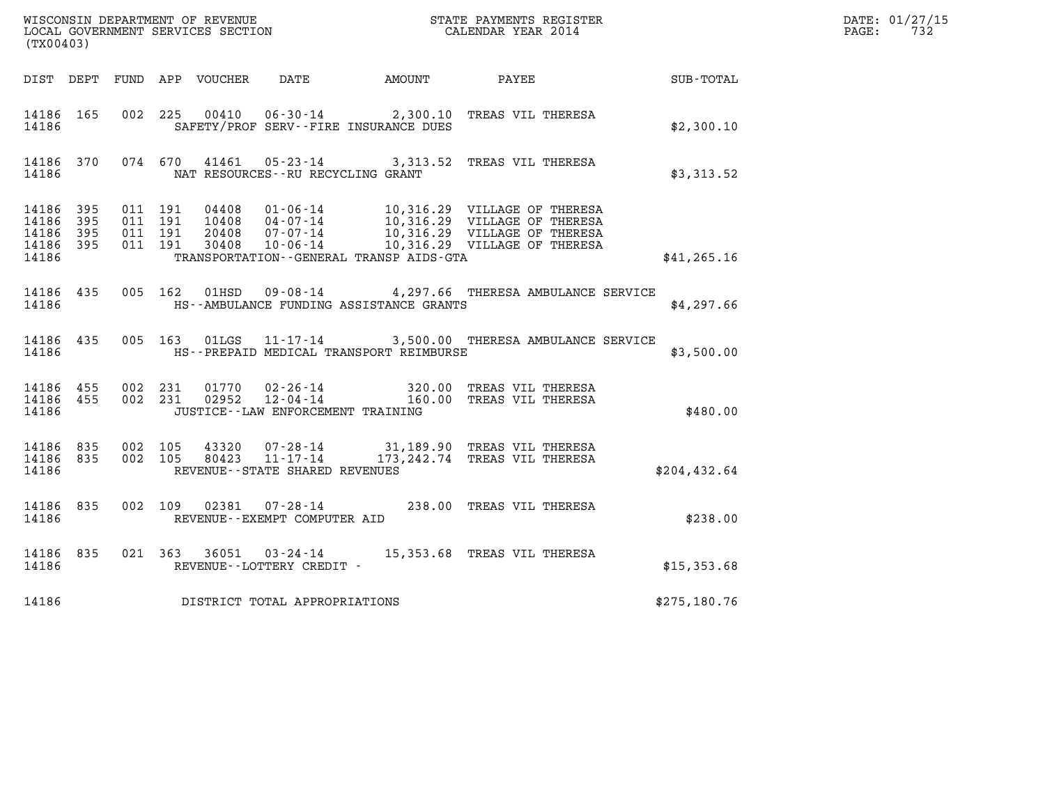WISCONSIN DEPARTMENT OF REVENUE
LOCAL GOVERNMENT SERVICES SECTION
(TX00403)

STATE PAYMENTS REGISTER
CALENDAR YEAR 2014

DATE: 01/27/15
PAGE: 732

| DIST | DEPT | FUND | APP | VOUCHER | DATE | AMOUNT | PAYEE | SUB-TOTAL |
|---|---|---|---|---|---|---|---|---|
| 14186 | 165 | 002 | 225 | 00410 | 06-30-14 | 2,300.10 | TREAS VIL THERESA | |
| 14186 | | | | SAFETY/PROF SERV--FIRE INSURANCE DUES | | | | $2,300.10 |
| 14186 | 370 | 074 | 670 | 41461 | 05-23-14 | 3,313.52 | TREAS VIL THERESA | |
| 14186 | | | | NAT RESOURCES--RU RECYCLING GRANT | | | | $3,313.52 |
| 14186 | 395 | 011 | 191 | 04408 | 01-06-14 | 10,316.29 | VILLAGE OF THERESA | |
| 14186 | 395 | 011 | 191 | 10408 | 04-07-14 | 10,316.29 | VILLAGE OF THERESA | |
| 14186 | 395 | 011 | 191 | 20408 | 07-07-14 | 10,316.29 | VILLAGE OF THERESA | |
| 14186 | 395 | 011 | 191 | 30408 | 10-06-14 | 10,316.29 | VILLAGE OF THERESA | |
| 14186 | | | | TRANSPORTATION--GENERAL TRANSP AIDS-GTA | | | | $41,265.16 |
| 14186 | 435 | 005 | 162 | 01HSD | 09-08-14 | 4,297.66 | THERESA AMBULANCE SERVICE | |
| 14186 | | | | HS--AMBULANCE FUNDING ASSISTANCE GRANTS | | | | $4,297.66 |
| 14186 | 435 | 005 | 163 | 01LGS | 11-17-14 | 3,500.00 | THERESA AMBULANCE SERVICE | |
| 14186 | | | | HS--PREPAID MEDICAL TRANSPORT REIMBURSE | | | | $3,500.00 |
| 14186 | 455 | 002 | 231 | 01770 | 02-26-14 | 320.00 | TREAS VIL THERESA | |
| 14186 | 455 | 002 | 231 | 02952 | 12-04-14 | 160.00 | TREAS VIL THERESA | |
| 14186 | | | | JUSTICE--LAW ENFORCEMENT TRAINING | | | | $480.00 |
| 14186 | 835 | 002 | 105 | 43320 | 07-28-14 | 31,189.90 | TREAS VIL THERESA | |
| 14186 | 835 | 002 | 105 | 80423 | 11-17-14 | 173,242.74 | TREAS VIL THERESA | |
| 14186 | | | | REVENUE--STATE SHARED REVENUES | | | | $204,432.64 |
| 14186 | 835 | 002 | 109 | 02381 | 07-28-14 | 238.00 | TREAS VIL THERESA | |
| 14186 | | | | REVENUE--EXEMPT COMPUTER AID | | | | $238.00 |
| 14186 | 835 | 021 | 363 | 36051 | 03-24-14 | 15,353.68 | TREAS VIL THERESA | |
| 14186 | | | | REVENUE--LOTTERY CREDIT - | | | | $15,353.68 |
| 14186 | | | | DISTRICT TOTAL APPROPRIATIONS | | | | $275,180.76 |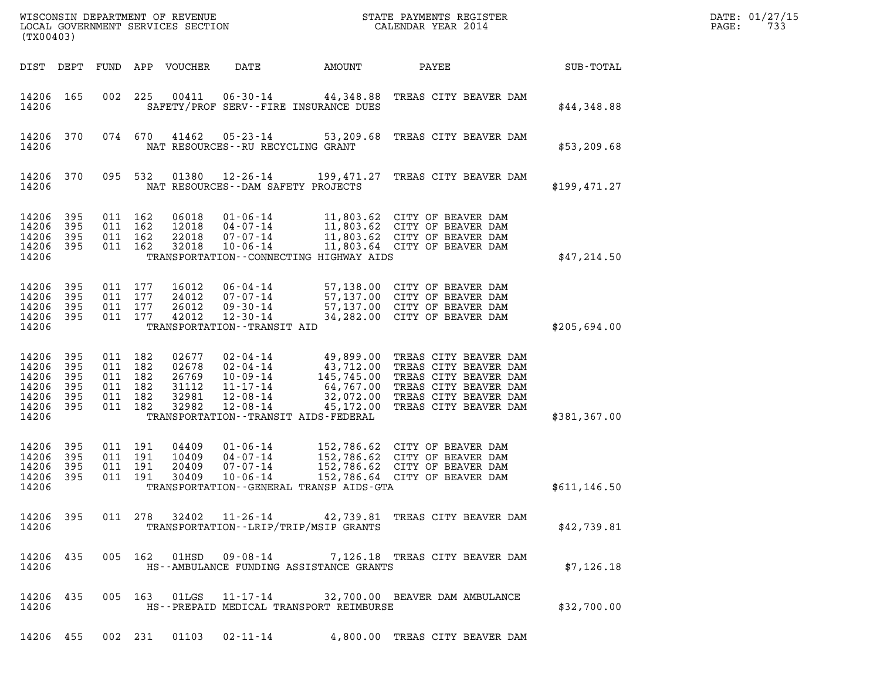| DIST | DEPT | FUND | APP | VOUCHER | DATE | AMOUNT | PAYEE | SUB-TOTAL |
|---|---|---|---|---|---|---|---|---|
| 14206 | 165 | 002 | 225 | 00411 | 06-30-14 | 44,348.88 | TREAS CITY BEAVER DAM | |
| 14206 | | | | SAFETY/PROF SERV--FIRE INSURANCE DUES | | | | $44,348.88 |
| 14206 | 370 | 074 | 670 | 41462 | 05-23-14 | 53,209.68 | TREAS CITY BEAVER DAM | |
| 14206 | | | | NAT RESOURCES--RU RECYCLING GRANT | | | | $53,209.68 |
| 14206 | 370 | 095 | 532 | 01380 | 12-26-14 | 199,471.27 | TREAS CITY BEAVER DAM | |
| 14206 | | | | NAT RESOURCES--DAM SAFETY PROJECTS | | | | $199,471.27 |
| 14206 | 395 | 011 | 162 | 06018 | 01-06-14 | 11,803.62 | CITY OF BEAVER DAM | |
| 14206 | 395 | 011 | 162 | 12018 | 04-07-14 | 11,803.62 | CITY OF BEAVER DAM | |
| 14206 | 395 | 011 | 162 | 22018 | 07-07-14 | 11,803.62 | CITY OF BEAVER DAM | |
| 14206 | 395 | 011 | 162 | 32018 | 10-06-14 | 11,803.64 | CITY OF BEAVER DAM | |
| 14206 | | | | TRANSPORTATION--CONNECTING HIGHWAY AIDS | | | | $47,214.50 |
| 14206 | 395 | 011 | 177 | 16012 | 06-04-14 | 57,138.00 | CITY OF BEAVER DAM | |
| 14206 | 395 | 011 | 177 | 24012 | 07-07-14 | 57,137.00 | CITY OF BEAVER DAM | |
| 14206 | 395 | 011 | 177 | 26012 | 09-30-14 | 57,137.00 | CITY OF BEAVER DAM | |
| 14206 | 395 | 011 | 177 | 42012 | 12-30-14 | 34,282.00 | CITY OF BEAVER DAM | |
| 14206 | | | | TRANSPORTATION--TRANSIT AID | | | | $205,694.00 |
| 14206 | 395 | 011 | 182 | 02677 | 02-04-14 | 49,899.00 | TREAS CITY BEAVER DAM | |
| 14206 | 395 | 011 | 182 | 02678 | 02-04-14 | 43,712.00 | TREAS CITY BEAVER DAM | |
| 14206 | 395 | 011 | 182 | 26769 | 10-09-14 | 145,745.00 | TREAS CITY BEAVER DAM | |
| 14206 | 395 | 011 | 182 | 31112 | 11-17-14 | 64,767.00 | TREAS CITY BEAVER DAM | |
| 14206 | 395 | 011 | 182 | 32981 | 12-08-14 | 32,072.00 | TREAS CITY BEAVER DAM | |
| 14206 | 395 | 011 | 182 | 32982 | 12-08-14 | 45,172.00 | TREAS CITY BEAVER DAM | |
| 14206 | | | | TRANSPORTATION--TRANSIT AIDS-FEDERAL | | | | $381,367.00 |
| 14206 | 395 | 011 | 191 | 04409 | 01-06-14 | 152,786.62 | CITY OF BEAVER DAM | |
| 14206 | 395 | 011 | 191 | 10409 | 04-07-14 | 152,786.62 | CITY OF BEAVER DAM | |
| 14206 | 395 | 011 | 191 | 20409 | 07-07-14 | 152,786.62 | CITY OF BEAVER DAM | |
| 14206 | 395 | 011 | 191 | 30409 | 10-06-14 | 152,786.64 | CITY OF BEAVER DAM | |
| 14206 | | | | TRANSPORTATION--GENERAL TRANSP AIDS-GTA | | | | $611,146.50 |
| 14206 | 395 | 011 | 278 | 32402 | 11-26-14 | 42,739.81 | TREAS CITY BEAVER DAM | |
| 14206 | | | | TRANSPORTATION--LRIP/TRIP/MSIP GRANTS | | | | $42,739.81 |
| 14206 | 435 | 005 | 162 | 01HSD | 09-08-14 | 7,126.18 | TREAS CITY BEAVER DAM | |
| 14206 | | | | HS--AMBULANCE FUNDING ASSISTANCE GRANTS | | | | $7,126.18 |
| 14206 | 435 | 005 | 163 | 01LGS | 11-17-14 | 32,700.00 | BEAVER DAM AMBULANCE | |
| 14206 | | | | HS--PREPAID MEDICAL TRANSPORT REIMBURSE | | | | $32,700.00 |
| 14206 | 455 | 002 | 231 | 01103 | 02-11-14 | 4,800.00 | TREAS CITY BEAVER DAM | |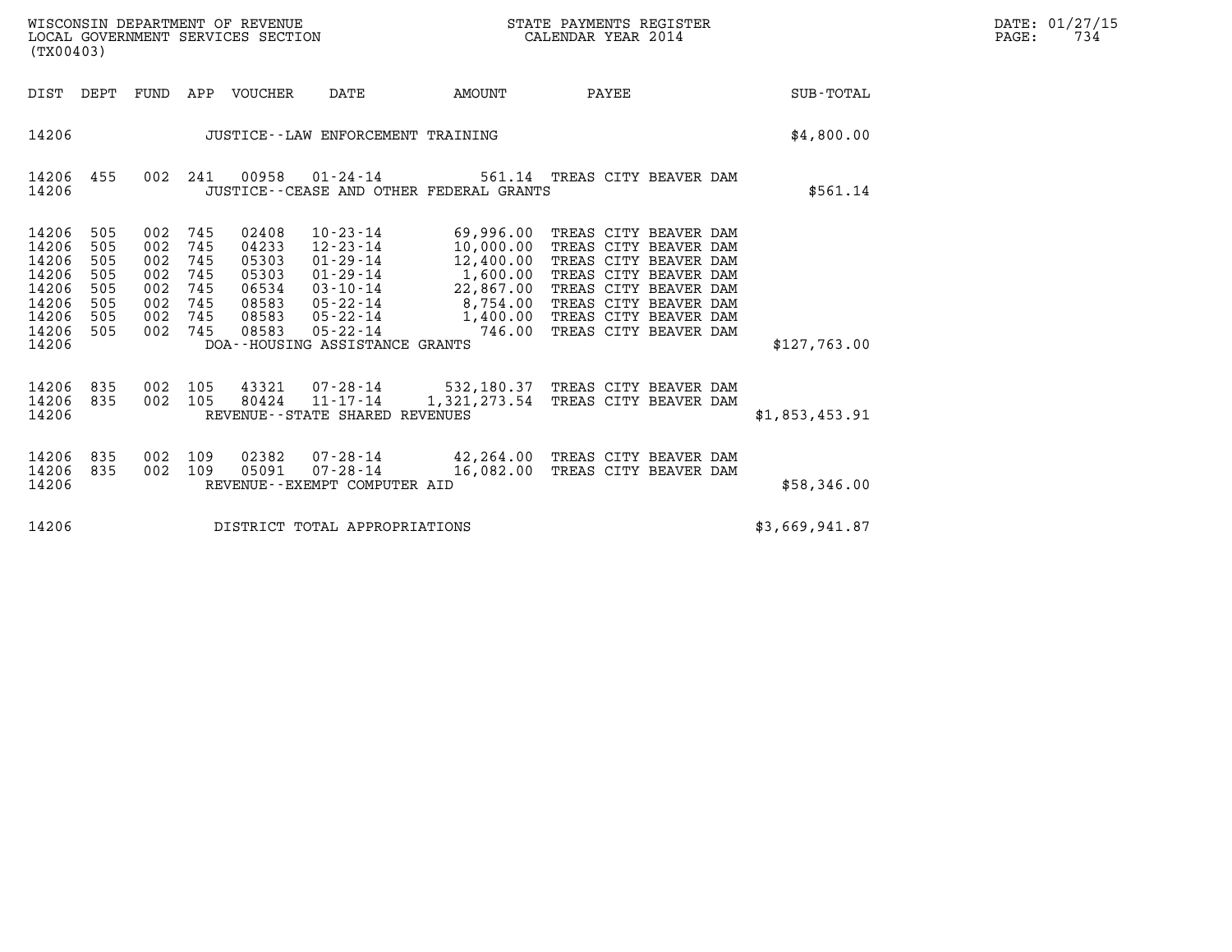WISCONSIN DEPARTMENT OF REVENUE
LOCAL GOVERNMENT SERVICES SECTION
(TX00403)

STATE PAYMENTS REGISTER
CALENDAR YEAR 2014

DATE: 01/27/15

| DIST | DEPT | FUND | APP | VOUCHER | DATE | AMOUNT | PAYEE | SUB-TOTAL |
|---|---|---|---|---|---|---|---|---|
| 14206 | | | | | JUSTICE--LAW ENFORCEMENT TRAINING | | | $4,800.00 |
| 14206 | 455 | 002 | 241 | 00958 | 01-24-14 | 561.14 | TREAS CITY BEAVER DAM | |
| 14206 | | | | | JUSTICE--CEASE AND OTHER FEDERAL GRANTS | | | $561.14 |
| 14206 | 505 | 002 | 745 | 02408 | 10-23-14 | 69,996.00 | TREAS CITY BEAVER DAM | |
| 14206 | 505 | 002 | 745 | 04233 | 12-23-14 | 10,000.00 | TREAS CITY BEAVER DAM | |
| 14206 | 505 | 002 | 745 | 05303 | 01-29-14 | 12,400.00 | TREAS CITY BEAVER DAM | |
| 14206 | 505 | 002 | 745 | 05303 | 01-29-14 | 1,600.00 | TREAS CITY BEAVER DAM | |
| 14206 | 505 | 002 | 745 | 06534 | 03-10-14 | 22,867.00 | TREAS CITY BEAVER DAM | |
| 14206 | 505 | 002 | 745 | 08583 | 05-22-14 | 8,754.00 | TREAS CITY BEAVER DAM | |
| 14206 | 505 | 002 | 745 | 08583 | 05-22-14 | 1,400.00 | TREAS CITY BEAVER DAM | |
| 14206 | 505 | 002 | 745 | 08583 | 05-22-14 | 746.00 | TREAS CITY BEAVER DAM | |
| 14206 | | | | | DOA--HOUSING ASSISTANCE GRANTS | | | $127,763.00 |
| 14206 | 835 | 002 | 105 | 43321 | 07-28-14 | 532,180.37 | TREAS CITY BEAVER DAM | |
| 14206 | 835 | 002 | 105 | 80424 | 11-17-14 | 1,321,273.54 | TREAS CITY BEAVER DAM | |
| 14206 | | | | | REVENUE--STATE SHARED REVENUES | | | $1,853,453.91 |
| 14206 | 835 | 002 | 109 | 02382 | 07-28-14 | 42,264.00 | TREAS CITY BEAVER DAM | |
| 14206 | 835 | 002 | 109 | 05091 | 07-28-14 | 16,082.00 | TREAS CITY BEAVER DAM | |
| 14206 | | | | | REVENUE--EXEMPT COMPUTER AID | | | $58,346.00 |
| 14206 | | | | | DISTRICT TOTAL APPROPRIATIONS | | | $3,669,941.87 |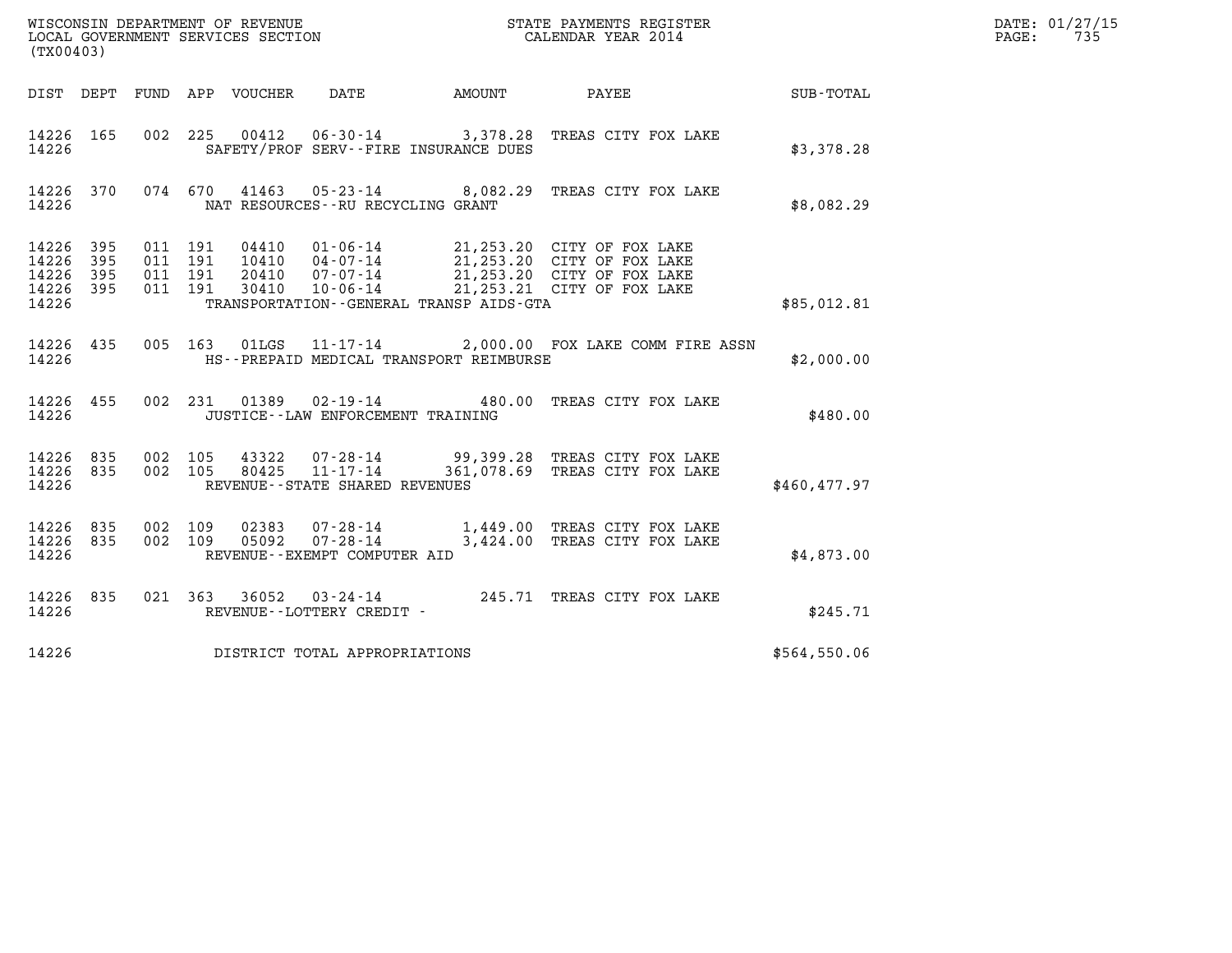WISCONSIN DEPARTMENT OF REVENUE
LOCAL GOVERNMENT SERVICES SECTION
(TX00403)

STATE PAYMENTS REGISTER
CALENDAR YEAR 2014

DATE: 01/27/15
PAGE: 735

| DIST | DEPT | FUND | APP | VOUCHER | DATE | AMOUNT | PAYEE | SUB-TOTAL |
|---|---|---|---|---|---|---|---|---|
| 14226 | 165 | 002 | 225 | 00412 | 06-30-14 | 3,378.28 | TREAS CITY FOX LAKE | |
| 14226 | | | | SAFETY/PROF SERV--FIRE INSURANCE DUES | | | | $3,378.28 |
| 14226 | 370 | 074 | 670 | 41463 | 05-23-14 | 8,082.29 | TREAS CITY FOX LAKE | |
| 14226 | | | | NAT RESOURCES--RU RECYCLING GRANT | | | | $8,082.29 |
| 14226 | 395 | 011 | 191 | 04410 | 01-06-14 | 21,253.20 | CITY OF FOX LAKE | |
| 14226 | 395 | 011 | 191 | 10410 | 04-07-14 | 21,253.20 | CITY OF FOX LAKE | |
| 14226 | 395 | 011 | 191 | 20410 | 07-07-14 | 21,253.20 | CITY OF FOX LAKE | |
| 14226 | 395 | 011 | 191 | 30410 | 10-06-14 | 21,253.21 | CITY OF FOX LAKE | |
| 14226 | | | | TRANSPORTATION--GENERAL TRANSP AIDS-GTA | | | | $85,012.81 |
| 14226 | 435 | 005 | 163 | 01LGS | 11-17-14 | 2,000.00 | FOX LAKE COMM FIRE ASSN | |
| 14226 | | | | HS--PREPAID MEDICAL TRANSPORT REIMBURSE | | | | $2,000.00 |
| 14226 | 455 | 002 | 231 | 01389 | 02-19-14 | 480.00 | TREAS CITY FOX LAKE | |
| 14226 | | | | JUSTICE--LAW ENFORCEMENT TRAINING | | | | $480.00 |
| 14226 | 835 | 002 | 105 | 43322 | 07-28-14 | 99,399.28 | TREAS CITY FOX LAKE | |
| 14226 | 835 | 002 | 105 | 80425 | 11-17-14 | 361,078.69 | TREAS CITY FOX LAKE | |
| 14226 | | | | REVENUE--STATE SHARED REVENUES | | | | $460,477.97 |
| 14226 | 835 | 002 | 109 | 02383 | 07-28-14 | 1,449.00 | TREAS CITY FOX LAKE | |
| 14226 | 835 | 002 | 109 | 05092 | 07-28-14 | 3,424.00 | TREAS CITY FOX LAKE | |
| 14226 | | | | REVENUE--EXEMPT COMPUTER AID | | | | $4,873.00 |
| 14226 | 835 | 021 | 363 | 36052 | 03-24-14 | 245.71 | TREAS CITY FOX LAKE | |
| 14226 | | | | REVENUE--LOTTERY CREDIT - | | | | $245.71 |
| 14226 | | | | DISTRICT TOTAL APPROPRIATIONS | | | | $564,550.06 |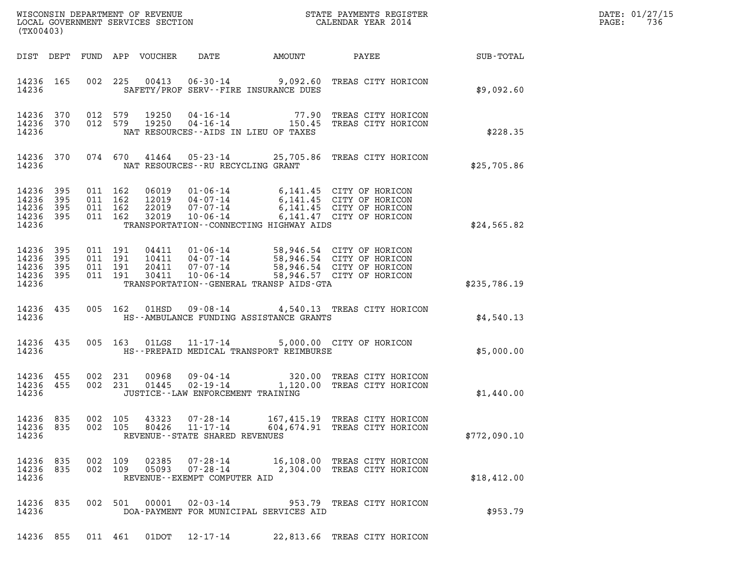WISCONSIN DEPARTMENT OF REVENUE
LOCAL GOVERNMENT SERVICES SECTION
(TX00403)

STATE PAYMENTS REGISTER
CALENDAR YEAR 2014

DATE: 01/27/15
PAGE: 736

| DIST | DEPT | FUND | APP | VOUCHER | DATE | AMOUNT | PAYEE | SUB-TOTAL |
|---|---|---|---|---|---|---|---|---|
| 14236 | 165 | 002 | 225 | 00413 | 06-30-14 | 9,092.60 | TREAS CITY HORICON | |
| 14236 | | | | | SAFETY/PROF SERV--FIRE INSURANCE DUES | | | $9,092.60 |
| 14236 | 370 | 012 | 579 | 19250 | 04-16-14 | 77.90 | TREAS CITY HORICON | |
| 14236 | 370 | 012 | 579 | 19250 | 04-16-14 | 150.45 | TREAS CITY HORICON | |
| 14236 | | | | | NAT RESOURCES--AIDS IN LIEU OF TAXES | | | $228.35 |
| 14236 | 370 | 074 | 670 | 41464 | 05-23-14 | 25,705.86 | TREAS CITY HORICON | |
| 14236 | | | | | NAT RESOURCES--RU RECYCLING GRANT | | | $25,705.86 |
| 14236 | 395 | 011 | 162 | 06019 | 01-06-14 | 6,141.45 | CITY OF HORICON | |
| 14236 | 395 | 011 | 162 | 12019 | 04-07-14 | 6,141.45 | CITY OF HORICON | |
| 14236 | 395 | 011 | 162 | 22019 | 07-07-14 | 6,141.45 | CITY OF HORICON | |
| 14236 | 395 | 011 | 162 | 32019 | 10-06-14 | 6,141.47 | CITY OF HORICON | |
| 14236 | | | | | TRANSPORTATION--CONNECTING HIGHWAY AIDS | | | $24,565.82 |
| 14236 | 395 | 011 | 191 | 04411 | 01-06-14 | 58,946.54 | CITY OF HORICON | |
| 14236 | 395 | 011 | 191 | 10411 | 04-07-14 | 58,946.54 | CITY OF HORICON | |
| 14236 | 395 | 011 | 191 | 20411 | 07-07-14 | 58,946.54 | CITY OF HORICON | |
| 14236 | 395 | 011 | 191 | 30411 | 10-06-14 | 58,946.57 | CITY OF HORICON | |
| 14236 | | | | | TRANSPORTATION--GENERAL TRANSP AIDS-GTA | | | $235,786.19 |
| 14236 | 435 | 005 | 162 | 01HSD | 09-08-14 | 4,540.13 | TREAS CITY HORICON | |
| 14236 | | | | | HS--AMBULANCE FUNDING ASSISTANCE GRANTS | | | $4,540.13 |
| 14236 | 435 | 005 | 163 | 01LGS | 11-17-14 | 5,000.00 | CITY OF HORICON | |
| 14236 | | | | | HS--PREPAID MEDICAL TRANSPORT REIMBURSE | | | $5,000.00 |
| 14236 | 455 | 002 | 231 | 00968 | 09-04-14 | 320.00 | TREAS CITY HORICON | |
| 14236 | 455 | 002 | 231 | 01445 | 02-19-14 | 1,120.00 | TREAS CITY HORICON | |
| 14236 | | | | | JUSTICE--LAW ENFORCEMENT TRAINING | | | $1,440.00 |
| 14236 | 835 | 002 | 105 | 43323 | 07-28-14 | 167,415.19 | TREAS CITY HORICON | |
| 14236 | 835 | 002 | 105 | 80426 | 11-17-14 | 604,674.91 | TREAS CITY HORICON | |
| 14236 | | | | | REVENUE--STATE SHARED REVENUES | | | $772,090.10 |
| 14236 | 835 | 002 | 109 | 02385 | 07-28-14 | 16,108.00 | TREAS CITY HORICON | |
| 14236 | 835 | 002 | 109 | 05093 | 07-28-14 | 2,304.00 | TREAS CITY HORICON | |
| 14236 | | | | | REVENUE--EXEMPT COMPUTER AID | | | $18,412.00 |
| 14236 | 835 | 002 | 501 | 00001 | 02-03-14 | 953.79 | TREAS CITY HORICON | |
| 14236 | | | | | DOA-PAYMENT FOR MUNICIPAL SERVICES AID | | | $953.79 |
| 14236 | 855 | 011 | 461 | 01DOT | 12-17-14 | 22,813.66 | TREAS CITY HORICON | |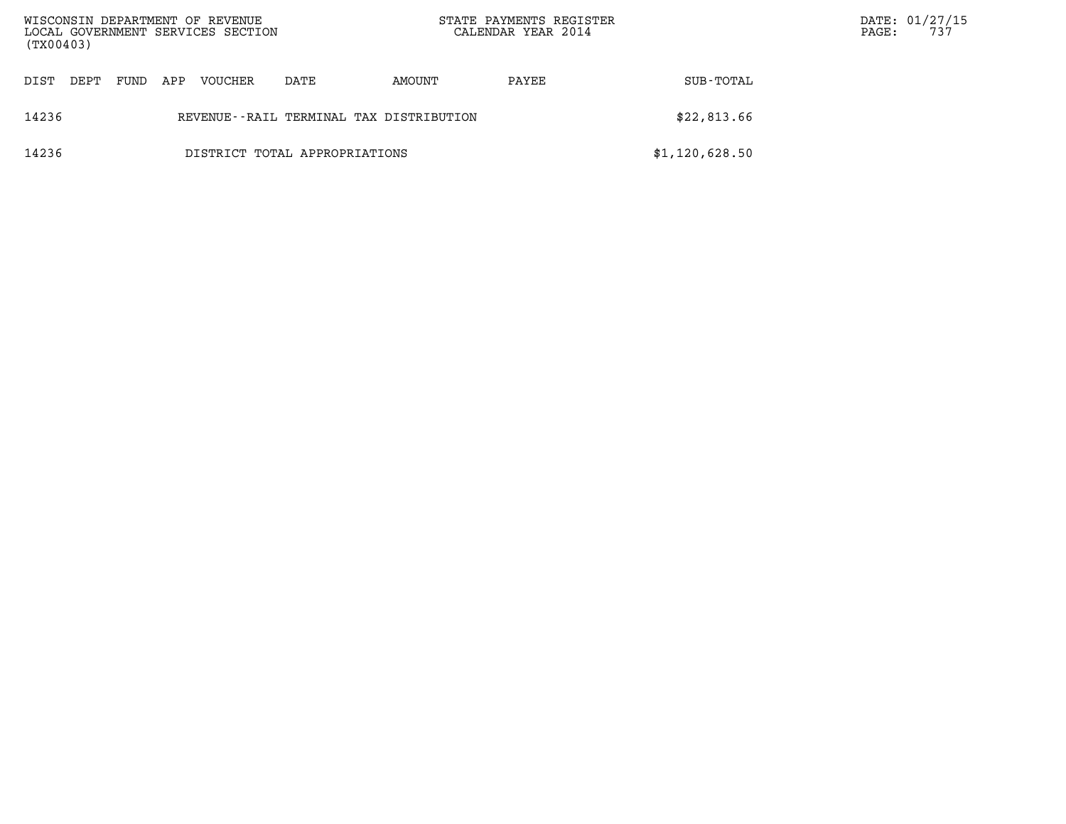| DIST | DEPT | FUND | APP | VOUCHER | DATE | AMOUNT | PAYEE | SUB-TOTAL |
|---|---|---|---|---|---|---|---|---|
| 14236 | | | | REVENUE--RAIL TERMINAL TAX DISTRIBUTION | | | | $22,813.66 |
| 14236 | | | | DISTRICT TOTAL APPROPRIATIONS | | | | $1,120,628.50 |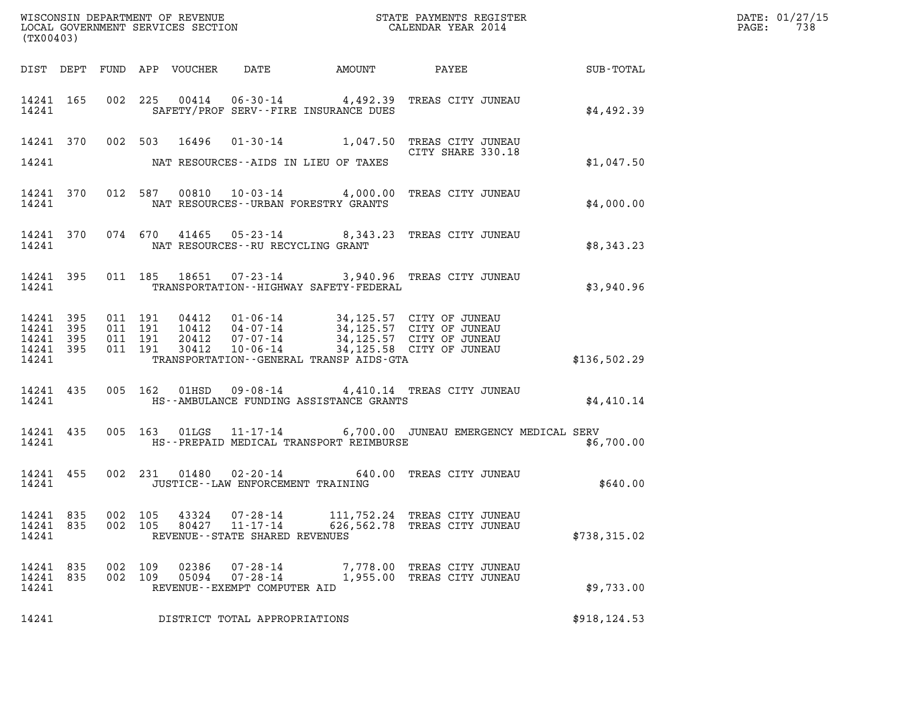WISCONSIN DEPARTMENT OF REVENUE
LOCAL GOVERNMENT SERVICES SECTION
(TX00403)

STATE PAYMENTS REGISTER
CALENDAR YEAR 2014

DATE: 01/27/15
PAGE: 738

| DIST | DEPT | FUND | APP | VOUCHER | DATE | AMOUNT | PAYEE | SUB-TOTAL |
|---|---|---|---|---|---|---|---|---|
| 14241 | 165 | 002 | 225 | 00414 | 06-30-14 | 4,492.39 | TREAS CITY JUNEAU | |
| 14241 | | | | | SAFETY/PROF SERV--FIRE INSURANCE DUES | | | $4,492.39 |
| 14241 | 370 | 002 | 503 | 16496 | 01-30-14 | 1,047.50 | TREAS CITY JUNEAU CITY SHARE 330.18 | |
| 14241 | | | | | NAT RESOURCES--AIDS IN LIEU OF TAXES | | | $1,047.50 |
| 14241 | 370 | 012 | 587 | 00810 | 10-03-14 | 4,000.00 | TREAS CITY JUNEAU | |
| 14241 | | | | | NAT RESOURCES--URBAN FORESTRY GRANTS | | | $4,000.00 |
| 14241 | 370 | 074 | 670 | 41465 | 05-23-14 | 8,343.23 | TREAS CITY JUNEAU | |
| 14241 | | | | | NAT RESOURCES--RU RECYCLING GRANT | | | $8,343.23 |
| 14241 | 395 | 011 | 185 | 18651 | 07-23-14 | 3,940.96 | TREAS CITY JUNEAU | |
| 14241 | | | | | TRANSPORTATION--HIGHWAY SAFETY-FEDERAL | | | $3,940.96 |
| 14241 | 395 | 011 | 191 | 04412 | 01-06-14 | 34,125.57 | CITY OF JUNEAU | |
| 14241 | 395 | 011 | 191 | 10412 | 04-07-14 | 34,125.57 | CITY OF JUNEAU | |
| 14241 | 395 | 011 | 191 | 20412 | 07-07-14 | 34,125.57 | CITY OF JUNEAU | |
| 14241 | 395 | 011 | 191 | 30412 | 10-06-14 | 34,125.58 | CITY OF JUNEAU | |
| 14241 | | | | | TRANSPORTATION--GENERAL TRANSP AIDS-GTA | | | $136,502.29 |
| 14241 | 435 | 005 | 162 | 01HSD | 09-08-14 | 4,410.14 | TREAS CITY JUNEAU | |
| 14241 | | | | | HS--AMBULANCE FUNDING ASSISTANCE GRANTS | | | $4,410.14 |
| 14241 | 435 | 005 | 163 | 01LGS | 11-17-14 | 6,700.00 | JUNEAU EMERGENCY MEDICAL SERV | |
| 14241 | | | | | HS--PREPAID MEDICAL TRANSPORT REIMBURSE | | | $6,700.00 |
| 14241 | 455 | 002 | 231 | 01480 | 02-20-14 | 640.00 | TREAS CITY JUNEAU | |
| 14241 | | | | | JUSTICE--LAW ENFORCEMENT TRAINING | | | $640.00 |
| 14241 | 835 | 002 | 105 | 43324 | 07-28-14 | 111,752.24 | TREAS CITY JUNEAU | |
| 14241 | 835 | 002 | 105 | 80427 | 11-17-14 | 626,562.78 | TREAS CITY JUNEAU | |
| 14241 | | | | | REVENUE--STATE SHARED REVENUES | | | $738,315.02 |
| 14241 | 835 | 002 | 109 | 02386 | 07-28-14 | 7,778.00 | TREAS CITY JUNEAU | |
| 14241 | 835 | 002 | 109 | 05094 | 07-28-14 | 1,955.00 | TREAS CITY JUNEAU | |
| 14241 | | | | | REVENUE--EXEMPT COMPUTER AID | | | $9,733.00 |
| 14241 | | | | | DISTRICT TOTAL APPROPRIATIONS | | | $918,124.53 |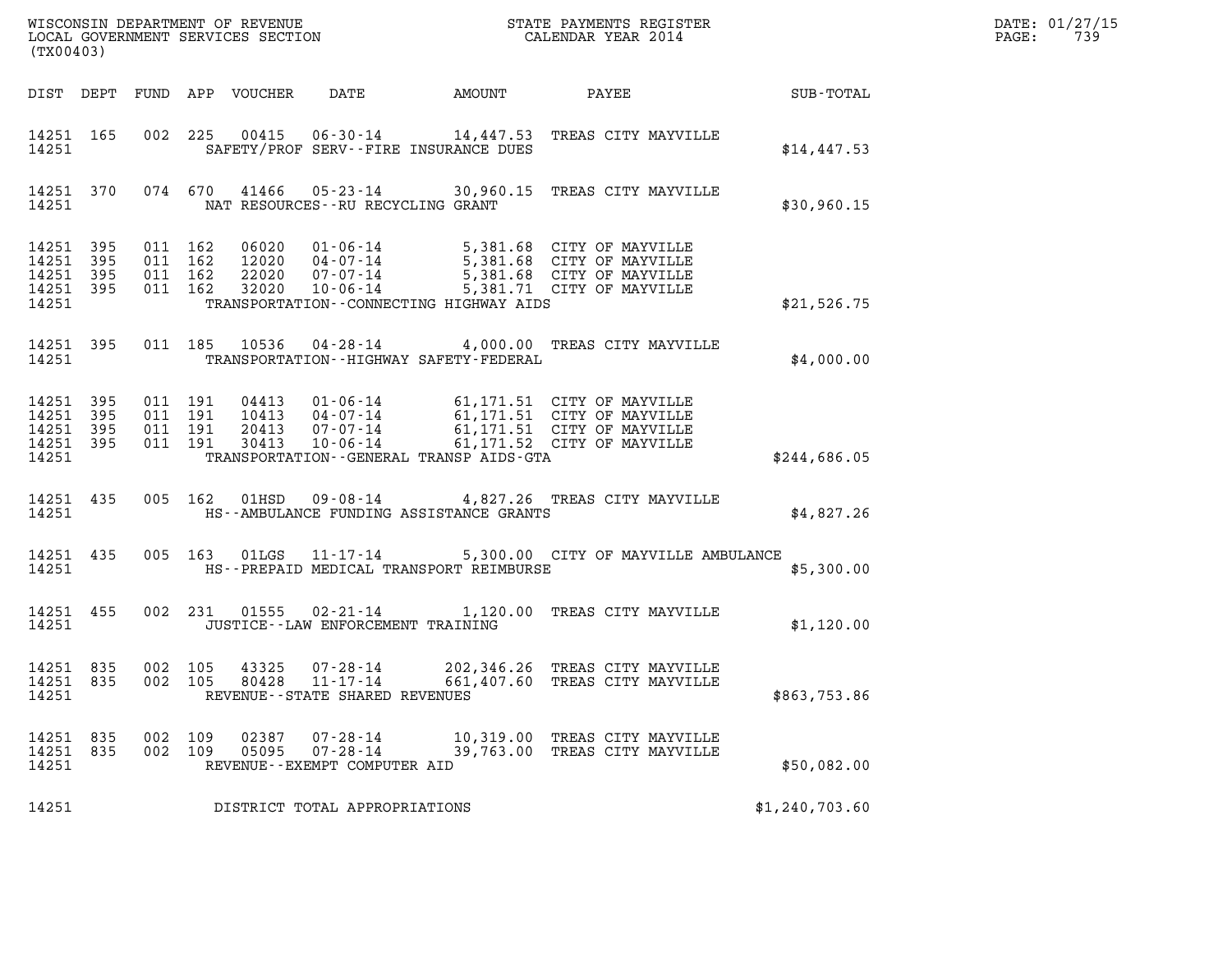WISCONSIN DEPARTMENT OF REVENUE
LOCAL GOVERNMENT SERVICES SECTION
(TX00403)

STATE PAYMENTS REGISTER
CALENDAR YEAR 2014

DATE: 01/27/15
PAGE: 739

| DIST | DEPT | FUND | APP | VOUCHER | DATE | AMOUNT | PAYEE | SUB-TOTAL |
|---|---|---|---|---|---|---|---|---|
| 14251 | 165 | 002 | 225 | 00415 | 06-30-14 | 14,447.53 | TREAS CITY MAYVILLE | |
| 14251 | | | | | SAFETY/PROF SERV--FIRE INSURANCE DUES | | | $14,447.53 |
| 14251 | 370 | 074 | 670 | 41466 | 05-23-14 | 30,960.15 | TREAS CITY MAYVILLE | |
| 14251 | | | | | NAT RESOURCES--RU RECYCLING GRANT | | | $30,960.15 |
| 14251 | 395 | 011 | 162 | 06020 | 01-06-14 | 5,381.68 | CITY OF MAYVILLE | |
| 14251 | 395 | 011 | 162 | 12020 | 04-07-14 | 5,381.68 | CITY OF MAYVILLE | |
| 14251 | 395 | 011 | 162 | 22020 | 07-07-14 | 5,381.68 | CITY OF MAYVILLE | |
| 14251 | 395 | 011 | 162 | 32020 | 10-06-14 | 5,381.71 | CITY OF MAYVILLE | |
| 14251 | | | | | TRANSPORTATION--CONNECTING HIGHWAY AIDS | | | $21,526.75 |
| 14251 | 395 | 011 | 185 | 10536 | 04-28-14 | 4,000.00 | TREAS CITY MAYVILLE | |
| 14251 | | | | | TRANSPORTATION--HIGHWAY SAFETY-FEDERAL | | | $4,000.00 |
| 14251 | 395 | 011 | 191 | 04413 | 01-06-14 | 61,171.51 | CITY OF MAYVILLE | |
| 14251 | 395 | 011 | 191 | 10413 | 04-07-14 | 61,171.51 | CITY OF MAYVILLE | |
| 14251 | 395 | 011 | 191 | 20413 | 07-07-14 | 61,171.51 | CITY OF MAYVILLE | |
| 14251 | 395 | 011 | 191 | 30413 | 10-06-14 | 61,171.52 | CITY OF MAYVILLE | |
| 14251 | | | | | TRANSPORTATION--GENERAL TRANSP AIDS-GTA | | | $244,686.05 |
| 14251 | 435 | 005 | 162 | 01HSD | 09-08-14 | 4,827.26 | TREAS CITY MAYVILLE | |
| 14251 | | | | | HS--AMBULANCE FUNDING ASSISTANCE GRANTS | | | $4,827.26 |
| 14251 | 435 | 005 | 163 | 01LGS | 11-17-14 | 5,300.00 | CITY OF MAYVILLE AMBULANCE | |
| 14251 | | | | | HS--PREPAID MEDICAL TRANSPORT REIMBURSE | | | $5,300.00 |
| 14251 | 455 | 002 | 231 | 01555 | 02-21-14 | 1,120.00 | TREAS CITY MAYVILLE | |
| 14251 | | | | | JUSTICE--LAW ENFORCEMENT TRAINING | | | $1,120.00 |
| 14251 | 835 | 002 | 105 | 43325 | 07-28-14 | 202,346.26 | TREAS CITY MAYVILLE | |
| 14251 | 835 | 002 | 105 | 80428 | 11-17-14 | 661,407.60 | TREAS CITY MAYVILLE | |
| 14251 | | | | | REVENUE--STATE SHARED REVENUES | | | $863,753.86 |
| 14251 | 835 | 002 | 109 | 02387 | 07-28-14 | 10,319.00 | TREAS CITY MAYVILLE | |
| 14251 | 835 | 002 | 109 | 05095 | 07-28-14 | 39,763.00 | TREAS CITY MAYVILLE | |
| 14251 | | | | | REVENUE--EXEMPT COMPUTER AID | | | $50,082.00 |
| 14251 | | | | | DISTRICT TOTAL APPROPRIATIONS | | | $1,240,703.60 |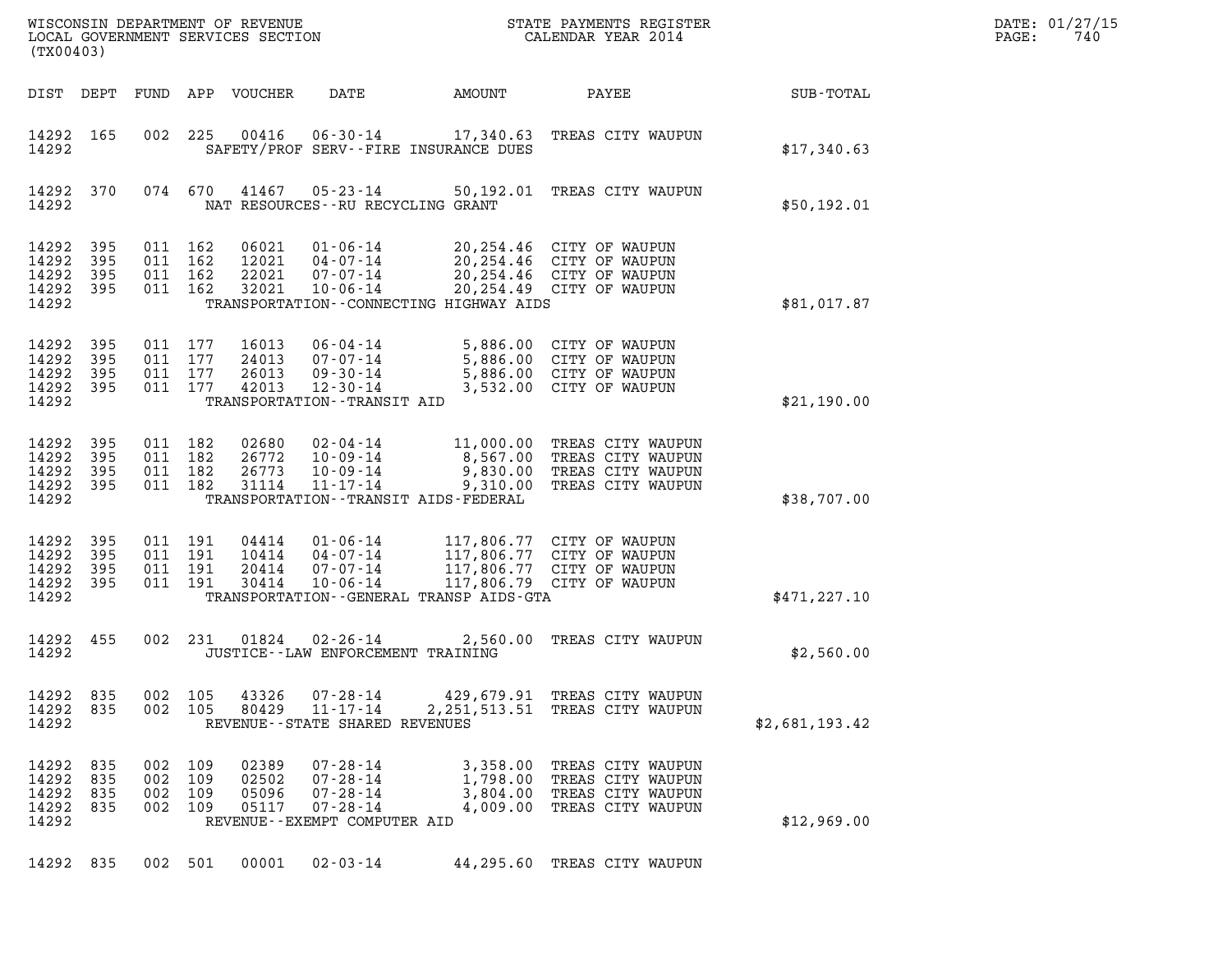WISCONSIN DEPARTMENT OF REVENUE
LOCAL GOVERNMENT SERVICES SECTION
(TX00403)

STATE PAYMENTS REGISTER
CALENDAR YEAR 2014

DATE: 01/27/15
PAGE: 740

| DIST | DEPT | FUND | APP | VOUCHER | DATE | AMOUNT | PAYEE | SUB-TOTAL |
|---|---|---|---|---|---|---|---|---|
| 14292 | 165 | 002 | 225 | 00416 | 06-30-14 | 17,340.63 | TREAS CITY WAUPUN | |
| 14292 | | | | | SAFETY/PROF SERV--FIRE INSURANCE DUES | | | $17,340.63 |
| 14292 | 370 | 074 | 670 | 41467 | 05-23-14 | 50,192.01 | TREAS CITY WAUPUN | |
| 14292 | | | | | NAT RESOURCES--RU RECYCLING GRANT | | | $50,192.01 |
| 14292 | 395 | 011 | 162 | 06021 | 01-06-14 | 20,254.46 | CITY OF WAUPUN | |
| 14292 | 395 | 011 | 162 | 12021 | 04-07-14 | 20,254.46 | CITY OF WAUPUN | |
| 14292 | 395 | 011 | 162 | 22021 | 07-07-14 | 20,254.46 | CITY OF WAUPUN | |
| 14292 | 395 | 011 | 162 | 32021 | 10-06-14 | 20,254.49 | CITY OF WAUPUN | |
| 14292 | | | | | TRANSPORTATION--CONNECTING HIGHWAY AIDS | | | $81,017.87 |
| 14292 | 395 | 011 | 177 | 16013 | 06-04-14 | 5,886.00 | CITY OF WAUPUN | |
| 14292 | 395 | 011 | 177 | 24013 | 07-07-14 | 5,886.00 | CITY OF WAUPUN | |
| 14292 | 395 | 011 | 177 | 26013 | 09-30-14 | 5,886.00 | CITY OF WAUPUN | |
| 14292 | 395 | 011 | 177 | 42013 | 12-30-14 | 3,532.00 | CITY OF WAUPUN | |
| 14292 | | | | | TRANSPORTATION--TRANSIT AID | | | $21,190.00 |
| 14292 | 395 | 011 | 182 | 02680 | 02-04-14 | 11,000.00 | TREAS CITY WAUPUN | |
| 14292 | 395 | 011 | 182 | 26772 | 10-09-14 | 8,567.00 | TREAS CITY WAUPUN | |
| 14292 | 395 | 011 | 182 | 26773 | 10-09-14 | 9,830.00 | TREAS CITY WAUPUN | |
| 14292 | 395 | 011 | 182 | 31114 | 11-17-14 | 9,310.00 | TREAS CITY WAUPUN | |
| 14292 | | | | | TRANSPORTATION--TRANSIT AIDS-FEDERAL | | | $38,707.00 |
| 14292 | 395 | 011 | 191 | 04414 | 01-06-14 | 117,806.77 | CITY OF WAUPUN | |
| 14292 | 395 | 011 | 191 | 10414 | 04-07-14 | 117,806.77 | CITY OF WAUPUN | |
| 14292 | 395 | 011 | 191 | 20414 | 07-07-14 | 117,806.77 | CITY OF WAUPUN | |
| 14292 | 395 | 011 | 191 | 30414 | 10-06-14 | 117,806.79 | CITY OF WAUPUN | |
| 14292 | | | | | TRANSPORTATION--GENERAL TRANSP AIDS-GTA | | | $471,227.10 |
| 14292 | 455 | 002 | 231 | 01824 | 02-26-14 | 2,560.00 | TREAS CITY WAUPUN | |
| 14292 | | | | | JUSTICE--LAW ENFORCEMENT TRAINING | | | $2,560.00 |
| 14292 | 835 | 002 | 105 | 43326 | 07-28-14 | 429,679.91 | TREAS CITY WAUPUN | |
| 14292 | 835 | 002 | 105 | 80429 | 11-17-14 | 2,251,513.51 | TREAS CITY WAUPUN | |
| 14292 | | | | | REVENUE--STATE SHARED REVENUES | | | $2,681,193.42 |
| 14292 | 835 | 002 | 109 | 02389 | 07-28-14 | 3,358.00 | TREAS CITY WAUPUN | |
| 14292 | 835 | 002 | 109 | 02502 | 07-28-14 | 1,798.00 | TREAS CITY WAUPUN | |
| 14292 | 835 | 002 | 109 | 05096 | 07-28-14 | 3,804.00 | TREAS CITY WAUPUN | |
| 14292 | 835 | 002 | 109 | 05117 | 07-28-14 | 4,009.00 | TREAS CITY WAUPUN | |
| 14292 | | | | | REVENUE--EXEMPT COMPUTER AID | | | $12,969.00 |
| 14292 | 835 | 002 | 501 | 00001 | 02-03-14 | 44,295.60 | TREAS CITY WAUPUN | |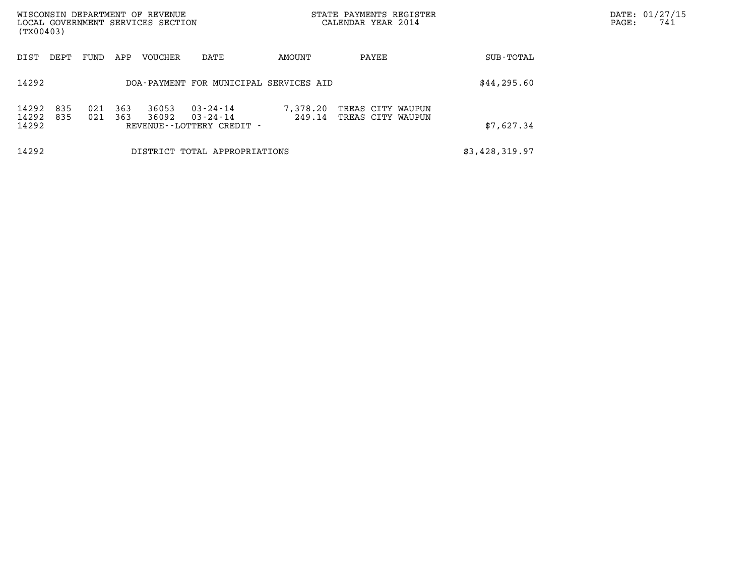WISCONSIN DEPARTMENT OF REVENUE
LOCAL GOVERNMENT SERVICES SECTION
(TX00403)

STATE PAYMENTS REGISTER
CALENDAR YEAR 2014

DATE: 01/27/15
PAGE: 741

| DIST | DEPT | FUND | APP | VOUCHER | DATE | AMOUNT | PAYEE | SUB-TOTAL |
|---|---|---|---|---|---|---|---|---|
| 14292 | | | | DOA-PAYMENT FOR MUNICIPAL SERVICES AID | | | | $44,295.60 |
| 14292 | 835 | 021 | 363 | 36053 | 03-24-14 | 7,378.20 | TREAS CITY WAUPUN | |
| 14292 | 835 | 021 | 363 | 36092 | 03-24-14 | 249.14 | TREAS CITY WAUPUN | |
| 14292 | | | | REVENUE--LOTTERY CREDIT - | | | | $7,627.34 |
| 14292 | | | | DISTRICT TOTAL APPROPRIATIONS | | | | $3,428,319.97 |